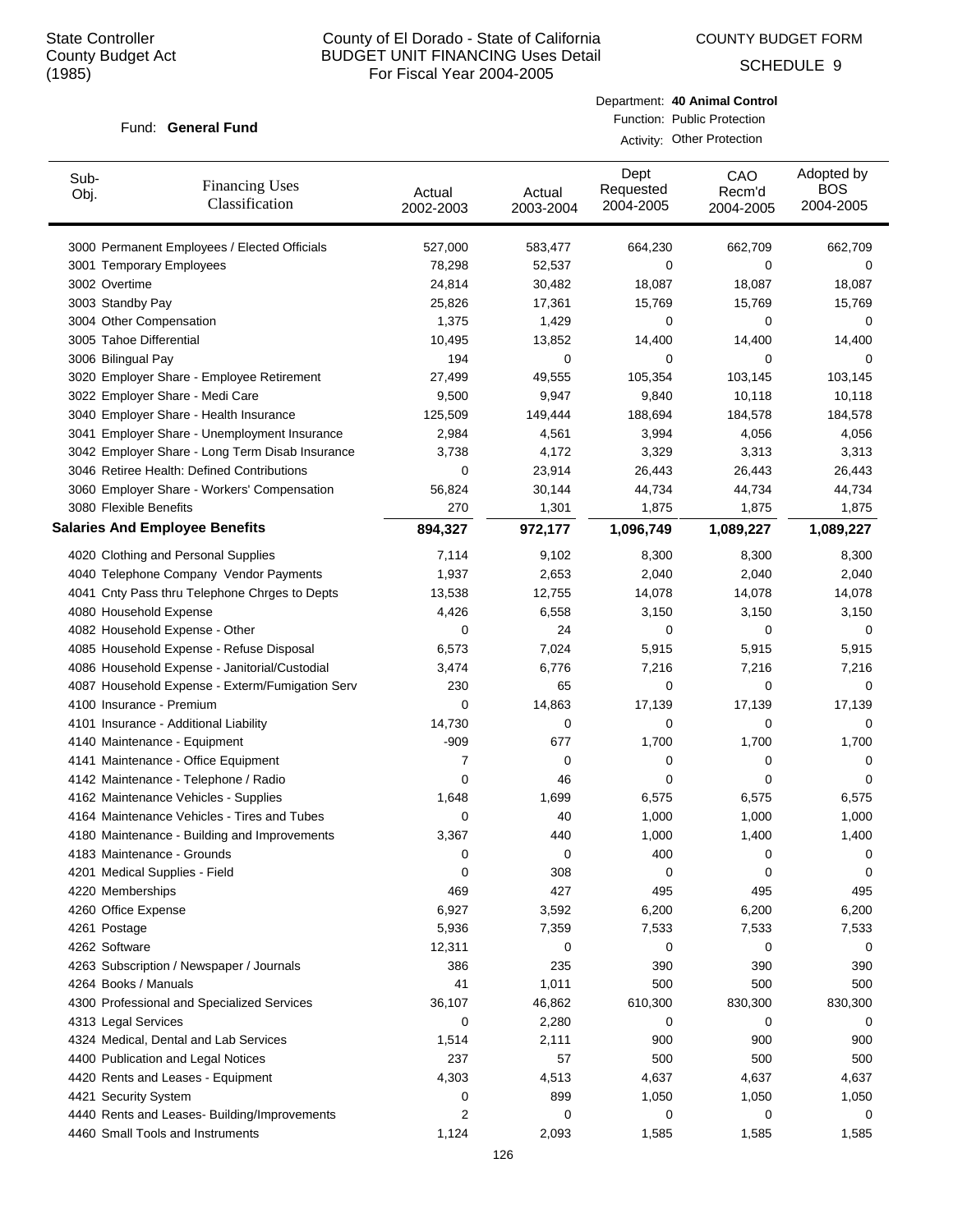State Controller
County Budget Act
(1985)

# County of El Dorado - State of California
## BUDGET UNIT FINANCING Uses Detail
### For Fiscal Year 2004-2005

COUNTY BUDGET FORM

SCHEDULE 9

Fund: **General Fund**

Department: **40 Animal Control**
Function: Public Protection
Activity: Other Protection

| Sub-Obj. | Financing Uses Classification | Actual 2002-2003 | Actual 2003-2004 | Dept Requested 2004-2005 | CAO Recm'd 2004-2005 | Adopted by BOS 2004-2005 |
|---|---|---|---|---|---|---|
| 3000 | Permanent Employees / Elected Officials | 527,000 | 583,477 | 664,230 | 662,709 | 662,709 |
| 3001 | Temporary Employees | 78,298 | 52,537 | 0 | 0 | 0 |
| 3002 | Overtime | 24,814 | 30,482 | 18,087 | 18,087 | 18,087 |
| 3003 | Standby Pay | 25,826 | 17,361 | 15,769 | 15,769 | 15,769 |
| 3004 | Other Compensation | 1,375 | 1,429 | 0 | 0 | 0 |
| 3005 | Tahoe Differential | 10,495 | 13,852 | 14,400 | 14,400 | 14,400 |
| 3006 | Bilingual Pay | 194 | 0 | 0 | 0 | 0 |
| 3020 | Employer Share - Employee Retirement | 27,499 | 49,555 | 105,354 | 103,145 | 103,145 |
| 3022 | Employer Share - Medi Care | 9,500 | 9,947 | 9,840 | 10,118 | 10,118 |
| 3040 | Employer Share - Health Insurance | 125,509 | 149,444 | 188,694 | 184,578 | 184,578 |
| 3041 | Employer Share - Unemployment Insurance | 2,984 | 4,561 | 3,994 | 4,056 | 4,056 |
| 3042 | Employer Share - Long Term Disab Insurance | 3,738 | 4,172 | 3,329 | 3,313 | 3,313 |
| 3046 | Retiree Health: Defined Contributions | 0 | 23,914 | 26,443 | 26,443 | 26,443 |
| 3060 | Employer Share - Workers' Compensation | 56,824 | 30,144 | 44,734 | 44,734 | 44,734 |
| 3080 | Flexible Benefits | 270 | 1,301 | 1,875 | 1,875 | 1,875 |
| **Salaries And Employee Benefits** | | **894,327** | **972,177** | **1,096,749** | **1,089,227** | **1,089,227** |
| 4020 | Clothing and Personal Supplies | 7,114 | 9,102 | 8,300 | 8,300 | 8,300 |
| 4040 | Telephone Company Vendor Payments | 1,937 | 2,653 | 2,040 | 2,040 | 2,040 |
| 4041 | Cnty Pass thru Telephone Chrges to Depts | 13,538 | 12,755 | 14,078 | 14,078 | 14,078 |
| 4080 | Household Expense | 4,426 | 6,558 | 3,150 | 3,150 | 3,150 |
| 4082 | Household Expense - Other | 0 | 24 | 0 | 0 | 0 |
| 4085 | Household Expense - Refuse Disposal | 6,573 | 7,024 | 5,915 | 5,915 | 5,915 |
| 4086 | Household Expense - Janitorial/Custodial | 3,474 | 6,776 | 7,216 | 7,216 | 7,216 |
| 4087 | Household Expense - Exterm/Fumigation Serv | 230 | 65 | 0 | 0 | 0 |
| 4100 | Insurance - Premium | 0 | 14,863 | 17,139 | 17,139 | 17,139 |
| 4101 | Insurance - Additional Liability | 14,730 | 0 | 0 | 0 | 0 |
| 4140 | Maintenance - Equipment | -909 | 677 | 1,700 | 1,700 | 1,700 |
| 4141 | Maintenance - Office Equipment | 7 | 0 | 0 | 0 | 0 |
| 4142 | Maintenance - Telephone / Radio | 0 | 46 | 0 | 0 | 0 |
| 4162 | Maintenance Vehicles - Supplies | 1,648 | 1,699 | 6,575 | 6,575 | 6,575 |
| 4164 | Maintenance Vehicles - Tires and Tubes | 0 | 40 | 1,000 | 1,000 | 1,000 |
| 4180 | Maintenance - Building and Improvements | 3,367 | 440 | 1,000 | 1,400 | 1,400 |
| 4183 | Maintenance - Grounds | 0 | 0 | 400 | 0 | 0 |
| 4201 | Medical Supplies - Field | 0 | 308 | 0 | 0 | 0 |
| 4220 | Memberships | 469 | 427 | 495 | 495 | 495 |
| 4260 | Office Expense | 6,927 | 3,592 | 6,200 | 6,200 | 6,200 |
| 4261 | Postage | 5,936 | 7,359 | 7,533 | 7,533 | 7,533 |
| 4262 | Software | 12,311 | 0 | 0 | 0 | 0 |
| 4263 | Subscription / Newspaper / Journals | 386 | 235 | 390 | 390 | 390 |
| 4264 | Books / Manuals | 41 | 1,011 | 500 | 500 | 500 |
| 4300 | Professional and Specialized Services | 36,107 | 46,862 | 610,300 | 830,300 | 830,300 |
| 4313 | Legal Services | 0 | 2,280 | 0 | 0 | 0 |
| 4324 | Medical, Dental and Lab Services | 1,514 | 2,111 | 900 | 900 | 900 |
| 4400 | Publication and Legal Notices | 237 | 57 | 500 | 500 | 500 |
| 4420 | Rents and Leases - Equipment | 4,303 | 4,513 | 4,637 | 4,637 | 4,637 |
| 4421 | Security System | 0 | 899 | 1,050 | 1,050 | 1,050 |
| 4440 | Rents and Leases- Building/Improvements | 2 | 0 | 0 | 0 | 0 |
| 4460 | Small Tools and Instruments | 1,124 | 2,093 | 1,585 | 1,585 | 1,585 |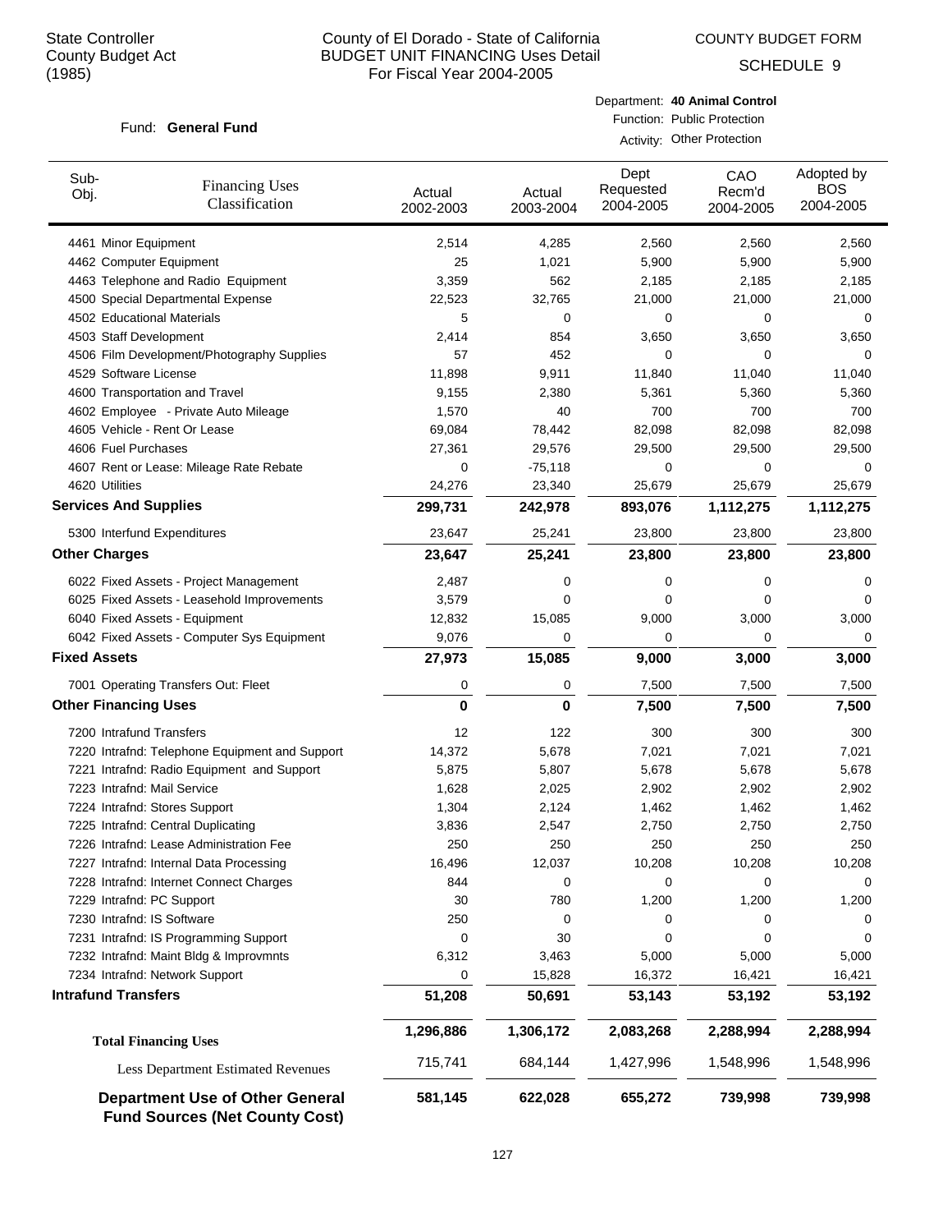State Controller
County Budget Act
(1985)

# County of El Dorado - State of California
## BUDGET UNIT FINANCING Uses Detail
For Fiscal Year 2004-2005

COUNTY BUDGET FORM
SCHEDULE 9

Fund: **General Fund**

Department: **40 Animal Control**
Function: Public Protection
Activity: Other Protection

| Sub-Obj. | Financing Uses Classification | Actual 2002-2003 | Actual 2003-2004 | Dept Requested 2004-2005 | CAO Recm'd 2004-2005 | Adopted by BOS 2004-2005 |
|---|---|---|---|---|---|---|
| 4461 | Minor Equipment | 2,514 | 4,285 | 2,560 | 2,560 | 2,560 |
| 4462 | Computer Equipment | 25 | 1,021 | 5,900 | 5,900 | 5,900 |
| 4463 | Telephone and Radio Equipment | 3,359 | 562 | 2,185 | 2,185 | 2,185 |
| 4500 | Special Departmental Expense | 22,523 | 32,765 | 21,000 | 21,000 | 21,000 |
| 4502 | Educational Materials | 5 | 0 | 0 | 0 | 0 |
| 4503 | Staff Development | 2,414 | 854 | 3,650 | 3,650 | 3,650 |
| 4506 | Film Development/Photography Supplies | 57 | 452 | 0 | 0 | 0 |
| 4529 | Software License | 11,898 | 9,911 | 11,840 | 11,040 | 11,040 |
| 4600 | Transportation and Travel | 9,155 | 2,380 | 5,361 | 5,360 | 5,360 |
| 4602 | Employee - Private Auto Mileage | 1,570 | 40 | 700 | 700 | 700 |
| 4605 | Vehicle - Rent Or Lease | 69,084 | 78,442 | 82,098 | 82,098 | 82,098 |
| 4606 | Fuel Purchases | 27,361 | 29,576 | 29,500 | 29,500 | 29,500 |
| 4607 | Rent or Lease: Mileage Rate Rebate | 0 | -75,118 | 0 | 0 | 0 |
| 4620 | Utilities | 24,276 | 23,340 | 25,679 | 25,679 | 25,679 |
| **Services And Supplies** | | **299,731** | **242,978** | **893,076** | **1,112,275** | **1,112,275** |
| 5300 | Interfund Expenditures | 23,647 | 25,241 | 23,800 | 23,800 | 23,800 |
| **Other Charges** | | **23,647** | **25,241** | **23,800** | **23,800** | **23,800** |
| 6022 | Fixed Assets - Project Management | 2,487 | 0 | 0 | 0 | 0 |
| 6025 | Fixed Assets - Leasehold Improvements | 3,579 | 0 | 0 | 0 | 0 |
| 6040 | Fixed Assets - Equipment | 12,832 | 15,085 | 9,000 | 3,000 | 3,000 |
| 6042 | Fixed Assets - Computer Sys Equipment | 9,076 | 0 | 0 | 0 | 0 |
| **Fixed Assets** | | **27,973** | **15,085** | **9,000** | **3,000** | **3,000** |
| 7001 | Operating Transfers Out: Fleet | 0 | 0 | 7,500 | 7,500 | 7,500 |
| **Other Financing Uses** | | **0** | **0** | **7,500** | **7,500** | **7,500** |
| 7200 | Intrafund Transfers | 12 | 122 | 300 | 300 | 300 |
| 7220 | Intrafnd: Telephone Equipment and Support | 14,372 | 5,678 | 7,021 | 7,021 | 7,021 |
| 7221 | Intrafnd: Radio Equipment and Support | 5,875 | 5,807 | 5,678 | 5,678 | 5,678 |
| 7223 | Intrafnd: Mail Service | 1,628 | 2,025 | 2,902 | 2,902 | 2,902 |
| 7224 | Intrafnd: Stores Support | 1,304 | 2,124 | 1,462 | 1,462 | 1,462 |
| 7225 | Intrafnd: Central Duplicating | 3,836 | 2,547 | 2,750 | 2,750 | 2,750 |
| 7226 | Intrafnd: Lease Administration Fee | 250 | 250 | 250 | 250 | 250 |
| 7227 | Intrafnd: Internal Data Processing | 16,496 | 12,037 | 10,208 | 10,208 | 10,208 |
| 7228 | Intrafnd: Internet Connect Charges | 844 | 0 | 0 | 0 | 0 |
| 7229 | Intrafnd: PC Support | 30 | 780 | 1,200 | 1,200 | 1,200 |
| 7230 | Intrafnd: IS Software | 250 | 0 | 0 | 0 | 0 |
| 7231 | Intrafnd: IS Programming Support | 0 | 30 | 0 | 0 | 0 |
| 7232 | Intrafnd: Maint Bldg & Improvmnts | 6,312 | 3,463 | 5,000 | 5,000 | 5,000 |
| 7234 | Intrafnd: Network Support | 0 | 15,828 | 16,372 | 16,421 | 16,421 |
| **Intrafund Transfers** | | **51,208** | **50,691** | **53,143** | **53,192** | **53,192** |
| **Total Financing Uses** | | **1,296,886** | **1,306,172** | **2,083,268** | **2,288,994** | **2,288,994** |
| Less Department Estimated Revenues | | 715,741 | 684,144 | 1,427,996 | 1,548,996 | 1,548,996 |
| **Department Use of Other General Fund Sources (Net County Cost)** | | **581,145** | **622,028** | **655,272** | **739,998** | **739,998** |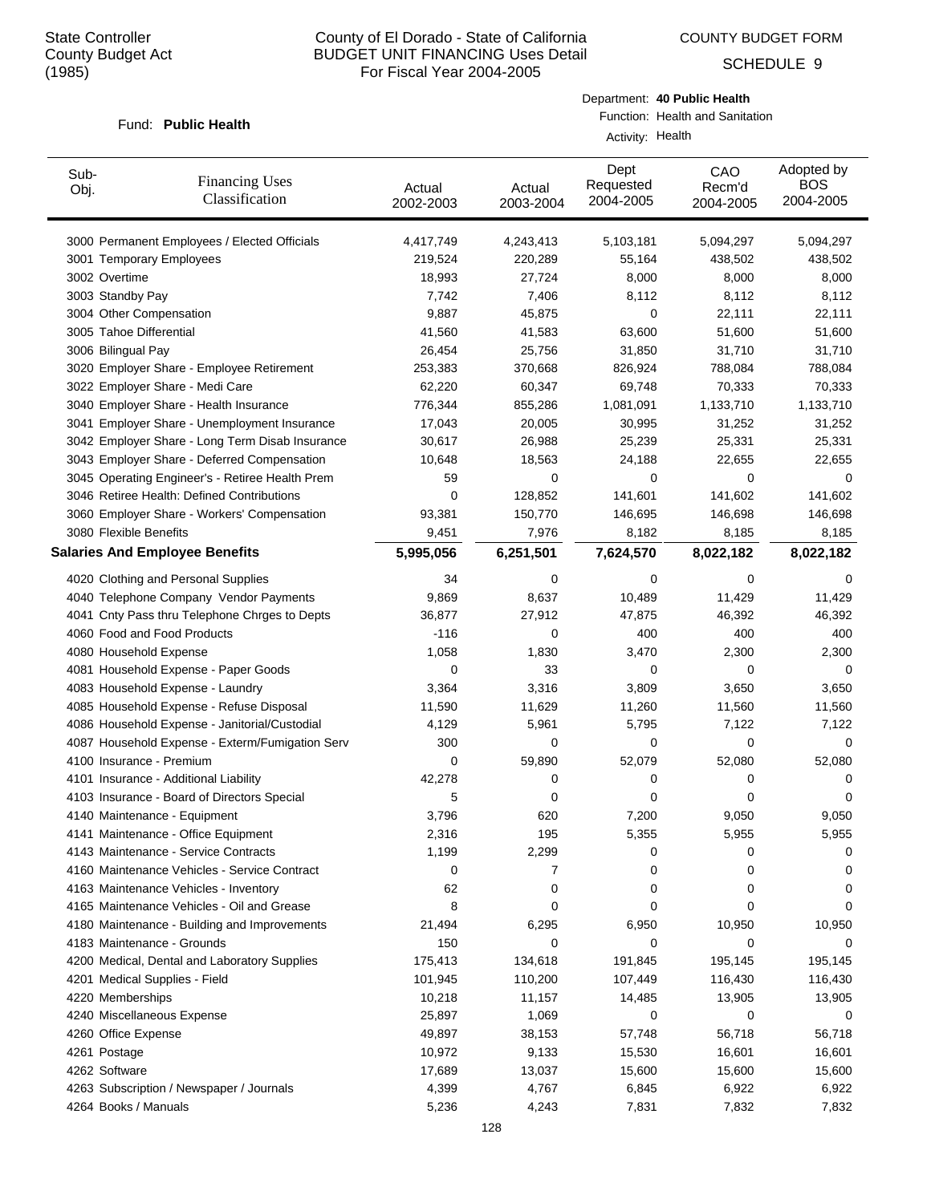State Controller
County Budget Act
(1985)

# County of El Dorado - State of California
## BUDGET UNIT FINANCING Uses Detail
For Fiscal Year 2004-2005

COUNTY BUDGET FORM

SCHEDULE 9

Fund: **Public Health**

Department: **40 Public Health**
Function: Health and Sanitation
Activity: Health

| Sub-Obj. | Financing Uses Classification | Actual 2002-2003 | Actual 2003-2004 | Dept Requested 2004-2005 | CAO Recm'd 2004-2005 | Adopted by BOS 2004-2005 |
|---|---|---|---|---|---|---|
| 3000 | Permanent Employees / Elected Officials | 4,417,749 | 4,243,413 | 5,103,181 | 5,094,297 | 5,094,297 |
| 3001 | Temporary Employees | 219,524 | 220,289 | 55,164 | 438,502 | 438,502 |
| 3002 | Overtime | 18,993 | 27,724 | 8,000 | 8,000 | 8,000 |
| 3003 | Standby Pay | 7,742 | 7,406 | 8,112 | 8,112 | 8,112 |
| 3004 | Other Compensation | 9,887 | 45,875 | 0 | 22,111 | 22,111 |
| 3005 | Tahoe Differential | 41,560 | 41,583 | 63,600 | 51,600 | 51,600 |
| 3006 | Bilingual Pay | 26,454 | 25,756 | 31,850 | 31,710 | 31,710 |
| 3020 | Employer Share - Employee Retirement | 253,383 | 370,668 | 826,924 | 788,084 | 788,084 |
| 3022 | Employer Share - Medi Care | 62,220 | 60,347 | 69,748 | 70,333 | 70,333 |
| 3040 | Employer Share - Health Insurance | 776,344 | 855,286 | 1,081,091 | 1,133,710 | 1,133,710 |
| 3041 | Employer Share - Unemployment Insurance | 17,043 | 20,005 | 30,995 | 31,252 | 31,252 |
| 3042 | Employer Share - Long Term Disab Insurance | 30,617 | 26,988 | 25,239 | 25,331 | 25,331 |
| 3043 | Employer Share - Deferred Compensation | 10,648 | 18,563 | 24,188 | 22,655 | 22,655 |
| 3045 | Operating Engineer's - Retiree Health Prem | 59 | 0 | 0 | 0 | 0 |
| 3046 | Retiree Health: Defined Contributions | 0 | 128,852 | 141,601 | 141,602 | 141,602 |
| 3060 | Employer Share - Workers' Compensation | 93,381 | 150,770 | 146,695 | 146,698 | 146,698 |
| 3080 | Flexible Benefits | 9,451 | 7,976 | 8,182 | 8,185 | 8,185 |
| **Salaries And Employee Benefits** | | **5,995,056** | **6,251,501** | **7,624,570** | **8,022,182** | **8,022,182** |
| 4020 | Clothing and Personal Supplies | 34 | 0 | 0 | 0 | 0 |
| 4040 | Telephone Company Vendor Payments | 9,869 | 8,637 | 10,489 | 11,429 | 11,429 |
| 4041 | Cnty Pass thru Telephone Chrges to Depts | 36,877 | 27,912 | 47,875 | 46,392 | 46,392 |
| 4060 | Food and Food Products | -116 | 0 | 400 | 400 | 400 |
| 4080 | Household Expense | 1,058 | 1,830 | 3,470 | 2,300 | 2,300 |
| 4081 | Household Expense - Paper Goods | 0 | 33 | 0 | 0 | 0 |
| 4083 | Household Expense - Laundry | 3,364 | 3,316 | 3,809 | 3,650 | 3,650 |
| 4085 | Household Expense - Refuse Disposal | 11,590 | 11,629 | 11,260 | 11,560 | 11,560 |
| 4086 | Household Expense - Janitorial/Custodial | 4,129 | 5,961 | 5,795 | 7,122 | 7,122 |
| 4087 | Household Expense - Exterm/Fumigation Serv | 300 | 0 | 0 | 0 | 0 |
| 4100 | Insurance - Premium | 0 | 59,890 | 52,079 | 52,080 | 52,080 |
| 4101 | Insurance - Additional Liability | 42,278 | 0 | 0 | 0 | 0 |
| 4103 | Insurance - Board of Directors Special | 5 | 0 | 0 | 0 | 0 |
| 4140 | Maintenance - Equipment | 3,796 | 620 | 7,200 | 9,050 | 9,050 |
| 4141 | Maintenance - Office Equipment | 2,316 | 195 | 5,355 | 5,955 | 5,955 |
| 4143 | Maintenance - Service Contracts | 1,199 | 2,299 | 0 | 0 | 0 |
| 4160 | Maintenance Vehicles - Service Contract | 0 | 7 | 0 | 0 | 0 |
| 4163 | Maintenance Vehicles - Inventory | 62 | 0 | 0 | 0 | 0 |
| 4165 | Maintenance Vehicles - Oil and Grease | 8 | 0 | 0 | 0 | 0 |
| 4180 | Maintenance - Building and Improvements | 21,494 | 6,295 | 6,950 | 10,950 | 10,950 |
| 4183 | Maintenance - Grounds | 150 | 0 | 0 | 0 | 0 |
| 4200 | Medical, Dental and Laboratory Supplies | 175,413 | 134,618 | 191,845 | 195,145 | 195,145 |
| 4201 | Medical Supplies - Field | 101,945 | 110,200 | 107,449 | 116,430 | 116,430 |
| 4220 | Memberships | 10,218 | 11,157 | 14,485 | 13,905 | 13,905 |
| 4240 | Miscellaneous Expense | 25,897 | 1,069 | 0 | 0 | 0 |
| 4260 | Office Expense | 49,897 | 38,153 | 57,748 | 56,718 | 56,718 |
| 4261 | Postage | 10,972 | 9,133 | 15,530 | 16,601 | 16,601 |
| 4262 | Software | 17,689 | 13,037 | 15,600 | 15,600 | 15,600 |
| 4263 | Subscription / Newspaper / Journals | 4,399 | 4,767 | 6,845 | 6,922 | 6,922 |
| 4264 | Books / Manuals | 5,236 | 4,243 | 7,831 | 7,832 | 7,832 |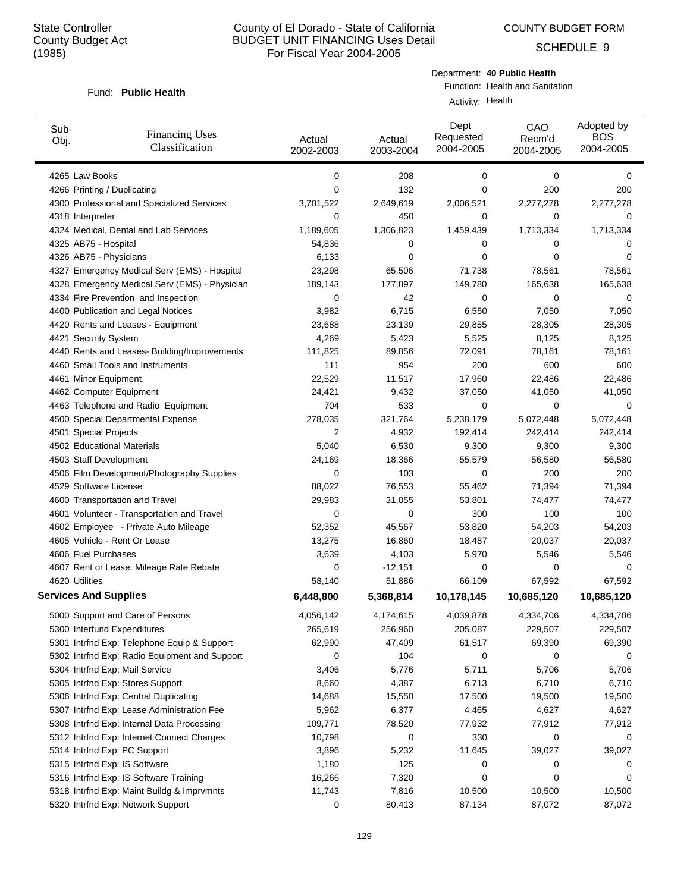State Controller
County Budget Act
(1985)

County of El Dorado - State of California
BUDGET UNIT FINANCING Uses Detail
For Fiscal Year 2004-2005

COUNTY BUDGET FORM
SCHEDULE 9

Fund: **Public Health**

Department: **40 Public Health**
Function: Health and Sanitation
Activity: Health

| Sub-Obj. | Financing Uses Classification | Actual 2002-2003 | Actual 2003-2004 | Dept Requested 2004-2005 | CAO Recm'd 2004-2005 | Adopted by BOS 2004-2005 |
|---|---|---|---|---|---|---|
| 4265 | Law Books | 0 | 208 | 0 | 0 | 0 |
| 4266 | Printing / Duplicating | 0 | 132 | 0 | 200 | 200 |
| 4300 | Professional and Specialized Services | 3,701,522 | 2,649,619 | 2,006,521 | 2,277,278 | 2,277,278 |
| 4318 | Interpreter | 0 | 450 | 0 | 0 | 0 |
| 4324 | Medical, Dental and Lab Services | 1,189,605 | 1,306,823 | 1,459,439 | 1,713,334 | 1,713,334 |
| 4325 | AB75 - Hospital | 54,836 | 0 | 0 | 0 | 0 |
| 4326 | AB75 - Physicians | 6,133 | 0 | 0 | 0 | 0 |
| 4327 | Emergency Medical Serv (EMS) - Hospital | 23,298 | 65,506 | 71,738 | 78,561 | 78,561 |
| 4328 | Emergency Medical Serv (EMS) - Physician | 189,143 | 177,897 | 149,780 | 165,638 | 165,638 |
| 4334 | Fire Prevention and Inspection | 0 | 42 | 0 | 0 | 0 |
| 4400 | Publication and Legal Notices | 3,982 | 6,715 | 6,550 | 7,050 | 7,050 |
| 4420 | Rents and Leases - Equipment | 23,688 | 23,139 | 29,855 | 28,305 | 28,305 |
| 4421 | Security System | 4,269 | 5,423 | 5,525 | 8,125 | 8,125 |
| 4440 | Rents and Leases- Building/Improvements | 111,825 | 89,856 | 72,091 | 78,161 | 78,161 |
| 4460 | Small Tools and Instruments | 111 | 954 | 200 | 600 | 600 |
| 4461 | Minor Equipment | 22,529 | 11,517 | 17,960 | 22,486 | 22,486 |
| 4462 | Computer Equipment | 24,421 | 9,432 | 37,050 | 41,050 | 41,050 |
| 4463 | Telephone and Radio Equipment | 704 | 533 | 0 | 0 | 0 |
| 4500 | Special Departmental Expense | 278,035 | 321,764 | 5,238,179 | 5,072,448 | 5,072,448 |
| 4501 | Special Projects | 2 | 4,932 | 192,414 | 242,414 | 242,414 |
| 4502 | Educational Materials | 5,040 | 6,530 | 9,300 | 9,300 | 9,300 |
| 4503 | Staff Development | 24,169 | 18,366 | 55,579 | 56,580 | 56,580 |
| 4506 | Film Development/Photography Supplies | 0 | 103 | 0 | 200 | 200 |
| 4529 | Software License | 88,022 | 76,553 | 55,462 | 71,394 | 71,394 |
| 4600 | Transportation and Travel | 29,983 | 31,055 | 53,801 | 74,477 | 74,477 |
| 4601 | Volunteer - Transportation and Travel | 0 | 0 | 300 | 100 | 100 |
| 4602 | Employee - Private Auto Mileage | 52,352 | 45,567 | 53,820 | 54,203 | 54,203 |
| 4605 | Vehicle - Rent Or Lease | 13,275 | 16,860 | 18,487 | 20,037 | 20,037 |
| 4606 | Fuel Purchases | 3,639 | 4,103 | 5,970 | 5,546 | 5,546 |
| 4607 | Rent or Lease: Mileage Rate Rebate | 0 | -12,151 | 0 | 0 | 0 |
| 4620 | Utilities | 58,140 | 51,886 | 66,109 | 67,592 | 67,592 |
| **Services And Supplies** | | **6,448,800** | **5,368,814** | **10,178,145** | **10,685,120** | **10,685,120** |
| 5000 | Support and Care of Persons | 4,056,142 | 4,174,615 | 4,039,878 | 4,334,706 | 4,334,706 |
| 5300 | Interfund Expenditures | 265,619 | 256,960 | 205,087 | 229,507 | 229,507 |
| 5301 | Intrfnd Exp: Telephone Equip & Support | 62,990 | 47,409 | 61,517 | 69,390 | 69,390 |
| 5302 | Intrfnd Exp: Radio Equipment and Support | 0 | 104 | 0 | 0 | 0 |
| 5304 | Intrfnd Exp: Mail Service | 3,406 | 5,776 | 5,711 | 5,706 | 5,706 |
| 5305 | Intrfnd Exp: Stores Support | 8,660 | 4,387 | 6,713 | 6,710 | 6,710 |
| 5306 | Intrfnd Exp: Central Duplicating | 14,688 | 15,550 | 17,500 | 19,500 | 19,500 |
| 5307 | Intrfnd Exp: Lease Administration Fee | 5,962 | 6,377 | 4,465 | 4,627 | 4,627 |
| 5308 | Intrfnd Exp: Internal Data Processing | 109,771 | 78,520 | 77,932 | 77,912 | 77,912 |
| 5312 | Intrfnd Exp: Internet Connect Charges | 10,798 | 0 | 330 | 0 | 0 |
| 5314 | Intrfnd Exp: PC Support | 3,896 | 5,232 | 11,645 | 39,027 | 39,027 |
| 5315 | Intrfnd Exp: IS Software | 1,180 | 125 | 0 | 0 | 0 |
| 5316 | Intrfnd Exp: IS Software Training | 16,266 | 7,320 | 0 | 0 | 0 |
| 5318 | Intrfnd Exp: Maint Buildg & Imprvmnts | 11,743 | 7,816 | 10,500 | 10,500 | 10,500 |
| 5320 | Intrfnd Exp: Network Support | 0 | 80,413 | 87,134 | 87,072 | 87,072 |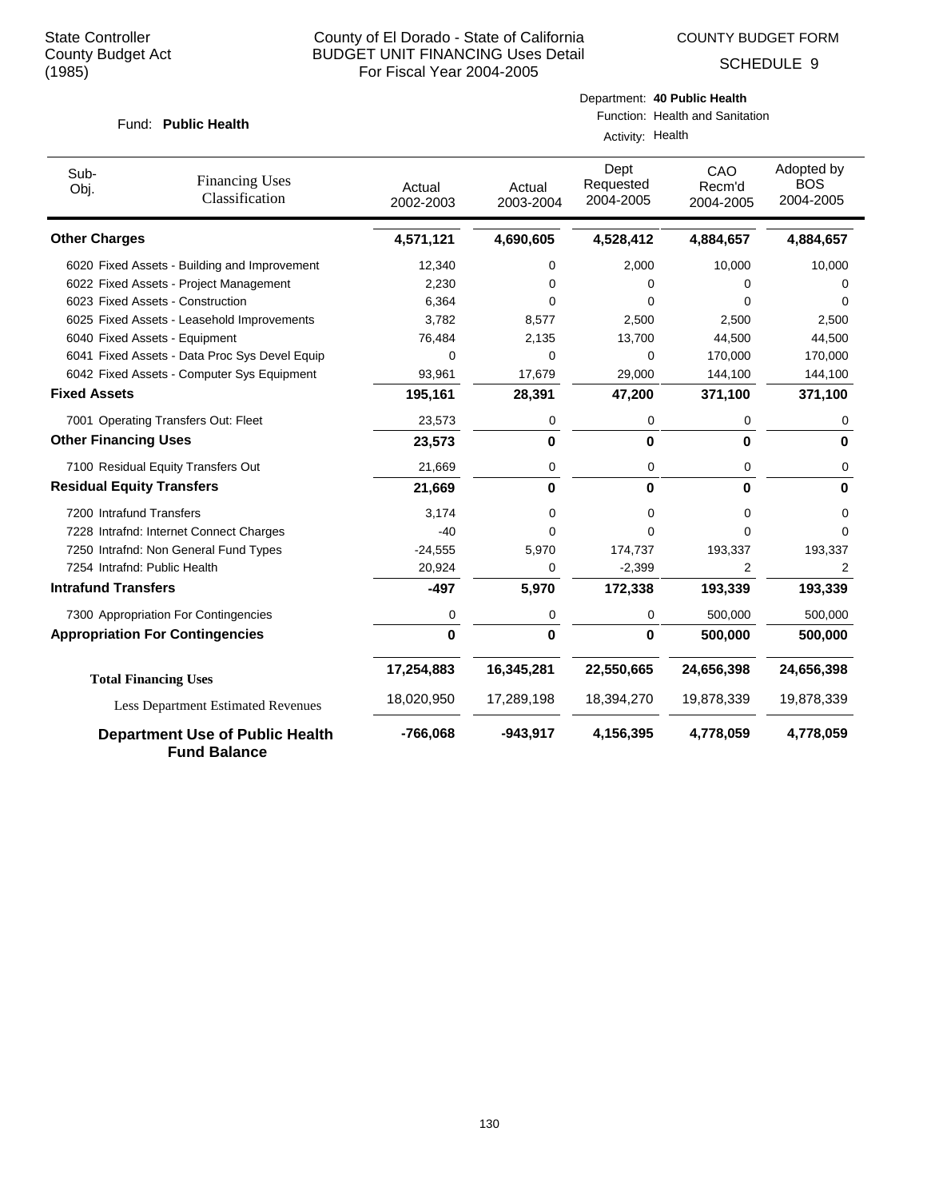State Controller
County Budget Act
(1985)

County of El Dorado - State of California
BUDGET UNIT FINANCING Uses Detail
For Fiscal Year 2004-2005

COUNTY BUDGET FORM

SCHEDULE 9

Fund: **Public Health**

Department: **40 Public Health**
Function: Health and Sanitation
Activity: Health

| Sub-Obj. | Financing Uses Classification | Actual 2002-2003 | Actual 2003-2004 | Dept Requested 2004-2005 | CAO Recm'd 2004-2005 | Adopted by BOS 2004-2005 |
|---|---|---|---|---|---|---|
| **Other Charges** | | **4,571,121** | **4,690,605** | **4,528,412** | **4,884,657** | **4,884,657** |
| 6020 | Fixed Assets - Building and Improvement | 12,340 | 0 | 2,000 | 10,000 | 10,000 |
| 6022 | Fixed Assets - Project Management | 2,230 | 0 | 0 | 0 | 0 |
| 6023 | Fixed Assets - Construction | 6,364 | 0 | 0 | 0 | 0 |
| 6025 | Fixed Assets - Leasehold Improvements | 3,782 | 8,577 | 2,500 | 2,500 | 2,500 |
| 6040 | Fixed Assets - Equipment | 76,484 | 2,135 | 13,700 | 44,500 | 44,500 |
| 6041 | Fixed Assets - Data Proc Sys Devel Equip | 0 | 0 | 0 | 170,000 | 170,000 |
| 6042 | Fixed Assets - Computer Sys Equipment | 93,961 | 17,679 | 29,000 | 144,100 | 144,100 |
| **Fixed Assets** | | **195,161** | **28,391** | **47,200** | **371,100** | **371,100** |
| 7001 | Operating Transfers Out: Fleet | 23,573 | 0 | 0 | 0 | 0 |
| **Other Financing Uses** | | **23,573** | **0** | **0** | **0** | **0** |
| 7100 | Residual Equity Transfers Out | 21,669 | 0 | 0 | 0 | 0 |
| **Residual Equity Transfers** | | **21,669** | **0** | **0** | **0** | **0** |
| 7200 | Intrafund Transfers | 3,174 | 0 | 0 | 0 | 0 |
| 7228 | Intrafnd: Internet Connect Charges | -40 | 0 | 0 | 0 | 0 |
| 7250 | Intrafnd: Non General Fund Types | -24,555 | 5,970 | 174,737 | 193,337 | 193,337 |
| 7254 | Intrafnd: Public Health | 20,924 | 0 | -2,399 | 2 | 2 |
| **Intrafund Transfers** | | **-497** | **5,970** | **172,338** | **193,339** | **193,339** |
| 7300 | Appropriation For Contingencies | 0 | 0 | 0 | 500,000 | 500,000 |
| **Appropriation For Contingencies** | | **0** | **0** | **0** | **500,000** | **500,000** |
| **Total Financing Uses** | | **17,254,883** | **16,345,281** | **22,550,665** | **24,656,398** | **24,656,398** |
| Less Department Estimated Revenues | | 18,020,950 | 17,289,198 | 18,394,270 | 19,878,339 | 19,878,339 |
| **Department Use of Public Health Fund Balance** | | **-766,068** | **-943,917** | **4,156,395** | **4,778,059** | **4,778,059** |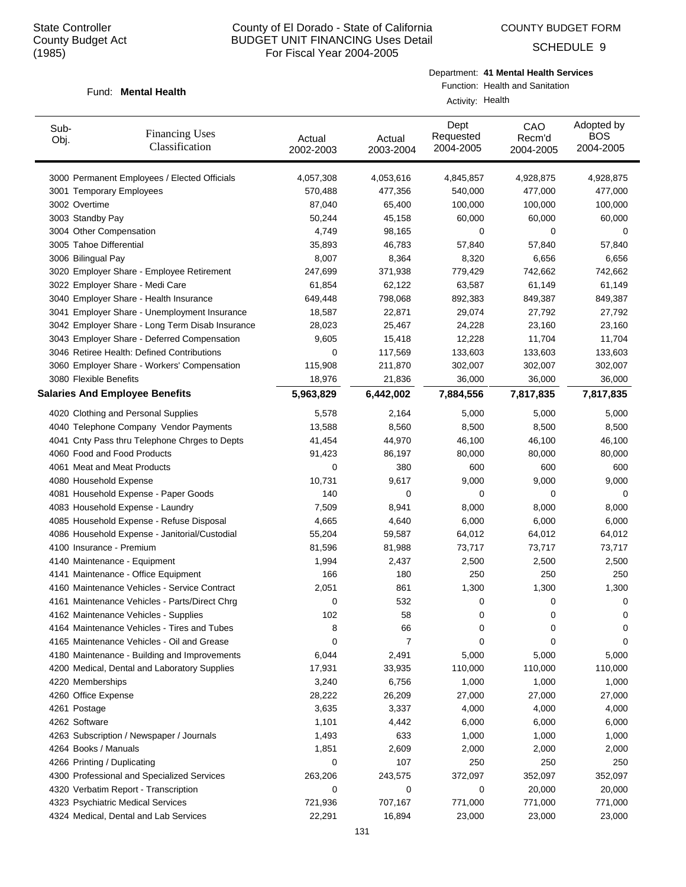State Controller
County Budget Act
(1985)

County of El Dorado - State of California
BUDGET UNIT FINANCING Uses Detail
For Fiscal Year 2004-2005

COUNTY BUDGET FORM

SCHEDULE 9

Fund: **Mental Health**

Department: **41 Mental Health Services**
Function: Health and Sanitation
Activity: Health

| Sub-Obj. | Financing Uses Classification | Actual 2002-2003 | Actual 2003-2004 | Dept Requested 2004-2005 | CAO Recm'd 2004-2005 | Adopted by BOS 2004-2005 |
|---|---|---|---|---|---|---|
| 3000 | Permanent Employees / Elected Officials | 4,057,308 | 4,053,616 | 4,845,857 | 4,928,875 | 4,928,875 |
| 3001 | Temporary Employees | 570,488 | 477,356 | 540,000 | 477,000 | 477,000 |
| 3002 | Overtime | 87,040 | 65,400 | 100,000 | 100,000 | 100,000 |
| 3003 | Standby Pay | 50,244 | 45,158 | 60,000 | 60,000 | 60,000 |
| 3004 | Other Compensation | 4,749 | 98,165 | 0 | 0 | 0 |
| 3005 | Tahoe Differential | 35,893 | 46,783 | 57,840 | 57,840 | 57,840 |
| 3006 | Bilingual Pay | 8,007 | 8,364 | 8,320 | 6,656 | 6,656 |
| 3020 | Employer Share - Employee Retirement | 247,699 | 371,938 | 779,429 | 742,662 | 742,662 |
| 3022 | Employer Share - Medi Care | 61,854 | 62,122 | 63,587 | 61,149 | 61,149 |
| 3040 | Employer Share - Health Insurance | 649,448 | 798,068 | 892,383 | 849,387 | 849,387 |
| 3041 | Employer Share - Unemployment Insurance | 18,587 | 22,871 | 29,074 | 27,792 | 27,792 |
| 3042 | Employer Share - Long Term Disab Insurance | 28,023 | 25,467 | 24,228 | 23,160 | 23,160 |
| 3043 | Employer Share - Deferred Compensation | 9,605 | 15,418 | 12,228 | 11,704 | 11,704 |
| 3046 | Retiree Health: Defined Contributions | 0 | 117,569 | 133,603 | 133,603 | 133,603 |
| 3060 | Employer Share - Workers' Compensation | 115,908 | 211,870 | 302,007 | 302,007 | 302,007 |
| 3080 | Flexible Benefits | 18,976 | 21,836 | 36,000 | 36,000 | 36,000 |
| **Salaries And Employee Benefits** | | **5,963,829** | **6,442,002** | **7,884,556** | **7,817,835** | **7,817,835** |
| 4020 | Clothing and Personal Supplies | 5,578 | 2,164 | 5,000 | 5,000 | 5,000 |
| 4040 | Telephone Company Vendor Payments | 13,588 | 8,560 | 8,500 | 8,500 | 8,500 |
| 4041 | Cnty Pass thru Telephone Chrges to Depts | 41,454 | 44,970 | 46,100 | 46,100 | 46,100 |
| 4060 | Food and Food Products | 91,423 | 86,197 | 80,000 | 80,000 | 80,000 |
| 4061 | Meat and Meat Products | 0 | 380 | 600 | 600 | 600 |
| 4080 | Household Expense | 10,731 | 9,617 | 9,000 | 9,000 | 9,000 |
| 4081 | Household Expense - Paper Goods | 140 | 0 | 0 | 0 | 0 |
| 4083 | Household Expense - Laundry | 7,509 | 8,941 | 8,000 | 8,000 | 8,000 |
| 4085 | Household Expense - Refuse Disposal | 4,665 | 4,640 | 6,000 | 6,000 | 6,000 |
| 4086 | Household Expense - Janitorial/Custodial | 55,204 | 59,587 | 64,012 | 64,012 | 64,012 |
| 4100 | Insurance - Premium | 81,596 | 81,988 | 73,717 | 73,717 | 73,717 |
| 4140 | Maintenance - Equipment | 1,994 | 2,437 | 2,500 | 2,500 | 2,500 |
| 4141 | Maintenance - Office Equipment | 166 | 180 | 250 | 250 | 250 |
| 4160 | Maintenance Vehicles - Service Contract | 2,051 | 861 | 1,300 | 1,300 | 1,300 |
| 4161 | Maintenance Vehicles - Parts/Direct Chrg | 0 | 532 | 0 | 0 | 0 |
| 4162 | Maintenance Vehicles - Supplies | 102 | 58 | 0 | 0 | 0 |
| 4164 | Maintenance Vehicles - Tires and Tubes | 8 | 66 | 0 | 0 | 0 |
| 4165 | Maintenance Vehicles - Oil and Grease | 0 | 7 | 0 | 0 | 0 |
| 4180 | Maintenance - Building and Improvements | 6,044 | 2,491 | 5,000 | 5,000 | 5,000 |
| 4200 | Medical, Dental and Laboratory Supplies | 17,931 | 33,935 | 110,000 | 110,000 | 110,000 |
| 4220 | Memberships | 3,240 | 6,756 | 1,000 | 1,000 | 1,000 |
| 4260 | Office Expense | 28,222 | 26,209 | 27,000 | 27,000 | 27,000 |
| 4261 | Postage | 3,635 | 3,337 | 4,000 | 4,000 | 4,000 |
| 4262 | Software | 1,101 | 4,442 | 6,000 | 6,000 | 6,000 |
| 4263 | Subscription / Newspaper / Journals | 1,493 | 633 | 1,000 | 1,000 | 1,000 |
| 4264 | Books / Manuals | 1,851 | 2,609 | 2,000 | 2,000 | 2,000 |
| 4266 | Printing / Duplicating | 0 | 107 | 250 | 250 | 250 |
| 4300 | Professional and Specialized Services | 263,206 | 243,575 | 372,097 | 352,097 | 352,097 |
| 4320 | Verbatim Report - Transcription | 0 | 0 | 0 | 20,000 | 20,000 |
| 4323 | Psychiatric Medical Services | 721,936 | 707,167 | 771,000 | 771,000 | 771,000 |
| 4324 | Medical, Dental and Lab Services | 22,291 | 16,894 | 23,000 | 23,000 | 23,000 |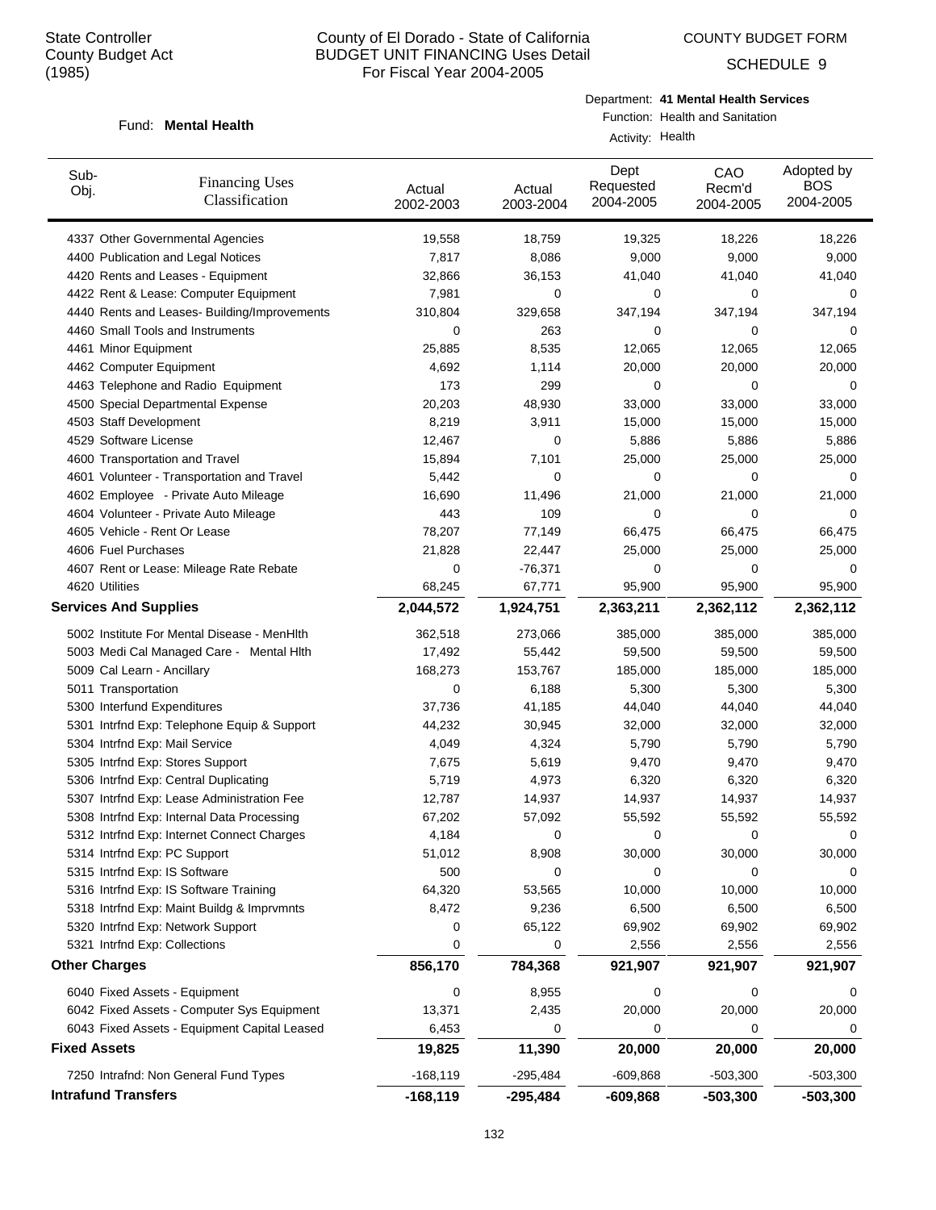State Controller
County Budget Act
(1985)

# County of El Dorado - State of California
## BUDGET UNIT FINANCING Uses Detail
### For Fiscal Year 2004-2005

COUNTY BUDGET FORM

SCHEDULE 9

Fund: **Mental Health**

Department: **41 Mental Health Services**
Function: Health and Sanitation
Activity: Health

| Sub-Obj. | Financing Uses Classification | Actual 2002-2003 | Actual 2003-2004 | Dept Requested 2004-2005 | CAO Recm'd 2004-2005 | Adopted by BOS 2004-2005 |
|---|---|---|---|---|---|---|
| 4337 | Other Governmental Agencies | 19,558 | 18,759 | 19,325 | 18,226 | 18,226 |
| 4400 | Publication and Legal Notices | 7,817 | 8,086 | 9,000 | 9,000 | 9,000 |
| 4420 | Rents and Leases - Equipment | 32,866 | 36,153 | 41,040 | 41,040 | 41,040 |
| 4422 | Rent & Lease: Computer Equipment | 7,981 | 0 | 0 | 0 | 0 |
| 4440 | Rents and Leases- Building/Improvements | 310,804 | 329,658 | 347,194 | 347,194 | 347,194 |
| 4460 | Small Tools and Instruments | 0 | 263 | 0 | 0 | 0 |
| 4461 | Minor Equipment | 25,885 | 8,535 | 12,065 | 12,065 | 12,065 |
| 4462 | Computer Equipment | 4,692 | 1,114 | 20,000 | 20,000 | 20,000 |
| 4463 | Telephone and Radio Equipment | 173 | 299 | 0 | 0 | 0 |
| 4500 | Special Departmental Expense | 20,203 | 48,930 | 33,000 | 33,000 | 33,000 |
| 4503 | Staff Development | 8,219 | 3,911 | 15,000 | 15,000 | 15,000 |
| 4529 | Software License | 12,467 | 0 | 5,886 | 5,886 | 5,886 |
| 4600 | Transportation and Travel | 15,894 | 7,101 | 25,000 | 25,000 | 25,000 |
| 4601 | Volunteer - Transportation and Travel | 5,442 | 0 | 0 | 0 | 0 |
| 4602 | Employee - Private Auto Mileage | 16,690 | 11,496 | 21,000 | 21,000 | 21,000 |
| 4604 | Volunteer - Private Auto Mileage | 443 | 109 | 0 | 0 | 0 |
| 4605 | Vehicle - Rent Or Lease | 78,207 | 77,149 | 66,475 | 66,475 | 66,475 |
| 4606 | Fuel Purchases | 21,828 | 22,447 | 25,000 | 25,000 | 25,000 |
| 4607 | Rent or Lease: Mileage Rate Rebate | 0 | -76,371 | 0 | 0 | 0 |
| 4620 | Utilities | 68,245 | 67,771 | 95,900 | 95,900 | 95,900 |
| **Services And Supplies** | | **2,044,572** | **1,924,751** | **2,363,211** | **2,362,112** | **2,362,112** |
| 5002 | Institute For Mental Disease - MenHlth | 362,518 | 273,066 | 385,000 | 385,000 | 385,000 |
| 5003 | Medi Cal Managed Care - Mental Hlth | 17,492 | 55,442 | 59,500 | 59,500 | 59,500 |
| 5009 | Cal Learn - Ancillary | 168,273 | 153,767 | 185,000 | 185,000 | 185,000 |
| 5011 | Transportation | 0 | 6,188 | 5,300 | 5,300 | 5,300 |
| 5300 | Interfund Expenditures | 37,736 | 41,185 | 44,040 | 44,040 | 44,040 |
| 5301 | Intrfnd Exp: Telephone Equip & Support | 44,232 | 30,945 | 32,000 | 32,000 | 32,000 |
| 5304 | Intrfnd Exp: Mail Service | 4,049 | 4,324 | 5,790 | 5,790 | 5,790 |
| 5305 | Intrfnd Exp: Stores Support | 7,675 | 5,619 | 9,470 | 9,470 | 9,470 |
| 5306 | Intrfnd Exp: Central Duplicating | 5,719 | 4,973 | 6,320 | 6,320 | 6,320 |
| 5307 | Intrfnd Exp: Lease Administration Fee | 12,787 | 14,937 | 14,937 | 14,937 | 14,937 |
| 5308 | Intrfnd Exp: Internal Data Processing | 67,202 | 57,092 | 55,592 | 55,592 | 55,592 |
| 5312 | Intrfnd Exp: Internet Connect Charges | 4,184 | 0 | 0 | 0 | 0 |
| 5314 | Intrfnd Exp: PC Support | 51,012 | 8,908 | 30,000 | 30,000 | 30,000 |
| 5315 | Intrfnd Exp: IS Software | 500 | 0 | 0 | 0 | 0 |
| 5316 | Intrfnd Exp: IS Software Training | 64,320 | 53,565 | 10,000 | 10,000 | 10,000 |
| 5318 | Intrfnd Exp: Maint Buildg & Imprvmnts | 8,472 | 9,236 | 6,500 | 6,500 | 6,500 |
| 5320 | Intrfnd Exp: Network Support | 0 | 65,122 | 69,902 | 69,902 | 69,902 |
| 5321 | Intrfnd Exp: Collections | 0 | 0 | 2,556 | 2,556 | 2,556 |
| **Other Charges** | | **856,170** | **784,368** | **921,907** | **921,907** | **921,907** |
| 6040 | Fixed Assets - Equipment | 0 | 8,955 | 0 | 0 | 0 |
| 6042 | Fixed Assets - Computer Sys Equipment | 13,371 | 2,435 | 20,000 | 20,000 | 20,000 |
| 6043 | Fixed Assets - Equipment Capital Leased | 6,453 | 0 | 0 | 0 | 0 |
| **Fixed Assets** | | **19,825** | **11,390** | **20,000** | **20,000** | **20,000** |
| 7250 | Intrafnd: Non General Fund Types | -168,119 | -295,484 | -609,868 | -503,300 | -503,300 |
| **Intrafund Transfers** | | **-168,119** | **-295,484** | **-609,868** | **-503,300** | **-503,300** |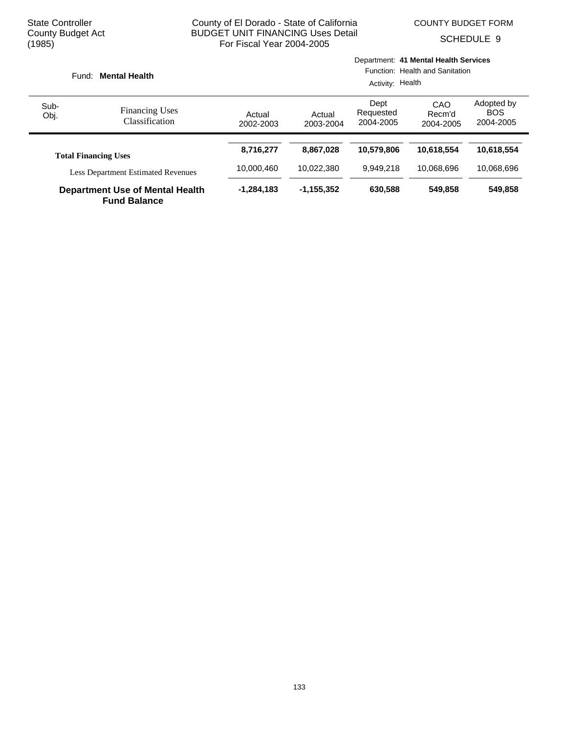State Controller
County Budget Act
(1985)

County of El Dorado - State of California
BUDGET UNIT FINANCING Uses Detail
For Fiscal Year 2004-2005

COUNTY BUDGET FORM
SCHEDULE 9

Fund: **Mental Health**

Department: **41 Mental Health Services**
Function: Health and Sanitation
Activity: Health

| Sub-Obj. | Financing Uses Classification | Actual 2002-2003 | Actual 2003-2004 | Dept Requested 2004-2005 | CAO Recm'd 2004-2005 | Adopted by BOS 2004-2005 |
|---|---|---|---|---|---|---|
| | **Total Financing Uses** | **8,716,277** | **8,867,028** | **10,579,806** | **10,618,554** | **10,618,554** |
| | Less Department Estimated Revenues | 10,000,460 | 10,022,380 | 9,949,218 | 10,068,696 | 10,068,696 |
| | **Department Use of Mental Health Fund Balance** | **-1,284,183** | **-1,155,352** | **630,588** | **549,858** | **549,858** |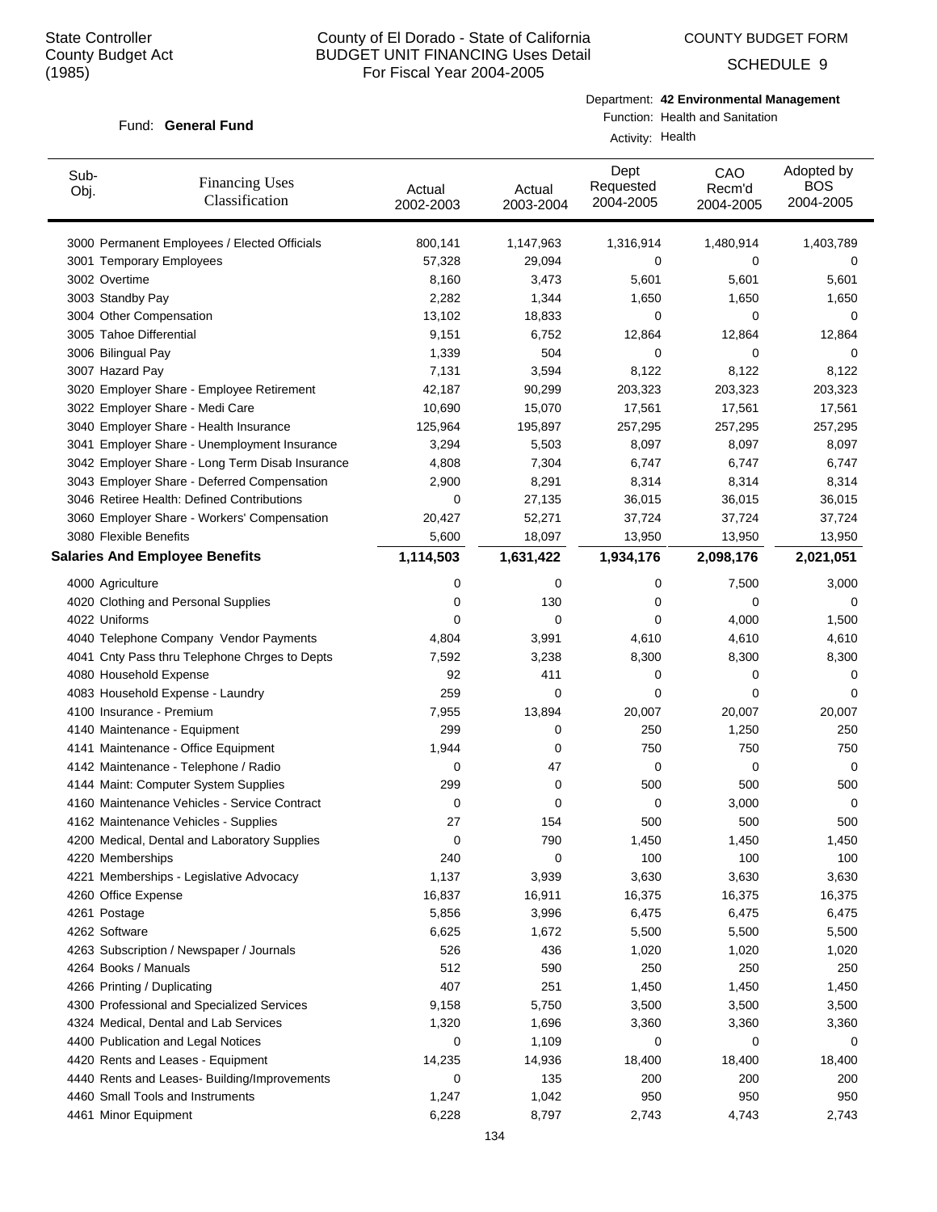State Controller
County Budget Act
(1985)

# County of El Dorado - State of California
## BUDGET UNIT FINANCING Uses Detail
### For Fiscal Year 2004-2005

COUNTY BUDGET FORM

SCHEDULE 9

Fund: **General Fund**

Department: **42 Environmental Management**
Function: Health and Sanitation
Activity: Health

| Sub-Obj. | Financing Uses Classification | Actual 2002-2003 | Actual 2003-2004 | Dept Requested 2004-2005 | CAO Recm'd 2004-2005 | Adopted by BOS 2004-2005 |
|---|---|---|---|---|---|---|
| 3000 | Permanent Employees / Elected Officials | 800,141 | 1,147,963 | 1,316,914 | 1,480,914 | 1,403,789 |
| 3001 | Temporary Employees | 57,328 | 29,094 | 0 | 0 | 0 |
| 3002 | Overtime | 8,160 | 3,473 | 5,601 | 5,601 | 5,601 |
| 3003 | Standby Pay | 2,282 | 1,344 | 1,650 | 1,650 | 1,650 |
| 3004 | Other Compensation | 13,102 | 18,833 | 0 | 0 | 0 |
| 3005 | Tahoe Differential | 9,151 | 6,752 | 12,864 | 12,864 | 12,864 |
| 3006 | Bilingual Pay | 1,339 | 504 | 0 | 0 | 0 |
| 3007 | Hazard Pay | 7,131 | 3,594 | 8,122 | 8,122 | 8,122 |
| 3020 | Employer Share - Employee Retirement | 42,187 | 90,299 | 203,323 | 203,323 | 203,323 |
| 3022 | Employer Share - Medi Care | 10,690 | 15,070 | 17,561 | 17,561 | 17,561 |
| 3040 | Employer Share - Health Insurance | 125,964 | 195,897 | 257,295 | 257,295 | 257,295 |
| 3041 | Employer Share - Unemployment Insurance | 3,294 | 5,503 | 8,097 | 8,097 | 8,097 |
| 3042 | Employer Share - Long Term Disab Insurance | 4,808 | 7,304 | 6,747 | 6,747 | 6,747 |
| 3043 | Employer Share - Deferred Compensation | 2,900 | 8,291 | 8,314 | 8,314 | 8,314 |
| 3046 | Retiree Health: Defined Contributions | 0 | 27,135 | 36,015 | 36,015 | 36,015 |
| 3060 | Employer Share - Workers' Compensation | 20,427 | 52,271 | 37,724 | 37,724 | 37,724 |
| 3080 | Flexible Benefits | 5,600 | 18,097 | 13,950 | 13,950 | 13,950 |
| **Salaries And Employee Benefits** | | **1,114,503** | **1,631,422** | **1,934,176** | **2,098,176** | **2,021,051** |
| 4000 | Agriculture | 0 | 0 | 0 | 7,500 | 3,000 |
| 4020 | Clothing and Personal Supplies | 0 | 130 | 0 | 0 | 0 |
| 4022 | Uniforms | 0 | 0 | 0 | 4,000 | 1,500 |
| 4040 | Telephone Company Vendor Payments | 4,804 | 3,991 | 4,610 | 4,610 | 4,610 |
| 4041 | Cnty Pass thru Telephone Chrges to Depts | 7,592 | 3,238 | 8,300 | 8,300 | 8,300 |
| 4080 | Household Expense | 92 | 411 | 0 | 0 | 0 |
| 4083 | Household Expense - Laundry | 259 | 0 | 0 | 0 | 0 |
| 4100 | Insurance - Premium | 7,955 | 13,894 | 20,007 | 20,007 | 20,007 |
| 4140 | Maintenance - Equipment | 299 | 0 | 250 | 1,250 | 250 |
| 4141 | Maintenance - Office Equipment | 1,944 | 0 | 750 | 750 | 750 |
| 4142 | Maintenance - Telephone / Radio | 0 | 47 | 0 | 0 | 0 |
| 4144 | Maint: Computer System Supplies | 299 | 0 | 500 | 500 | 500 |
| 4160 | Maintenance Vehicles - Service Contract | 0 | 0 | 0 | 3,000 | 0 |
| 4162 | Maintenance Vehicles - Supplies | 27 | 154 | 500 | 500 | 500 |
| 4200 | Medical, Dental and Laboratory Supplies | 0 | 790 | 1,450 | 1,450 | 1,450 |
| 4220 | Memberships | 240 | 0 | 100 | 100 | 100 |
| 4221 | Memberships - Legislative Advocacy | 1,137 | 3,939 | 3,630 | 3,630 | 3,630 |
| 4260 | Office Expense | 16,837 | 16,911 | 16,375 | 16,375 | 16,375 |
| 4261 | Postage | 5,856 | 3,996 | 6,475 | 6,475 | 6,475 |
| 4262 | Software | 6,625 | 1,672 | 5,500 | 5,500 | 5,500 |
| 4263 | Subscription / Newspaper / Journals | 526 | 436 | 1,020 | 1,020 | 1,020 |
| 4264 | Books / Manuals | 512 | 590 | 250 | 250 | 250 |
| 4266 | Printing / Duplicating | 407 | 251 | 1,450 | 1,450 | 1,450 |
| 4300 | Professional and Specialized Services | 9,158 | 5,750 | 3,500 | 3,500 | 3,500 |
| 4324 | Medical, Dental and Lab Services | 1,320 | 1,696 | 3,360 | 3,360 | 3,360 |
| 4400 | Publication and Legal Notices | 0 | 1,109 | 0 | 0 | 0 |
| 4420 | Rents and Leases - Equipment | 14,235 | 14,936 | 18,400 | 18,400 | 18,400 |
| 4440 | Rents and Leases- Building/Improvements | 0 | 135 | 200 | 200 | 200 |
| 4460 | Small Tools and Instruments | 1,247 | 1,042 | 950 | 950 | 950 |
| 4461 | Minor Equipment | 6,228 | 8,797 | 2,743 | 4,743 | 2,743 |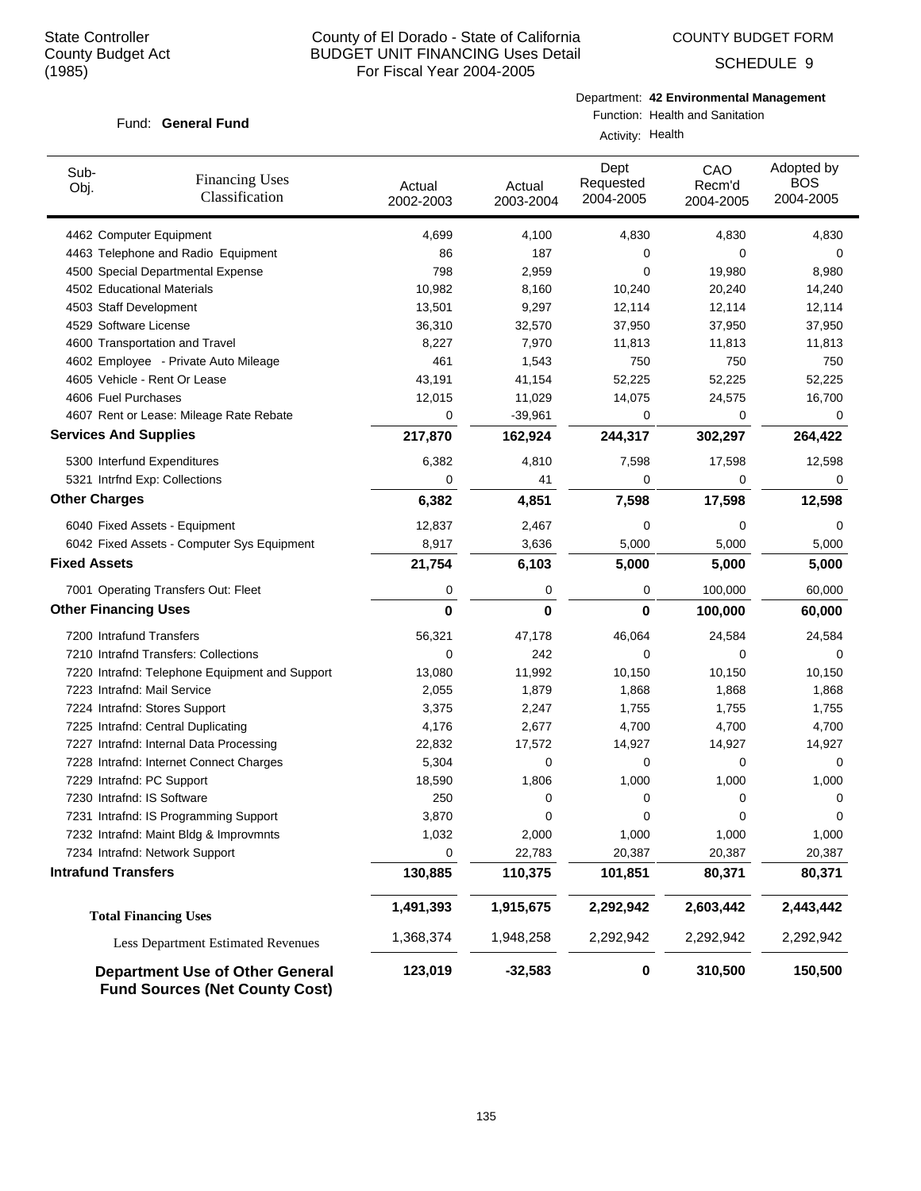State Controller
County Budget Act
(1985)

# County of El Dorado - State of California
## BUDGET UNIT FINANCING Uses Detail
For Fiscal Year 2004-2005

COUNTY BUDGET FORM

SCHEDULE 9

Fund: **General Fund**

Department: **42 Environmental Management**
Function: Health and Sanitation
Activity: Health

| Sub-Obj. | Financing Uses Classification | Actual 2002-2003 | Actual 2003-2004 | Dept Requested 2004-2005 | CAO Recm'd 2004-2005 | Adopted by BOS 2004-2005 |
|---|---|---|---|---|---|---|
| 4462 | Computer Equipment | 4,699 | 4,100 | 4,830 | 4,830 | 4,830 |
| 4463 | Telephone and Radio Equipment | 86 | 187 | 0 | 0 | 0 |
| 4500 | Special Departmental Expense | 798 | 2,959 | 0 | 19,980 | 8,980 |
| 4502 | Educational Materials | 10,982 | 8,160 | 10,240 | 20,240 | 14,240 |
| 4503 | Staff Development | 13,501 | 9,297 | 12,114 | 12,114 | 12,114 |
| 4529 | Software License | 36,310 | 32,570 | 37,950 | 37,950 | 37,950 |
| 4600 | Transportation and Travel | 8,227 | 7,970 | 11,813 | 11,813 | 11,813 |
| 4602 | Employee - Private Auto Mileage | 461 | 1,543 | 750 | 750 | 750 |
| 4605 | Vehicle - Rent Or Lease | 43,191 | 41,154 | 52,225 | 52,225 | 52,225 |
| 4606 | Fuel Purchases | 12,015 | 11,029 | 14,075 | 24,575 | 16,700 |
| 4607 | Rent or Lease: Mileage Rate Rebate | 0 | -39,961 | 0 | 0 | 0 |
| **Services And Supplies** | | **217,870** | **162,924** | **244,317** | **302,297** | **264,422** |
| 5300 | Interfund Expenditures | 6,382 | 4,810 | 7,598 | 17,598 | 12,598 |
| 5321 | Intrfnd Exp: Collections | 0 | 41 | 0 | 0 | 0 |
| **Other Charges** | | **6,382** | **4,851** | **7,598** | **17,598** | **12,598** |
| 6040 | Fixed Assets - Equipment | 12,837 | 2,467 | 0 | 0 | 0 |
| 6042 | Fixed Assets - Computer Sys Equipment | 8,917 | 3,636 | 5,000 | 5,000 | 5,000 |
| **Fixed Assets** | | **21,754** | **6,103** | **5,000** | **5,000** | **5,000** |
| 7001 | Operating Transfers Out: Fleet | 0 | 0 | 0 | 100,000 | 60,000 |
| **Other Financing Uses** | | **0** | **0** | **0** | **100,000** | **60,000** |
| 7200 | Intrafund Transfers | 56,321 | 47,178 | 46,064 | 24,584 | 24,584 |
| 7210 | Intrafnd Transfers: Collections | 0 | 242 | 0 | 0 | 0 |
| 7220 | Intrafnd: Telephone Equipment and Support | 13,080 | 11,992 | 10,150 | 10,150 | 10,150 |
| 7223 | Intrafnd: Mail Service | 2,055 | 1,879 | 1,868 | 1,868 | 1,868 |
| 7224 | Intrafnd: Stores Support | 3,375 | 2,247 | 1,755 | 1,755 | 1,755 |
| 7225 | Intrafnd: Central Duplicating | 4,176 | 2,677 | 4,700 | 4,700 | 4,700 |
| 7227 | Intrafnd: Internal Data Processing | 22,832 | 17,572 | 14,927 | 14,927 | 14,927 |
| 7228 | Intrafnd: Internet Connect Charges | 5,304 | 0 | 0 | 0 | 0 |
| 7229 | Intrafnd: PC Support | 18,590 | 1,806 | 1,000 | 1,000 | 1,000 |
| 7230 | Intrafnd: IS Software | 250 | 0 | 0 | 0 | 0 |
| 7231 | Intrafnd: IS Programming Support | 3,870 | 0 | 0 | 0 | 0 |
| 7232 | Intrafnd: Maint Bldg & Improvmnts | 1,032 | 2,000 | 1,000 | 1,000 | 1,000 |
| 7234 | Intrafnd: Network Support | 0 | 22,783 | 20,387 | 20,387 | 20,387 |
| **Intrafund Transfers** | | **130,885** | **110,375** | **101,851** | **80,371** | **80,371** |
| **Total Financing Uses** | | **1,491,393** | **1,915,675** | **2,292,942** | **2,603,442** | **2,443,442** |
| Less Department Estimated Revenues | | 1,368,374 | 1,948,258 | 2,292,942 | 2,292,942 | 2,292,942 |
| **Department Use of Other General Fund Sources (Net County Cost)** | | **123,019** | **-32,583** | **0** | **310,500** | **150,500** |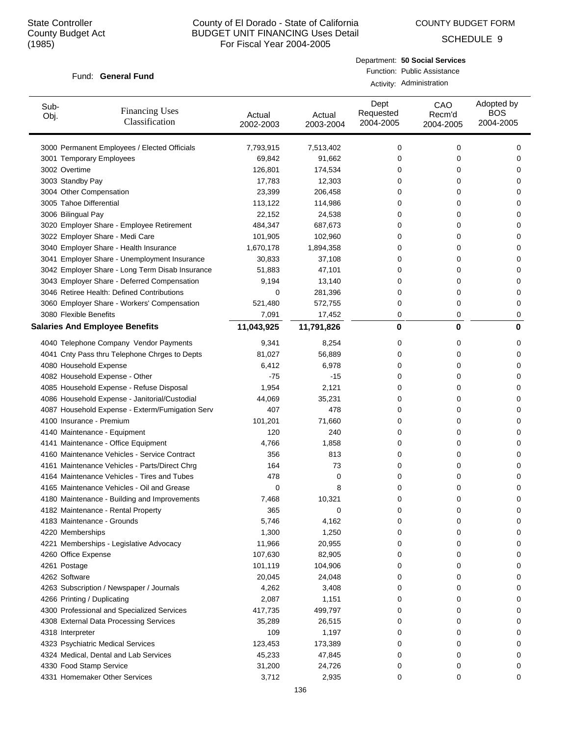State Controller
County Budget Act
(1985)

# County of El Dorado - State of California
## BUDGET UNIT FINANCING Uses Detail
For Fiscal Year 2004-2005

COUNTY BUDGET FORM

SCHEDULE 9

Fund: **General Fund**

Department: **50 Social Services**
Function: Public Assistance
Activity: Administration

| Sub-Obj. | Financing Uses Classification | Actual 2002-2003 | Actual 2003-2004 | Dept Requested 2004-2005 | CAO Recm'd 2004-2005 | Adopted by BOS 2004-2005 |
|---|---|---|---|---|---|---|
| 3000 | Permanent Employees / Elected Officials | 7,793,915 | 7,513,402 | 0 | 0 | 0 |
| 3001 | Temporary Employees | 69,842 | 91,662 | 0 | 0 | 0 |
| 3002 | Overtime | 126,801 | 174,534 | 0 | 0 | 0 |
| 3003 | Standby Pay | 17,783 | 12,303 | 0 | 0 | 0 |
| 3004 | Other Compensation | 23,399 | 206,458 | 0 | 0 | 0 |
| 3005 | Tahoe Differential | 113,122 | 114,986 | 0 | 0 | 0 |
| 3006 | Bilingual Pay | 22,152 | 24,538 | 0 | 0 | 0 |
| 3020 | Employer Share - Employee Retirement | 484,347 | 687,673 | 0 | 0 | 0 |
| 3022 | Employer Share - Medi Care | 101,905 | 102,960 | 0 | 0 | 0 |
| 3040 | Employer Share - Health Insurance | 1,670,178 | 1,894,358 | 0 | 0 | 0 |
| 3041 | Employer Share - Unemployment Insurance | 30,833 | 37,108 | 0 | 0 | 0 |
| 3042 | Employer Share - Long Term Disab Insurance | 51,883 | 47,101 | 0 | 0 | 0 |
| 3043 | Employer Share - Deferred Compensation | 9,194 | 13,140 | 0 | 0 | 0 |
| 3046 | Retiree Health: Defined Contributions | 0 | 281,396 | 0 | 0 | 0 |
| 3060 | Employer Share - Workers' Compensation | 521,480 | 572,755 | 0 | 0 | 0 |
| 3080 | Flexible Benefits | 7,091 | 17,452 | 0 | 0 | 0 |
| **Salaries And Employee Benefits** | | **11,043,925** | **11,791,826** | **0** | **0** | **0** |
| 4040 | Telephone Company Vendor Payments | 9,341 | 8,254 | 0 | 0 | 0 |
| 4041 | Cnty Pass thru Telephone Chrges to Depts | 81,027 | 56,889 | 0 | 0 | 0 |
| 4080 | Household Expense | 6,412 | 6,978 | 0 | 0 | 0 |
| 4082 | Household Expense - Other | -75 | -15 | 0 | 0 | 0 |
| 4085 | Household Expense - Refuse Disposal | 1,954 | 2,121 | 0 | 0 | 0 |
| 4086 | Household Expense - Janitorial/Custodial | 44,069 | 35,231 | 0 | 0 | 0 |
| 4087 | Household Expense - Exterm/Fumigation Serv | 407 | 478 | 0 | 0 | 0 |
| 4100 | Insurance - Premium | 101,201 | 71,660 | 0 | 0 | 0 |
| 4140 | Maintenance - Equipment | 120 | 240 | 0 | 0 | 0 |
| 4141 | Maintenance - Office Equipment | 4,766 | 1,858 | 0 | 0 | 0 |
| 4160 | Maintenance Vehicles - Service Contract | 356 | 813 | 0 | 0 | 0 |
| 4161 | Maintenance Vehicles - Parts/Direct Chrg | 164 | 73 | 0 | 0 | 0 |
| 4164 | Maintenance Vehicles - Tires and Tubes | 478 | 0 | 0 | 0 | 0 |
| 4165 | Maintenance Vehicles - Oil and Grease | 0 | 8 | 0 | 0 | 0 |
| 4180 | Maintenance - Building and Improvements | 7,468 | 10,321 | 0 | 0 | 0 |
| 4182 | Maintenance - Rental Property | 365 | 0 | 0 | 0 | 0 |
| 4183 | Maintenance - Grounds | 5,746 | 4,162 | 0 | 0 | 0 |
| 4220 | Memberships | 1,300 | 1,250 | 0 | 0 | 0 |
| 4221 | Memberships - Legislative Advocacy | 11,966 | 20,955 | 0 | 0 | 0 |
| 4260 | Office Expense | 107,630 | 82,905 | 0 | 0 | 0 |
| 4261 | Postage | 101,119 | 104,906 | 0 | 0 | 0 |
| 4262 | Software | 20,045 | 24,048 | 0 | 0 | 0 |
| 4263 | Subscription / Newspaper / Journals | 4,262 | 3,408 | 0 | 0 | 0 |
| 4266 | Printing / Duplicating | 2,087 | 1,151 | 0 | 0 | 0 |
| 4300 | Professional and Specialized Services | 417,735 | 499,797 | 0 | 0 | 0 |
| 4308 | External Data Processing Services | 35,289 | 26,515 | 0 | 0 | 0 |
| 4318 | Interpreter | 109 | 1,197 | 0 | 0 | 0 |
| 4323 | Psychiatric Medical Services | 123,453 | 173,389 | 0 | 0 | 0 |
| 4324 | Medical, Dental and Lab Services | 45,233 | 47,845 | 0 | 0 | 0 |
| 4330 | Food Stamp Service | 31,200 | 24,726 | 0 | 0 | 0 |
| 4331 | Homemaker Other Services | 3,712 | 2,935 | 0 | 0 | 0 |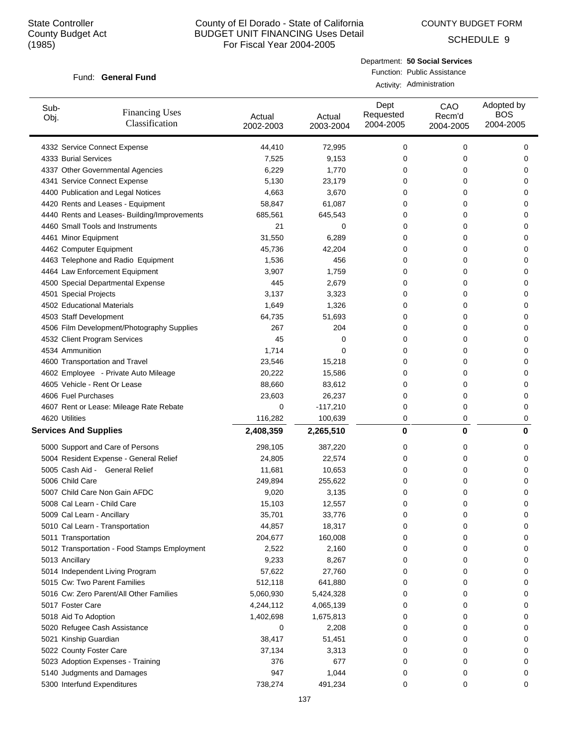State Controller
County Budget Act
(1985)

# County of El Dorado - State of California
## BUDGET UNIT FINANCING Uses Detail
For Fiscal Year 2004-2005

COUNTY BUDGET FORM

SCHEDULE 9

Fund: **General Fund**

Department: **50 Social Services**
Function: Public Assistance
Activity: Administration

| Sub-Obj. | Financing Uses Classification | Actual 2002-2003 | Actual 2003-2004 | Dept Requested 2004-2005 | CAO Recm'd 2004-2005 | Adopted by BOS 2004-2005 |
|---|---|---|---|---|---|---|
| 4332 | Service Connect Expense | 44,410 | 72,995 | 0 | 0 | 0 |
| 4333 | Burial Services | 7,525 | 9,153 | 0 | 0 | 0 |
| 4337 | Other Governmental Agencies | 6,229 | 1,770 | 0 | 0 | 0 |
| 4341 | Service Connect Expense | 5,130 | 23,179 | 0 | 0 | 0 |
| 4400 | Publication and Legal Notices | 4,663 | 3,670 | 0 | 0 | 0 |
| 4420 | Rents and Leases - Equipment | 58,847 | 61,087 | 0 | 0 | 0 |
| 4440 | Rents and Leases- Building/Improvements | 685,561 | 645,543 | 0 | 0 | 0 |
| 4460 | Small Tools and Instruments | 21 | 0 | 0 | 0 | 0 |
| 4461 | Minor Equipment | 31,550 | 6,289 | 0 | 0 | 0 |
| 4462 | Computer Equipment | 45,736 | 42,204 | 0 | 0 | 0 |
| 4463 | Telephone and Radio Equipment | 1,536 | 456 | 0 | 0 | 0 |
| 4464 | Law Enforcement Equipment | 3,907 | 1,759 | 0 | 0 | 0 |
| 4500 | Special Departmental Expense | 445 | 2,679 | 0 | 0 | 0 |
| 4501 | Special Projects | 3,137 | 3,323 | 0 | 0 | 0 |
| 4502 | Educational Materials | 1,649 | 1,326 | 0 | 0 | 0 |
| 4503 | Staff Development | 64,735 | 51,693 | 0 | 0 | 0 |
| 4506 | Film Development/Photography Supplies | 267 | 204 | 0 | 0 | 0 |
| 4532 | Client Program Services | 45 | 0 | 0 | 0 | 0 |
| 4534 | Ammunition | 1,714 | 0 | 0 | 0 | 0 |
| 4600 | Transportation and Travel | 23,546 | 15,218 | 0 | 0 | 0 |
| 4602 | Employee - Private Auto Mileage | 20,222 | 15,586 | 0 | 0 | 0 |
| 4605 | Vehicle - Rent Or Lease | 88,660 | 83,612 | 0 | 0 | 0 |
| 4606 | Fuel Purchases | 23,603 | 26,237 | 0 | 0 | 0 |
| 4607 | Rent or Lease: Mileage Rate Rebate | 0 | -117,210 | 0 | 0 | 0 |
| 4620 | Utilities | 116,282 | 100,639 | 0 | 0 | 0 |
| **Services And Supplies** | | **2,408,359** | **2,265,510** | **0** | **0** | **0** |
| 5000 | Support and Care of Persons | 298,105 | 387,220 | 0 | 0 | 0 |
| 5004 | Resident Expense - General Relief | 24,805 | 22,574 | 0 | 0 | 0 |
| 5005 | Cash Aid - General Relief | 11,681 | 10,653 | 0 | 0 | 0 |
| 5006 | Child Care | 249,894 | 255,622 | 0 | 0 | 0 |
| 5007 | Child Care Non Gain AFDC | 9,020 | 3,135 | 0 | 0 | 0 |
| 5008 | Cal Learn - Child Care | 15,103 | 12,557 | 0 | 0 | 0 |
| 5009 | Cal Learn - Ancillary | 35,701 | 33,776 | 0 | 0 | 0 |
| 5010 | Cal Learn - Transportation | 44,857 | 18,317 | 0 | 0 | 0 |
| 5011 | Transportation | 204,677 | 160,008 | 0 | 0 | 0 |
| 5012 | Transportation - Food Stamps Employment | 2,522 | 2,160 | 0 | 0 | 0 |
| 5013 | Ancillary | 9,233 | 8,267 | 0 | 0 | 0 |
| 5014 | Independent Living Program | 57,622 | 27,760 | 0 | 0 | 0 |
| 5015 | Cw: Two Parent Families | 512,118 | 641,880 | 0 | 0 | 0 |
| 5016 | Cw: Zero Parent/All Other Families | 5,060,930 | 5,424,328 | 0 | 0 | 0 |
| 5017 | Foster Care | 4,244,112 | 4,065,139 | 0 | 0 | 0 |
| 5018 | Aid To Adoption | 1,402,698 | 1,675,813 | 0 | 0 | 0 |
| 5020 | Refugee Cash Assistance | 0 | 2,208 | 0 | 0 | 0 |
| 5021 | Kinship Guardian | 38,417 | 51,451 | 0 | 0 | 0 |
| 5022 | County Foster Care | 37,134 | 3,313 | 0 | 0 | 0 |
| 5023 | Adoption Expenses - Training | 376 | 677 | 0 | 0 | 0 |
| 5140 | Judgments and Damages | 947 | 1,044 | 0 | 0 | 0 |
| 5300 | Interfund Expenditures | 738,274 | 491,234 | 0 | 0 | 0 |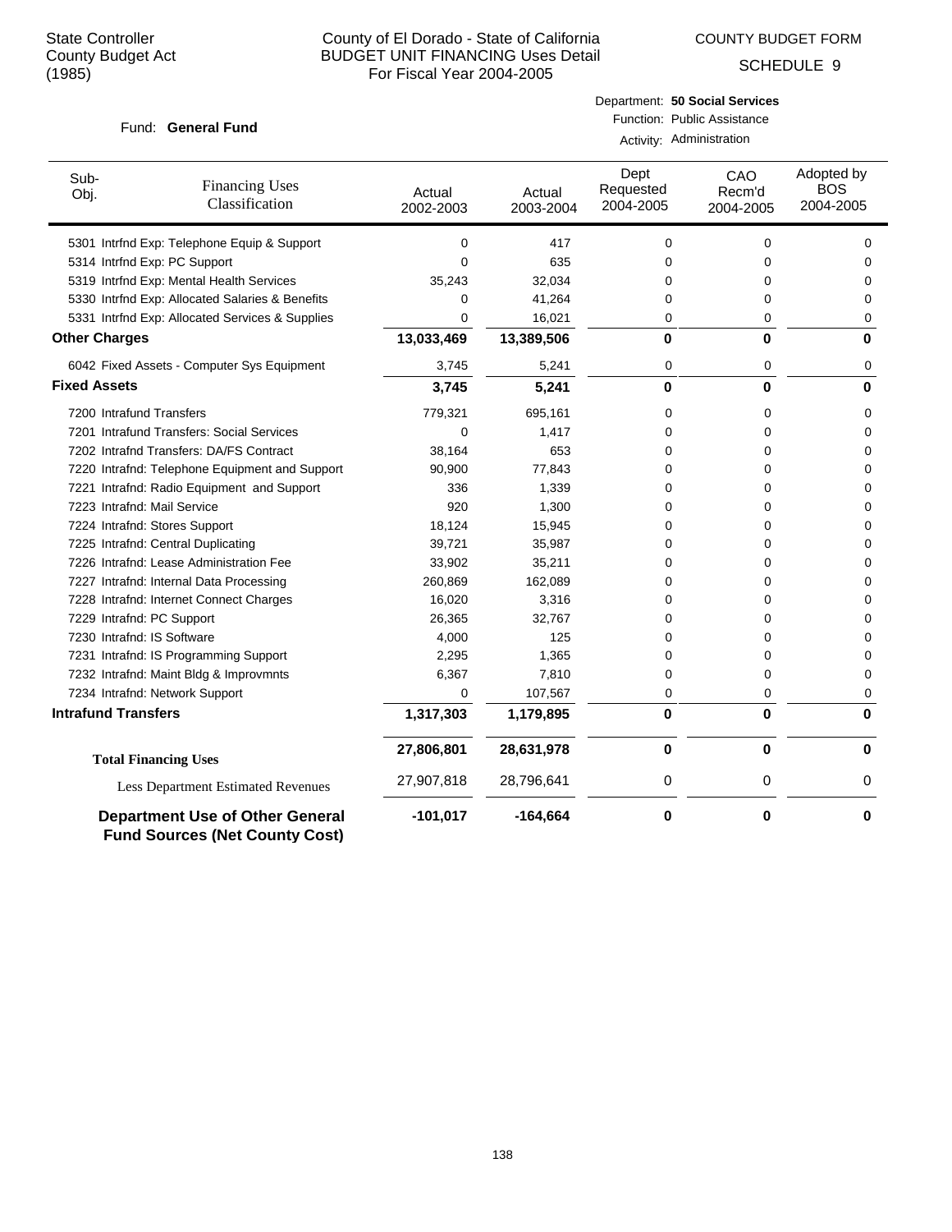State Controller
County Budget Act
(1985)

County of El Dorado - State of California
BUDGET UNIT FINANCING Uses Detail
For Fiscal Year 2004-2005

COUNTY BUDGET FORM
SCHEDULE 9

Fund: **General Fund**

Department: **50 Social Services**
Function: Public Assistance
Activity: Administration

| Sub-Obj. | Financing Uses Classification | Actual 2002-2003 | Actual 2003-2004 | Dept Requested 2004-2005 | CAO Recm'd 2004-2005 | Adopted by BOS 2004-2005 |
|---|---|---|---|---|---|---|
| 5301 | Intrfnd Exp: Telephone Equip & Support | 0 | 417 | 0 | 0 | 0 |
| 5314 | Intrfnd Exp: PC Support | 0 | 635 | 0 | 0 | 0 |
| 5319 | Intrfnd Exp: Mental Health Services | 35,243 | 32,034 | 0 | 0 | 0 |
| 5330 | Intrfnd Exp: Allocated Salaries & Benefits | 0 | 41,264 | 0 | 0 | 0 |
| 5331 | Intrfnd Exp: Allocated Services & Supplies | 0 | 16,021 | 0 | 0 | 0 |
| **Other Charges** | | **13,033,469** | **13,389,506** | **0** | **0** | **0** |
| 6042 | Fixed Assets - Computer Sys Equipment | 3,745 | 5,241 | 0 | 0 | 0 |
| **Fixed Assets** | | **3,745** | **5,241** | **0** | **0** | **0** |
| 7200 | Intrafund Transfers | 779,321 | 695,161 | 0 | 0 | 0 |
| 7201 | Intrafund Transfers: Social Services | 0 | 1,417 | 0 | 0 | 0 |
| 7202 | Intrafnd Transfers: DA/FS Contract | 38,164 | 653 | 0 | 0 | 0 |
| 7220 | Intrafnd: Telephone Equipment and Support | 90,900 | 77,843 | 0 | 0 | 0 |
| 7221 | Intrafnd: Radio Equipment and Support | 336 | 1,339 | 0 | 0 | 0 |
| 7223 | Intrafnd: Mail Service | 920 | 1,300 | 0 | 0 | 0 |
| 7224 | Intrafnd: Stores Support | 18,124 | 15,945 | 0 | 0 | 0 |
| 7225 | Intrafnd: Central Duplicating | 39,721 | 35,987 | 0 | 0 | 0 |
| 7226 | Intrafnd: Lease Administration Fee | 33,902 | 35,211 | 0 | 0 | 0 |
| 7227 | Intrafnd: Internal Data Processing | 260,869 | 162,089 | 0 | 0 | 0 |
| 7228 | Intrafnd: Internet Connect Charges | 16,020 | 3,316 | 0 | 0 | 0 |
| 7229 | Intrafnd: PC Support | 26,365 | 32,767 | 0 | 0 | 0 |
| 7230 | Intrafnd: IS Software | 4,000 | 125 | 0 | 0 | 0 |
| 7231 | Intrafnd: IS Programming Support | 2,295 | 1,365 | 0 | 0 | 0 |
| 7232 | Intrafnd: Maint Bldg & Improvmnts | 6,367 | 7,810 | 0 | 0 | 0 |
| 7234 | Intrafnd: Network Support | 0 | 107,567 | 0 | 0 | 0 |
| **Intrafund Transfers** | | **1,317,303** | **1,179,895** | **0** | **0** | **0** |
| **Total Financing Uses** | | **27,806,801** | **28,631,978** | **0** | **0** | **0** |
| | Less Department Estimated Revenues | 27,907,818 | 28,796,641 | 0 | 0 | 0 |
| **Department Use of Other General Fund Sources (Net County Cost)** | | **-101,017** | **-164,664** | **0** | **0** | **0** |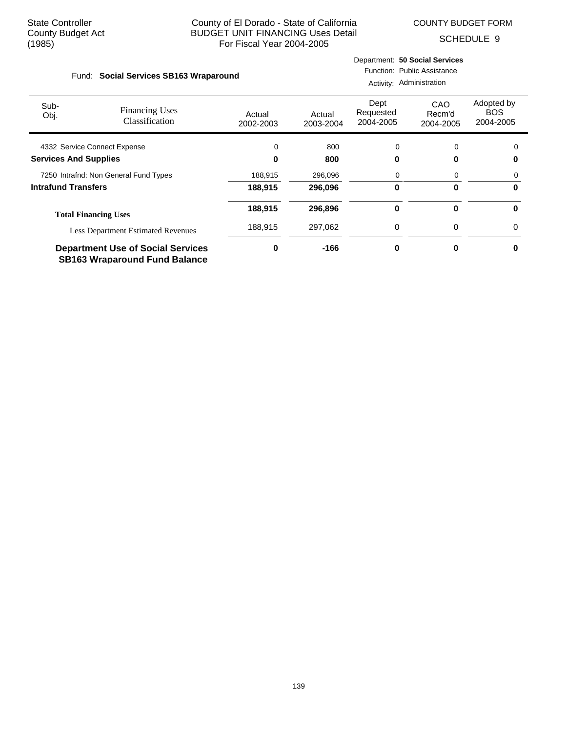State Controller
County Budget Act
(1985)

County of El Dorado - State of California
BUDGET UNIT FINANCING Uses Detail
For Fiscal Year 2004-2005

COUNTY BUDGET FORM
SCHEDULE 9

Fund: **Social Services SB163 Wraparound**

Department: **50 Social Services**
Function: Public Assistance
Activity: Administration

| Sub-Obj. | Financing Uses Classification | Actual 2002-2003 | Actual 2003-2004 | Dept Requested 2004-2005 | CAO Recm'd 2004-2005 | Adopted by BOS 2004-2005 |
|---|---|---|---|---|---|---|
| 4332 | Service Connect Expense | 0 | 800 | 0 | 0 | 0 |
| **Services And Supplies** | | **0** | **800** | **0** | **0** | **0** |
| 7250 | Intrafnd: Non General Fund Types | 188,915 | 296,096 | 0 | 0 | 0 |
| **Intrafund Transfers** | | **188,915** | **296,096** | **0** | **0** | **0** |
| **Total Financing Uses** | | **188,915** | **296,896** | **0** | **0** | **0** |
| | Less Department Estimated Revenues | 188,915 | 297,062 | 0 | 0 | 0 |
| **Department Use of Social Services SB163 Wraparound Fund Balance** | | **0** | **-166** | **0** | **0** | **0** |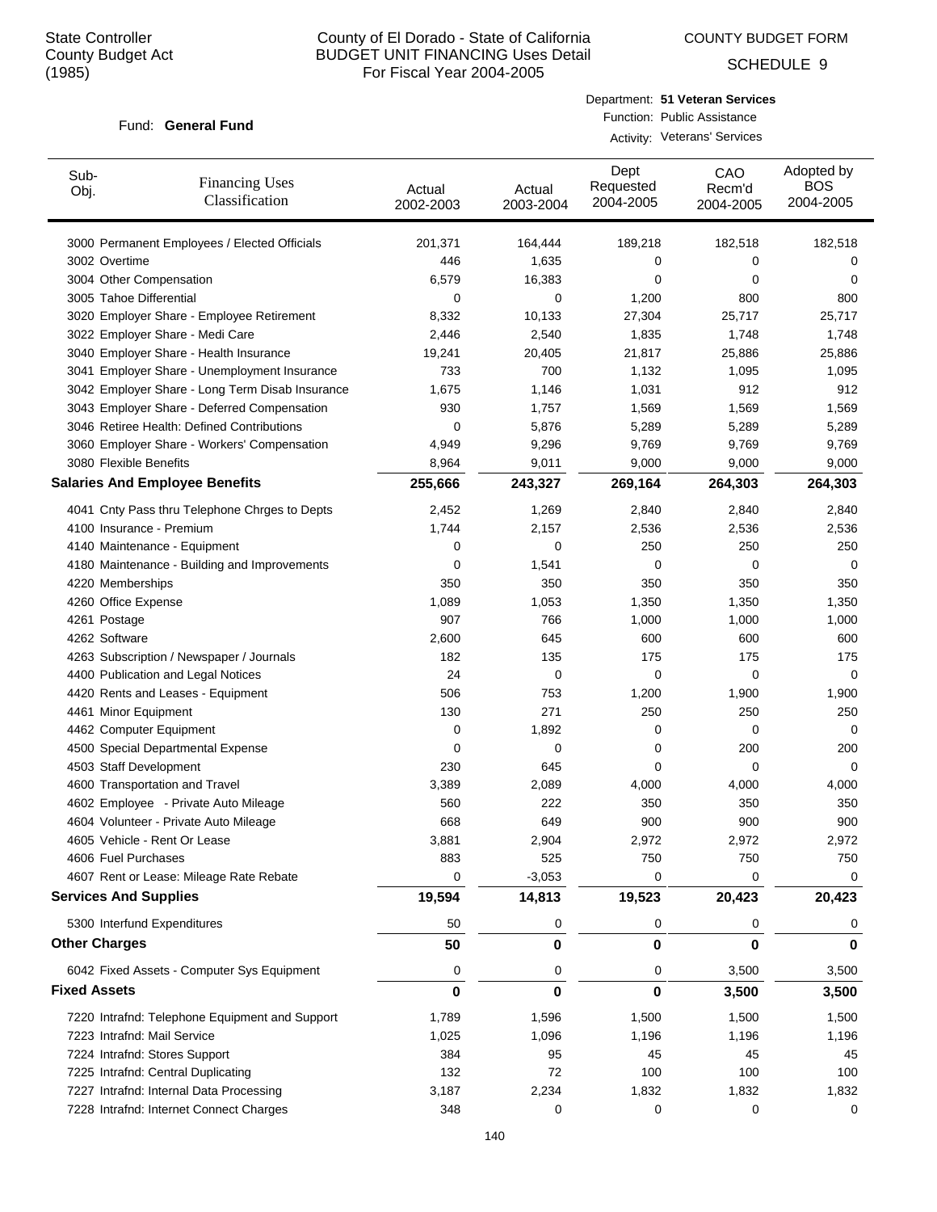State Controller
County Budget Act
(1985)

County of El Dorado - State of California
BUDGET UNIT FINANCING Uses Detail
For Fiscal Year 2004-2005

COUNTY BUDGET FORM

SCHEDULE 9

Fund: **General Fund**

Department: **51 Veteran Services**
Function: Public Assistance
Activity: Veterans' Services

| Sub-Obj. | Financing Uses Classification | Actual 2002-2003 | Actual 2003-2004 | Dept Requested 2004-2005 | CAO Recm'd 2004-2005 | Adopted by BOS 2004-2005 |
|---|---|---|---|---|---|---|
| 3000 | Permanent Employees / Elected Officials | 201,371 | 164,444 | 189,218 | 182,518 | 182,518 |
| 3002 | Overtime | 446 | 1,635 | 0 | 0 | 0 |
| 3004 | Other Compensation | 6,579 | 16,383 | 0 | 0 | 0 |
| 3005 | Tahoe Differential | 0 | 0 | 1,200 | 800 | 800 |
| 3020 | Employer Share - Employee Retirement | 8,332 | 10,133 | 27,304 | 25,717 | 25,717 |
| 3022 | Employer Share - Medi Care | 2,446 | 2,540 | 1,835 | 1,748 | 1,748 |
| 3040 | Employer Share - Health Insurance | 19,241 | 20,405 | 21,817 | 25,886 | 25,886 |
| 3041 | Employer Share - Unemployment Insurance | 733 | 700 | 1,132 | 1,095 | 1,095 |
| 3042 | Employer Share - Long Term Disab Insurance | 1,675 | 1,146 | 1,031 | 912 | 912 |
| 3043 | Employer Share - Deferred Compensation | 930 | 1,757 | 1,569 | 1,569 | 1,569 |
| 3046 | Retiree Health: Defined Contributions | 0 | 5,876 | 5,289 | 5,289 | 5,289 |
| 3060 | Employer Share - Workers' Compensation | 4,949 | 9,296 | 9,769 | 9,769 | 9,769 |
| 3080 | Flexible Benefits | 8,964 | 9,011 | 9,000 | 9,000 | 9,000 |
| **Salaries And Employee Benefits** | | **255,666** | **243,327** | **269,164** | **264,303** | **264,303** |
| 4041 | Cnty Pass thru Telephone Chrges to Depts | 2,452 | 1,269 | 2,840 | 2,840 | 2,840 |
| 4100 | Insurance - Premium | 1,744 | 2,157 | 2,536 | 2,536 | 2,536 |
| 4140 | Maintenance - Equipment | 0 | 0 | 250 | 250 | 250 |
| 4180 | Maintenance - Building and Improvements | 0 | 1,541 | 0 | 0 | 0 |
| 4220 | Memberships | 350 | 350 | 350 | 350 | 350 |
| 4260 | Office Expense | 1,089 | 1,053 | 1,350 | 1,350 | 1,350 |
| 4261 | Postage | 907 | 766 | 1,000 | 1,000 | 1,000 |
| 4262 | Software | 2,600 | 645 | 600 | 600 | 600 |
| 4263 | Subscription / Newspaper / Journals | 182 | 135 | 175 | 175 | 175 |
| 4400 | Publication and Legal Notices | 24 | 0 | 0 | 0 | 0 |
| 4420 | Rents and Leases - Equipment | 506 | 753 | 1,200 | 1,900 | 1,900 |
| 4461 | Minor Equipment | 130 | 271 | 250 | 250 | 250 |
| 4462 | Computer Equipment | 0 | 1,892 | 0 | 0 | 0 |
| 4500 | Special Departmental Expense | 0 | 0 | 0 | 200 | 200 |
| 4503 | Staff Development | 230 | 645 | 0 | 0 | 0 |
| 4600 | Transportation and Travel | 3,389 | 2,089 | 4,000 | 4,000 | 4,000 |
| 4602 | Employee - Private Auto Mileage | 560 | 222 | 350 | 350 | 350 |
| 4604 | Volunteer - Private Auto Mileage | 668 | 649 | 900 | 900 | 900 |
| 4605 | Vehicle - Rent Or Lease | 3,881 | 2,904 | 2,972 | 2,972 | 2,972 |
| 4606 | Fuel Purchases | 883 | 525 | 750 | 750 | 750 |
| 4607 | Rent or Lease: Mileage Rate Rebate | 0 | -3,053 | 0 | 0 | 0 |
| **Services And Supplies** | | **19,594** | **14,813** | **19,523** | **20,423** | **20,423** |
| 5300 | Interfund Expenditures | 50 | 0 | 0 | 0 | 0 |
| **Other Charges** | | **50** | **0** | **0** | **0** | **0** |
| 6042 | Fixed Assets - Computer Sys Equipment | 0 | 0 | 0 | 3,500 | 3,500 |
| **Fixed Assets** | | **0** | **0** | **0** | **3,500** | **3,500** |
| 7220 | Intrafnd: Telephone Equipment and Support | 1,789 | 1,596 | 1,500 | 1,500 | 1,500 |
| 7223 | Intrafnd: Mail Service | 1,025 | 1,096 | 1,196 | 1,196 | 1,196 |
| 7224 | Intrafnd: Stores Support | 384 | 95 | 45 | 45 | 45 |
| 7225 | Intrafnd: Central Duplicating | 132 | 72 | 100 | 100 | 100 |
| 7227 | Intrafnd: Internal Data Processing | 3,187 | 2,234 | 1,832 | 1,832 | 1,832 |
| 7228 | Intrafnd: Internet Connect Charges | 348 | 0 | 0 | 0 | 0 |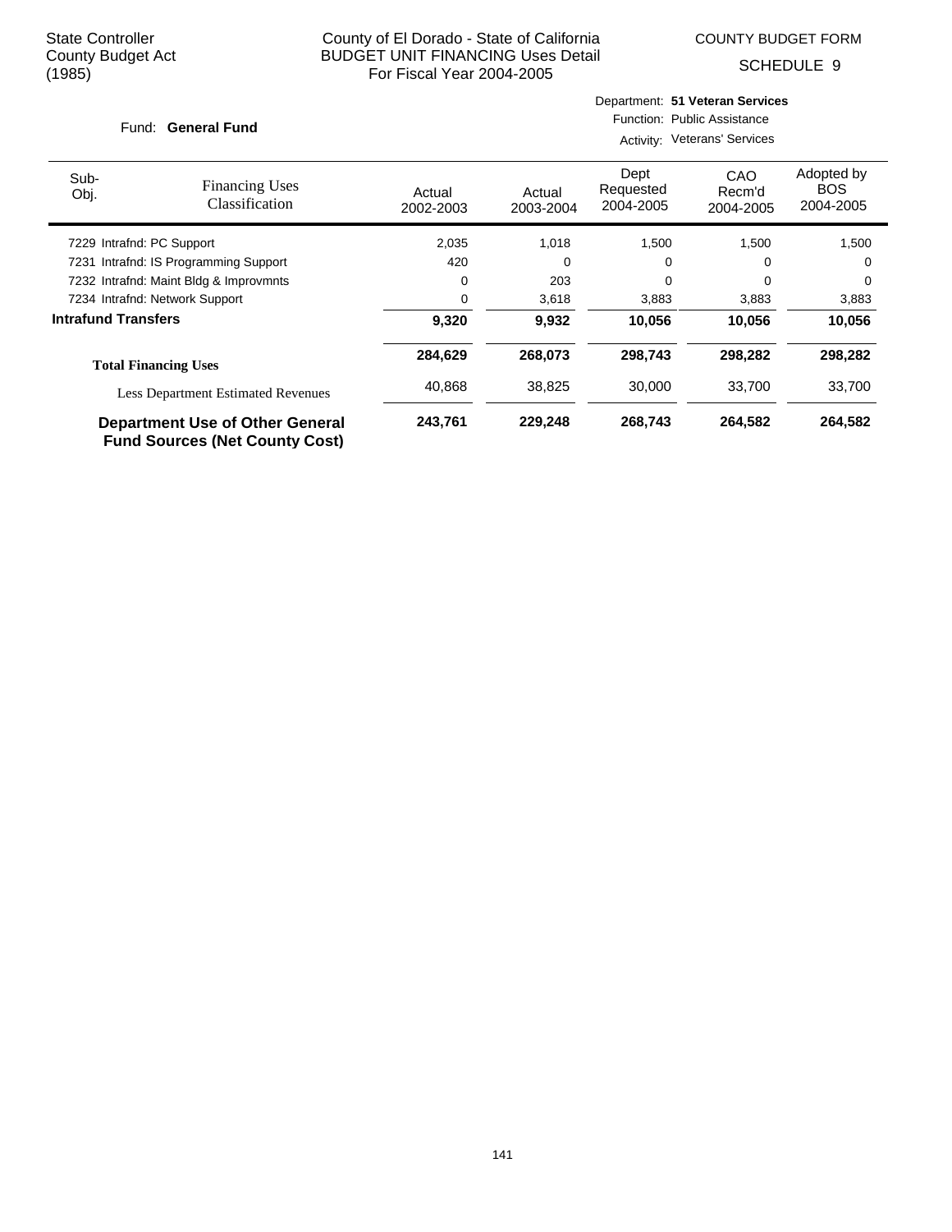State Controller
County Budget Act
(1985)

County of El Dorado - State of California
BUDGET UNIT FINANCING Uses Detail
For Fiscal Year 2004-2005

COUNTY BUDGET FORM
SCHEDULE 9

Fund: **General Fund**

Department: **51 Veteran Services**
Function: Public Assistance
Activity: Veterans' Services

| Sub-Obj. | Financing Uses Classification | Actual 2002-2003 | Actual 2003-2004 | Dept Requested 2004-2005 | CAO Recm'd 2004-2005 | Adopted by BOS 2004-2005 |
|---|---|---|---|---|---|---|
| 7229 | Intrafnd: PC Support | 2,035 | 1,018 | 1,500 | 1,500 | 1,500 |
| 7231 | Intrafnd: IS Programming Support | 420 | 0 | 0 | 0 | 0 |
| 7232 | Intrafnd: Maint Bldg & Improvmnts | 0 | 203 | 0 | 0 | 0 |
| 7234 | Intrafnd: Network Support | 0 | 3,618 | 3,883 | 3,883 | 3,883 |
| **Intrafund Transfers** | | **9,320** | **9,932** | **10,056** | **10,056** | **10,056** |
| **Total Financing Uses** | | **284,629** | **268,073** | **298,743** | **298,282** | **298,282** |
| Less Department Estimated Revenues | | 40,868 | 38,825 | 30,000 | 33,700 | 33,700 |
| **Department Use of Other General Fund Sources (Net County Cost)** | | **243,761** | **229,248** | **268,743** | **264,582** | **264,582** |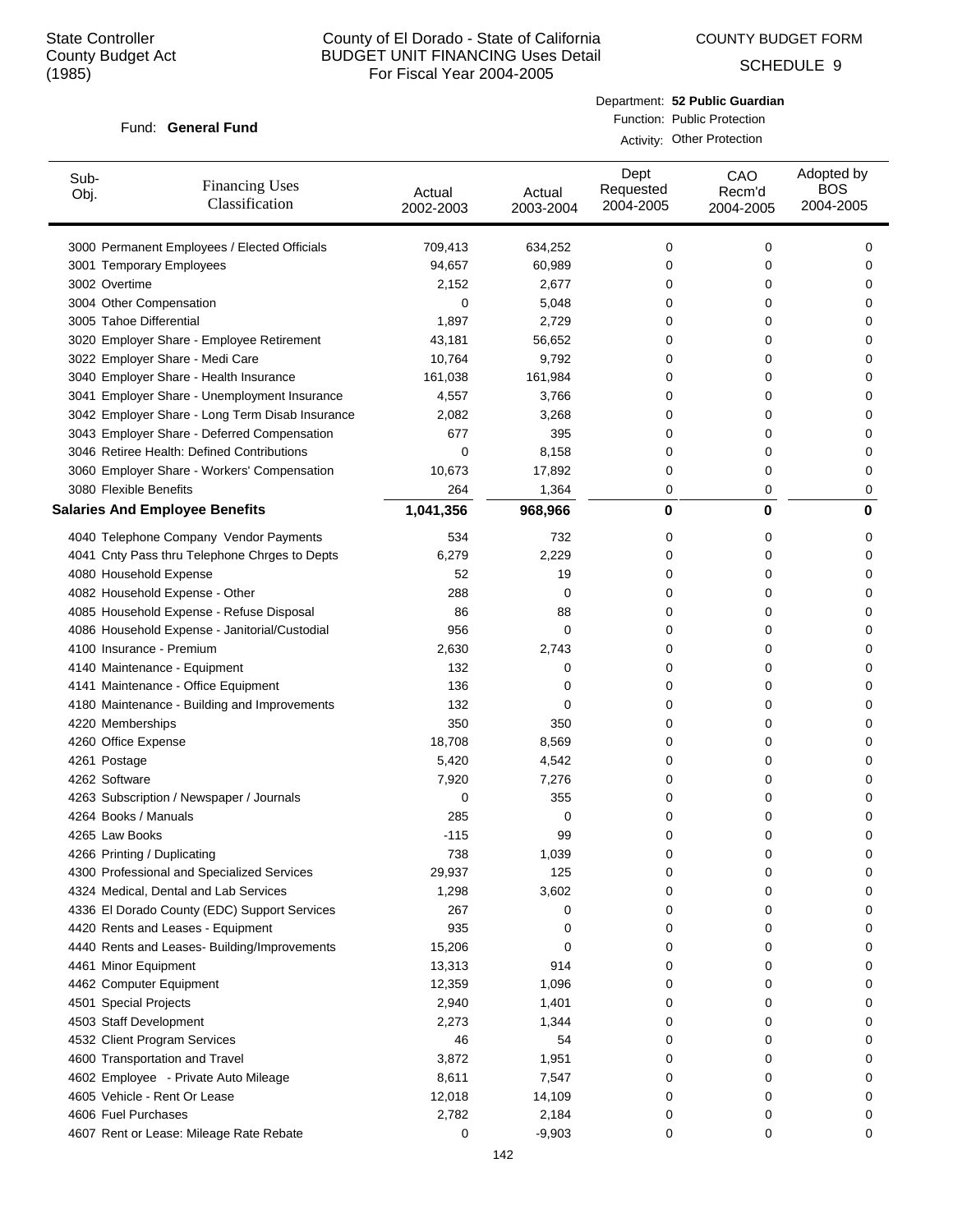State Controller
County Budget Act
(1985)

# County of El Dorado - State of California
## BUDGET UNIT FINANCING Uses Detail
For Fiscal Year 2004-2005

COUNTY BUDGET FORM
SCHEDULE 9

Fund: **General Fund**

Department: **52 Public Guardian**
Function: Public Protection
Activity: Other Protection

| Sub-Obj. | Financing Uses Classification | Actual 2002-2003 | Actual 2003-2004 | Dept Requested 2004-2005 | CAO Recm'd 2004-2005 | Adopted by BOS 2004-2005 |
|---|---|---|---|---|---|---|
| 3000 | Permanent Employees / Elected Officials | 709,413 | 634,252 | 0 | 0 | 0 |
| 3001 | Temporary Employees | 94,657 | 60,989 | 0 | 0 | 0 |
| 3002 | Overtime | 2,152 | 2,677 | 0 | 0 | 0 |
| 3004 | Other Compensation | 0 | 5,048 | 0 | 0 | 0 |
| 3005 | Tahoe Differential | 1,897 | 2,729 | 0 | 0 | 0 |
| 3020 | Employer Share - Employee Retirement | 43,181 | 56,652 | 0 | 0 | 0 |
| 3022 | Employer Share - Medi Care | 10,764 | 9,792 | 0 | 0 | 0 |
| 3040 | Employer Share - Health Insurance | 161,038 | 161,984 | 0 | 0 | 0 |
| 3041 | Employer Share - Unemployment Insurance | 4,557 | 3,766 | 0 | 0 | 0 |
| 3042 | Employer Share - Long Term Disab Insurance | 2,082 | 3,268 | 0 | 0 | 0 |
| 3043 | Employer Share - Deferred Compensation | 677 | 395 | 0 | 0 | 0 |
| 3046 | Retiree Health: Defined Contributions | 0 | 8,158 | 0 | 0 | 0 |
| 3060 | Employer Share - Workers' Compensation | 10,673 | 17,892 | 0 | 0 | 0 |
| 3080 | Flexible Benefits | 264 | 1,364 | 0 | 0 | 0 |
| **Salaries And Employee Benefits** | | **1,041,356** | **968,966** | **0** | **0** | **0** |
| 4040 | Telephone Company Vendor Payments | 534 | 732 | 0 | 0 | 0 |
| 4041 | Cnty Pass thru Telephone Chrges to Depts | 6,279 | 2,229 | 0 | 0 | 0 |
| 4080 | Household Expense | 52 | 19 | 0 | 0 | 0 |
| 4082 | Household Expense - Other | 288 | 0 | 0 | 0 | 0 |
| 4085 | Household Expense - Refuse Disposal | 86 | 88 | 0 | 0 | 0 |
| 4086 | Household Expense - Janitorial/Custodial | 956 | 0 | 0 | 0 | 0 |
| 4100 | Insurance - Premium | 2,630 | 2,743 | 0 | 0 | 0 |
| 4140 | Maintenance - Equipment | 132 | 0 | 0 | 0 | 0 |
| 4141 | Maintenance - Office Equipment | 136 | 0 | 0 | 0 | 0 |
| 4180 | Maintenance - Building and Improvements | 132 | 0 | 0 | 0 | 0 |
| 4220 | Memberships | 350 | 350 | 0 | 0 | 0 |
| 4260 | Office Expense | 18,708 | 8,569 | 0 | 0 | 0 |
| 4261 | Postage | 5,420 | 4,542 | 0 | 0 | 0 |
| 4262 | Software | 7,920 | 7,276 | 0 | 0 | 0 |
| 4263 | Subscription / Newspaper / Journals | 0 | 355 | 0 | 0 | 0 |
| 4264 | Books / Manuals | 285 | 0 | 0 | 0 | 0 |
| 4265 | Law Books | -115 | 99 | 0 | 0 | 0 |
| 4266 | Printing / Duplicating | 738 | 1,039 | 0 | 0 | 0 |
| 4300 | Professional and Specialized Services | 29,937 | 125 | 0 | 0 | 0 |
| 4324 | Medical, Dental and Lab Services | 1,298 | 3,602 | 0 | 0 | 0 |
| 4336 | El Dorado County (EDC) Support Services | 267 | 0 | 0 | 0 | 0 |
| 4420 | Rents and Leases - Equipment | 935 | 0 | 0 | 0 | 0 |
| 4440 | Rents and Leases- Building/Improvements | 15,206 | 0 | 0 | 0 | 0 |
| 4461 | Minor Equipment | 13,313 | 914 | 0 | 0 | 0 |
| 4462 | Computer Equipment | 12,359 | 1,096 | 0 | 0 | 0 |
| 4501 | Special Projects | 2,940 | 1,401 | 0 | 0 | 0 |
| 4503 | Staff Development | 2,273 | 1,344 | 0 | 0 | 0 |
| 4532 | Client Program Services | 46 | 54 | 0 | 0 | 0 |
| 4600 | Transportation and Travel | 3,872 | 1,951 | 0 | 0 | 0 |
| 4602 | Employee - Private Auto Mileage | 8,611 | 7,547 | 0 | 0 | 0 |
| 4605 | Vehicle - Rent Or Lease | 12,018 | 14,109 | 0 | 0 | 0 |
| 4606 | Fuel Purchases | 2,782 | 2,184 | 0 | 0 | 0 |
| 4607 | Rent or Lease: Mileage Rate Rebate | 0 | -9,903 | 0 | 0 | 0 |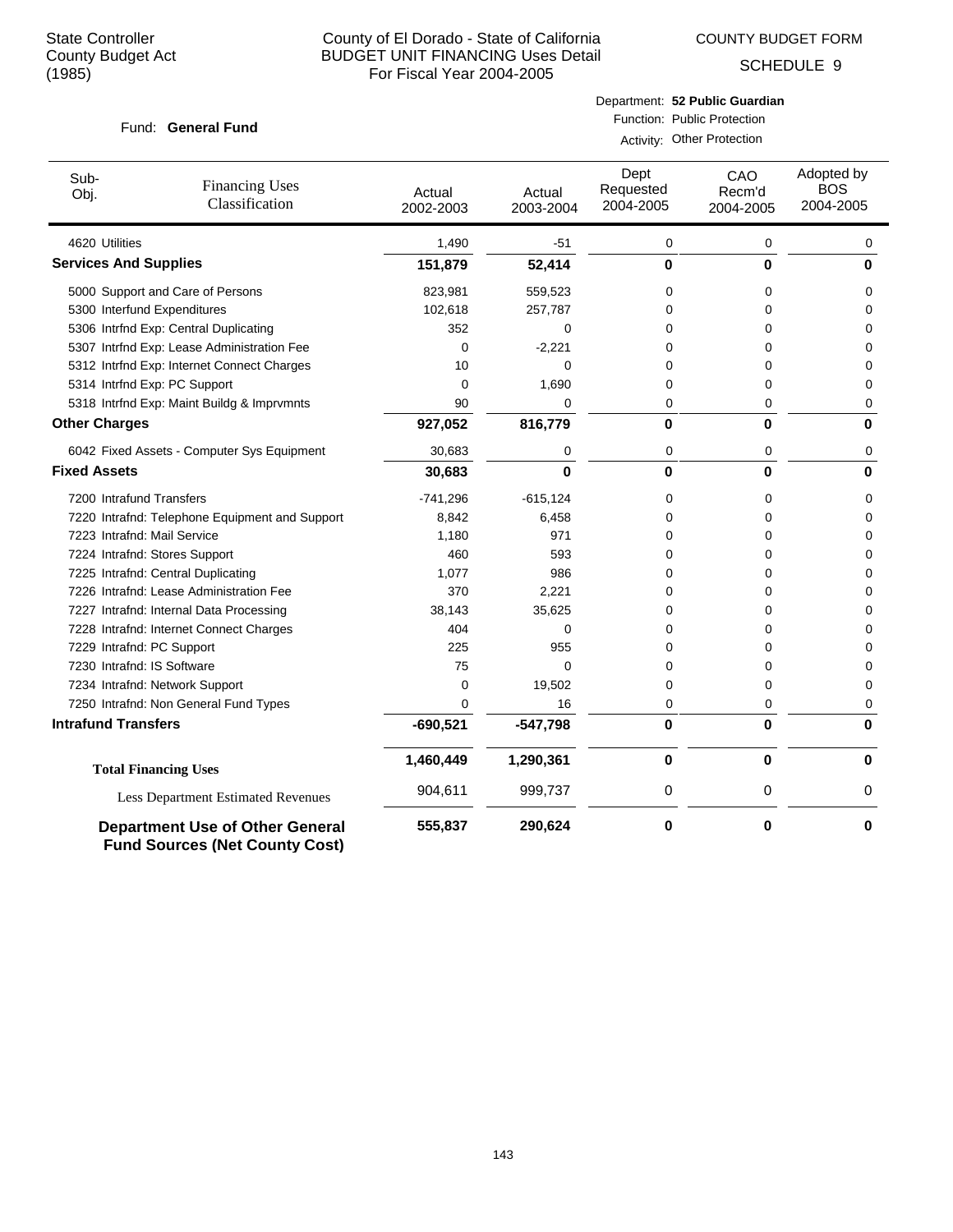State Controller
County Budget Act
(1985)

County of El Dorado - State of California
BUDGET UNIT FINANCING Uses Detail
For Fiscal Year 2004-2005

COUNTY BUDGET FORM
SCHEDULE 9

Fund: **General Fund**

Department: **52 Public Guardian**
Function: Public Protection
Activity: Other Protection

| Sub-Obj. | Financing Uses Classification | Actual 2002-2003 | Actual 2003-2004 | Dept Requested 2004-2005 | CAO Recm'd 2004-2005 | Adopted by BOS 2004-2005 |
|---|---|---|---|---|---|---|
| 4620 | Utilities | 1,490 | -51 | 0 | 0 | 0 |
| **Services And Supplies** | | **151,879** | **52,414** | **0** | **0** | **0** |
| 5000 | Support and Care of Persons | 823,981 | 559,523 | 0 | 0 | 0 |
| 5300 | Interfund Expenditures | 102,618 | 257,787 | 0 | 0 | 0 |
| 5306 | Intrfnd Exp: Central Duplicating | 352 | 0 | 0 | 0 | 0 |
| 5307 | Intrfnd Exp: Lease Administration Fee | 0 | -2,221 | 0 | 0 | 0 |
| 5312 | Intrfnd Exp: Internet Connect Charges | 10 | 0 | 0 | 0 | 0 |
| 5314 | Intrfnd Exp: PC Support | 0 | 1,690 | 0 | 0 | 0 |
| 5318 | Intrfnd Exp: Maint Buildg & Imprvmnts | 90 | 0 | 0 | 0 | 0 |
| **Other Charges** | | **927,052** | **816,779** | **0** | **0** | **0** |
| 6042 | Fixed Assets - Computer Sys Equipment | 30,683 | 0 | 0 | 0 | 0 |
| **Fixed Assets** | | **30,683** | **0** | **0** | **0** | **0** |
| 7200 | Intrafund Transfers | -741,296 | -615,124 | 0 | 0 | 0 |
| 7220 | Intrafnd: Telephone Equipment and Support | 8,842 | 6,458 | 0 | 0 | 0 |
| 7223 | Intrafnd: Mail Service | 1,180 | 971 | 0 | 0 | 0 |
| 7224 | Intrafnd: Stores Support | 460 | 593 | 0 | 0 | 0 |
| 7225 | Intrafnd: Central Duplicating | 1,077 | 986 | 0 | 0 | 0 |
| 7226 | Intrafnd: Lease Administration Fee | 370 | 2,221 | 0 | 0 | 0 |
| 7227 | Intrafnd: Internal Data Processing | 38,143 | 35,625 | 0 | 0 | 0 |
| 7228 | Intrafnd: Internet Connect Charges | 404 | 0 | 0 | 0 | 0 |
| 7229 | Intrafnd: PC Support | 225 | 955 | 0 | 0 | 0 |
| 7230 | Intrafnd: IS Software | 75 | 0 | 0 | 0 | 0 |
| 7234 | Intrafnd: Network Support | 0 | 19,502 | 0 | 0 | 0 |
| 7250 | Intrafnd: Non General Fund Types | 0 | 16 | 0 | 0 | 0 |
| **Intrafund Transfers** | | **-690,521** | **-547,798** | **0** | **0** | **0** |
| **Total Financing Uses** | | **1,460,449** | **1,290,361** | **0** | **0** | **0** |
| Less Department Estimated Revenues | | 904,611 | 999,737 | 0 | 0 | 0 |
| **Department Use of Other General Fund Sources (Net County Cost)** | | **555,837** | **290,624** | **0** | **0** | **0** |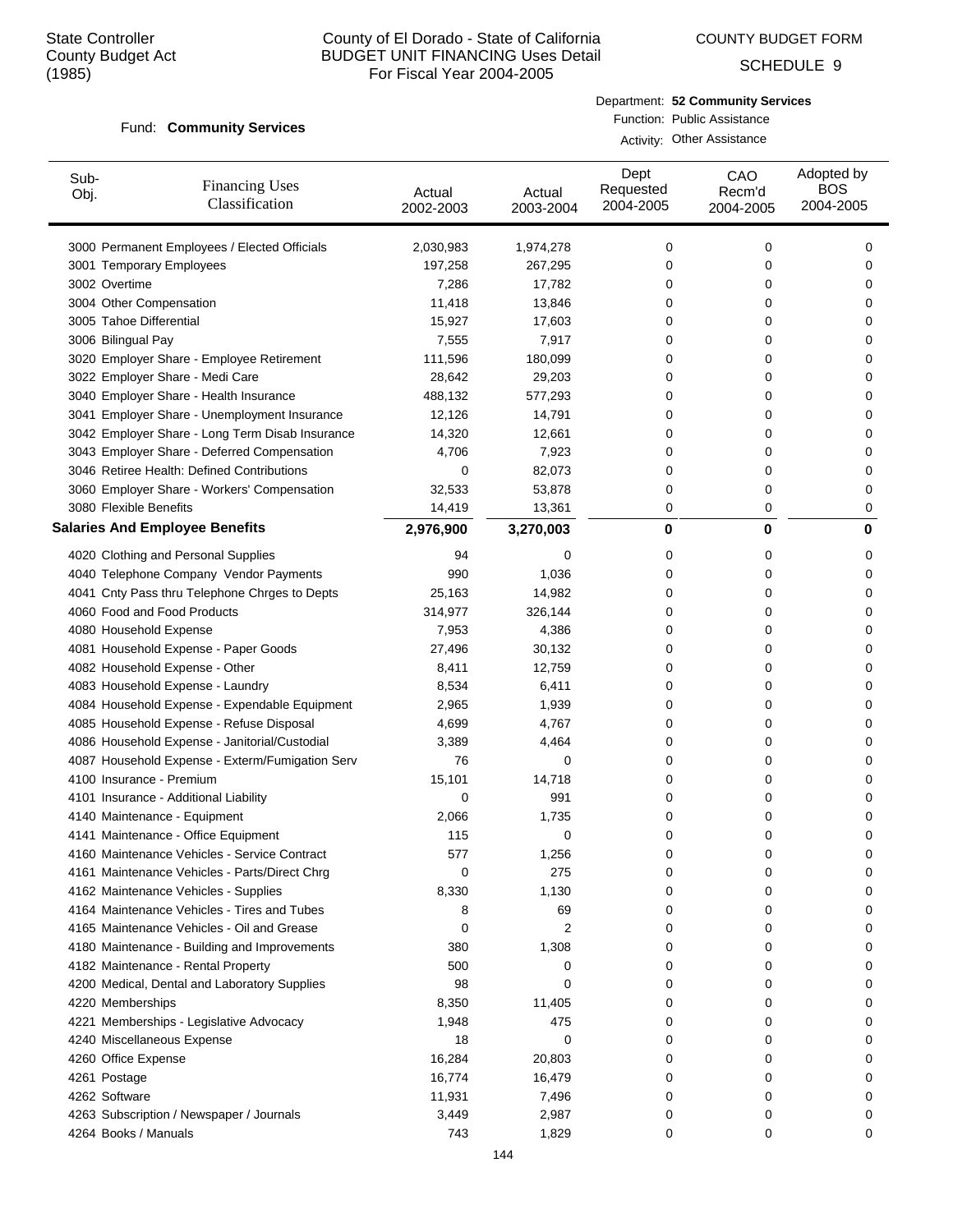State Controller
County Budget Act
(1985)

# County of El Dorado - State of California
## BUDGET UNIT FINANCING Uses Detail
### For Fiscal Year 2004-2005

COUNTY BUDGET FORM
SCHEDULE 9

Fund: **Community Services**

Department: **52 Community Services**
Function: Public Assistance
Activity: Other Assistance

| Sub-Obj. | Financing Uses Classification | Actual 2002-2003 | Actual 2003-2004 | Dept Requested 2004-2005 | CAO Recm'd 2004-2005 | Adopted by BOS 2004-2005 |
|---|---|---|---|---|---|---|
| 3000 | Permanent Employees / Elected Officials | 2,030,983 | 1,974,278 | 0 | 0 | 0 |
| 3001 | Temporary Employees | 197,258 | 267,295 | 0 | 0 | 0 |
| 3002 | Overtime | 7,286 | 17,782 | 0 | 0 | 0 |
| 3004 | Other Compensation | 11,418 | 13,846 | 0 | 0 | 0 |
| 3005 | Tahoe Differential | 15,927 | 17,603 | 0 | 0 | 0 |
| 3006 | Bilingual Pay | 7,555 | 7,917 | 0 | 0 | 0 |
| 3020 | Employer Share - Employee Retirement | 111,596 | 180,099 | 0 | 0 | 0 |
| 3022 | Employer Share - Medi Care | 28,642 | 29,203 | 0 | 0 | 0 |
| 3040 | Employer Share - Health Insurance | 488,132 | 577,293 | 0 | 0 | 0 |
| 3041 | Employer Share - Unemployment Insurance | 12,126 | 14,791 | 0 | 0 | 0 |
| 3042 | Employer Share - Long Term Disab Insurance | 14,320 | 12,661 | 0 | 0 | 0 |
| 3043 | Employer Share - Deferred Compensation | 4,706 | 7,923 | 0 | 0 | 0 |
| 3046 | Retiree Health: Defined Contributions | 0 | 82,073 | 0 | 0 | 0 |
| 3060 | Employer Share - Workers' Compensation | 32,533 | 53,878 | 0 | 0 | 0 |
| 3080 | Flexible Benefits | 14,419 | 13,361 | 0 | 0 | 0 |
| **Salaries And Employee Benefits** | | **2,976,900** | **3,270,003** | **0** | **0** | **0** |
| 4020 | Clothing and Personal Supplies | 94 | 0 | 0 | 0 | 0 |
| 4040 | Telephone Company Vendor Payments | 990 | 1,036 | 0 | 0 | 0 |
| 4041 | Cnty Pass thru Telephone Chrges to Depts | 25,163 | 14,982 | 0 | 0 | 0 |
| 4060 | Food and Food Products | 314,977 | 326,144 | 0 | 0 | 0 |
| 4080 | Household Expense | 7,953 | 4,386 | 0 | 0 | 0 |
| 4081 | Household Expense - Paper Goods | 27,496 | 30,132 | 0 | 0 | 0 |
| 4082 | Household Expense - Other | 8,411 | 12,759 | 0 | 0 | 0 |
| 4083 | Household Expense - Laundry | 8,534 | 6,411 | 0 | 0 | 0 |
| 4084 | Household Expense - Expendable Equipment | 2,965 | 1,939 | 0 | 0 | 0 |
| 4085 | Household Expense - Refuse Disposal | 4,699 | 4,767 | 0 | 0 | 0 |
| 4086 | Household Expense - Janitorial/Custodial | 3,389 | 4,464 | 0 | 0 | 0 |
| 4087 | Household Expense - Exterm/Fumigation Serv | 76 | 0 | 0 | 0 | 0 |
| 4100 | Insurance - Premium | 15,101 | 14,718 | 0 | 0 | 0 |
| 4101 | Insurance - Additional Liability | 0 | 991 | 0 | 0 | 0 |
| 4140 | Maintenance - Equipment | 2,066 | 1,735 | 0 | 0 | 0 |
| 4141 | Maintenance - Office Equipment | 115 | 0 | 0 | 0 | 0 |
| 4160 | Maintenance Vehicles - Service Contract | 577 | 1,256 | 0 | 0 | 0 |
| 4161 | Maintenance Vehicles - Parts/Direct Chrg | 0 | 275 | 0 | 0 | 0 |
| 4162 | Maintenance Vehicles - Supplies | 8,330 | 1,130 | 0 | 0 | 0 |
| 4164 | Maintenance Vehicles - Tires and Tubes | 8 | 69 | 0 | 0 | 0 |
| 4165 | Maintenance Vehicles - Oil and Grease | 0 | 2 | 0 | 0 | 0 |
| 4180 | Maintenance - Building and Improvements | 380 | 1,308 | 0 | 0 | 0 |
| 4182 | Maintenance - Rental Property | 500 | 0 | 0 | 0 | 0 |
| 4200 | Medical, Dental and Laboratory Supplies | 98 | 0 | 0 | 0 | 0 |
| 4220 | Memberships | 8,350 | 11,405 | 0 | 0 | 0 |
| 4221 | Memberships - Legislative Advocacy | 1,948 | 475 | 0 | 0 | 0 |
| 4240 | Miscellaneous Expense | 18 | 0 | 0 | 0 | 0 |
| 4260 | Office Expense | 16,284 | 20,803 | 0 | 0 | 0 |
| 4261 | Postage | 16,774 | 16,479 | 0 | 0 | 0 |
| 4262 | Software | 11,931 | 7,496 | 0 | 0 | 0 |
| 4263 | Subscription / Newspaper / Journals | 3,449 | 2,987 | 0 | 0 | 0 |
| 4264 | Books / Manuals | 743 | 1,829 | 0 | 0 | 0 |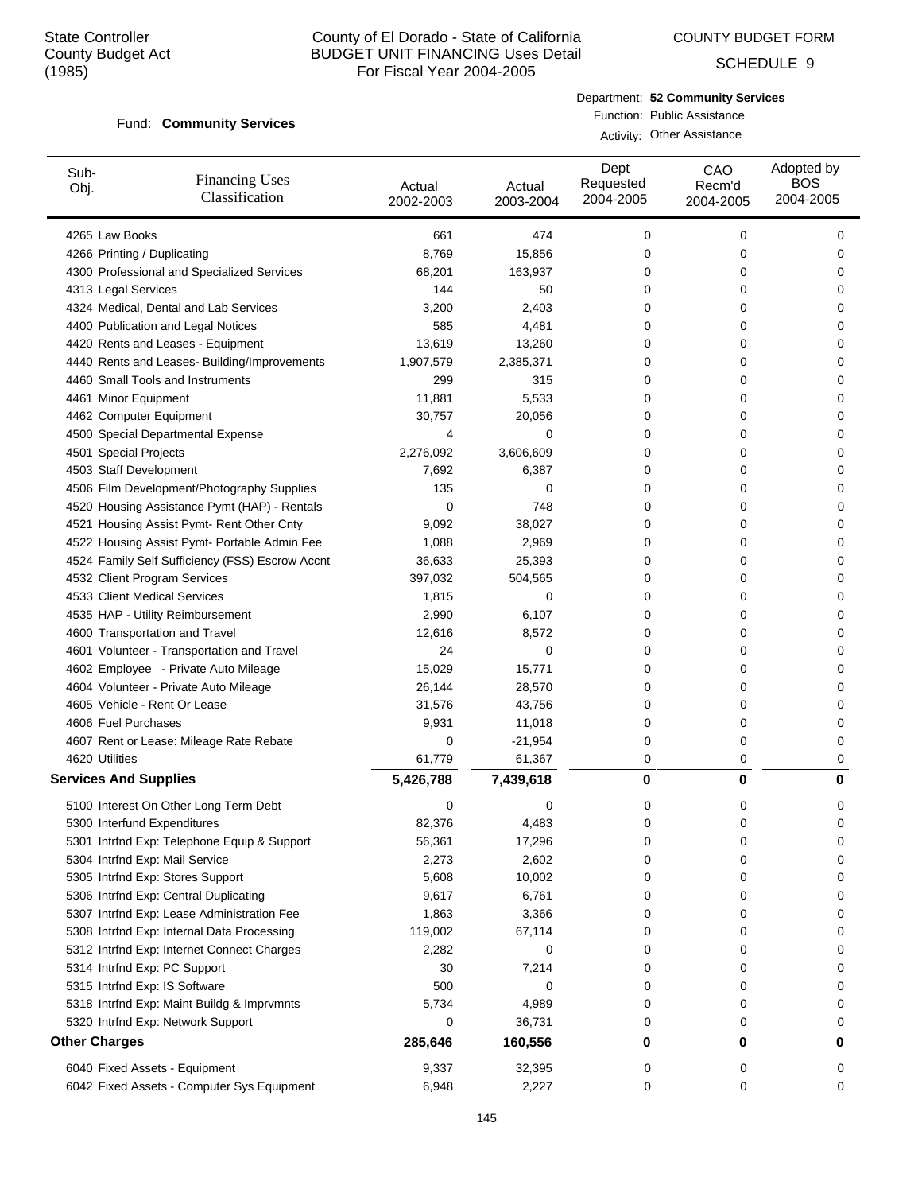State Controller
County Budget Act
(1985)

County of El Dorado - State of California
BUDGET UNIT FINANCING Uses Detail
For Fiscal Year 2004-2005

COUNTY BUDGET FORM
SCHEDULE 9

Fund: **Community Services**

Department: **52 Community Services**
Function: Public Assistance
Activity: Other Assistance

| Sub-Obj. | Financing Uses Classification | Actual 2002-2003 | Actual 2003-2004 | Dept Requested 2004-2005 | CAO Recm'd 2004-2005 | Adopted by BOS 2004-2005 |
|---|---|---|---|---|---|---|
| 4265 | Law Books | 661 | 474 | 0 | 0 | 0 |
| 4266 | Printing / Duplicating | 8,769 | 15,856 | 0 | 0 | 0 |
| 4300 | Professional and Specialized Services | 68,201 | 163,937 | 0 | 0 | 0 |
| 4313 | Legal Services | 144 | 50 | 0 | 0 | 0 |
| 4324 | Medical, Dental and Lab Services | 3,200 | 2,403 | 0 | 0 | 0 |
| 4400 | Publication and Legal Notices | 585 | 4,481 | 0 | 0 | 0 |
| 4420 | Rents and Leases - Equipment | 13,619 | 13,260 | 0 | 0 | 0 |
| 4440 | Rents and Leases- Building/Improvements | 1,907,579 | 2,385,371 | 0 | 0 | 0 |
| 4460 | Small Tools and Instruments | 299 | 315 | 0 | 0 | 0 |
| 4461 | Minor Equipment | 11,881 | 5,533 | 0 | 0 | 0 |
| 4462 | Computer Equipment | 30,757 | 20,056 | 0 | 0 | 0 |
| 4500 | Special Departmental Expense | 4 | 0 | 0 | 0 | 0 |
| 4501 | Special Projects | 2,276,092 | 3,606,609 | 0 | 0 | 0 |
| 4503 | Staff Development | 7,692 | 6,387 | 0 | 0 | 0 |
| 4506 | Film Development/Photography Supplies | 135 | 0 | 0 | 0 | 0 |
| 4520 | Housing Assistance Pymt (HAP) - Rentals | 0 | 748 | 0 | 0 | 0 |
| 4521 | Housing Assist Pymt- Rent Other Cnty | 9,092 | 38,027 | 0 | 0 | 0 |
| 4522 | Housing Assist Pymt- Portable Admin Fee | 1,088 | 2,969 | 0 | 0 | 0 |
| 4524 | Family Self Sufficiency (FSS) Escrow Accnt | 36,633 | 25,393 | 0 | 0 | 0 |
| 4532 | Client Program Services | 397,032 | 504,565 | 0 | 0 | 0 |
| 4533 | Client Medical Services | 1,815 | 0 | 0 | 0 | 0 |
| 4535 | HAP - Utility Reimbursement | 2,990 | 6,107 | 0 | 0 | 0 |
| 4600 | Transportation and Travel | 12,616 | 8,572 | 0 | 0 | 0 |
| 4601 | Volunteer - Transportation and Travel | 24 | 0 | 0 | 0 | 0 |
| 4602 | Employee - Private Auto Mileage | 15,029 | 15,771 | 0 | 0 | 0 |
| 4604 | Volunteer - Private Auto Mileage | 26,144 | 28,570 | 0 | 0 | 0 |
| 4605 | Vehicle - Rent Or Lease | 31,576 | 43,756 | 0 | 0 | 0 |
| 4606 | Fuel Purchases | 9,931 | 11,018 | 0 | 0 | 0 |
| 4607 | Rent or Lease: Mileage Rate Rebate | 0 | -21,954 | 0 | 0 | 0 |
| 4620 | Utilities | 61,779 | 61,367 | 0 | 0 | 0 |
| **Services And Supplies** | | **5,426,788** | **7,439,618** | **0** | **0** | **0** |
| 5100 | Interest On Other Long Term Debt | 0 | 0 | 0 | 0 | 0 |
| 5300 | Interfund Expenditures | 82,376 | 4,483 | 0 | 0 | 0 |
| 5301 | Intrfnd Exp: Telephone Equip & Support | 56,361 | 17,296 | 0 | 0 | 0 |
| 5304 | Intrfnd Exp: Mail Service | 2,273 | 2,602 | 0 | 0 | 0 |
| 5305 | Intrfnd Exp: Stores Support | 5,608 | 10,002 | 0 | 0 | 0 |
| 5306 | Intrfnd Exp: Central Duplicating | 9,617 | 6,761 | 0 | 0 | 0 |
| 5307 | Intrfnd Exp: Lease Administration Fee | 1,863 | 3,366 | 0 | 0 | 0 |
| 5308 | Intrfnd Exp: Internal Data Processing | 119,002 | 67,114 | 0 | 0 | 0 |
| 5312 | Intrfnd Exp: Internet Connect Charges | 2,282 | 0 | 0 | 0 | 0 |
| 5314 | Intrfnd Exp: PC Support | 30 | 7,214 | 0 | 0 | 0 |
| 5315 | Intrfnd Exp: IS Software | 500 | 0 | 0 | 0 | 0 |
| 5318 | Intrfnd Exp: Maint Buildg & Imprvmnts | 5,734 | 4,989 | 0 | 0 | 0 |
| 5320 | Intrfnd Exp: Network Support | 0 | 36,731 | 0 | 0 | 0 |
| **Other Charges** | | **285,646** | **160,556** | **0** | **0** | **0** |
| 6040 | Fixed Assets - Equipment | 9,337 | 32,395 | 0 | 0 | 0 |
| 6042 | Fixed Assets - Computer Sys Equipment | 6,948 | 2,227 | 0 | 0 | 0 |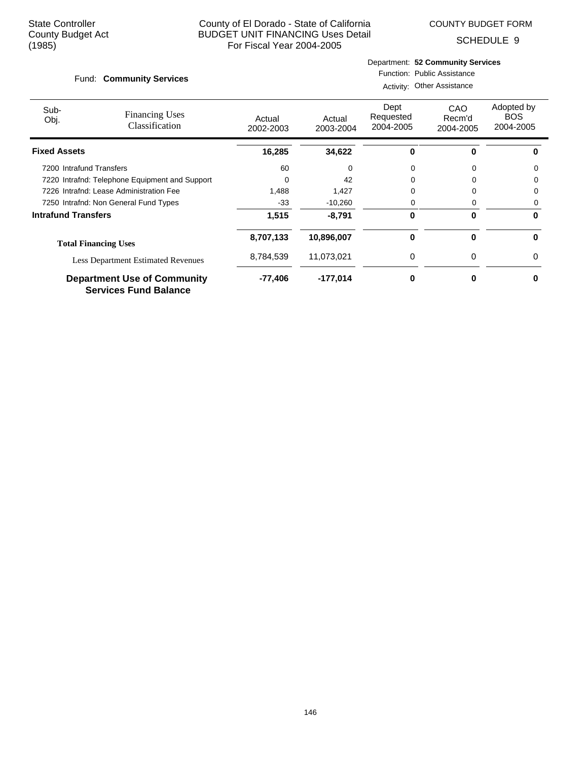State Controller
County Budget Act
(1985)

County of El Dorado - State of California
BUDGET UNIT FINANCING Uses Detail
For Fiscal Year 2004-2005

COUNTY BUDGET FORM

SCHEDULE 9

Fund: **Community Services**

Department: **52 Community Services**
Function: Public Assistance
Activity: Other Assistance

| Sub-Obj. | Financing Uses Classification | Actual 2002-2003 | Actual 2003-2004 | Dept Requested 2004-2005 | CAO Recm'd 2004-2005 | Adopted by BOS 2004-2005 |
|---|---|---|---|---|---|---|
| **Fixed Assets** | | **16,285** | **34,622** | **0** | **0** | **0** |
| 7200 | Intrafund Transfers | 60 | 0 | 0 | 0 | 0 |
| 7220 | Intrafnd: Telephone Equipment and Support | 0 | 42 | 0 | 0 | 0 |
| 7226 | Intrafnd: Lease Administration Fee | 1,488 | 1,427 | 0 | 0 | 0 |
| 7250 | Intrafnd: Non General Fund Types | -33 | -10,260 | 0 | 0 | 0 |
| **Intrafund Transfers** | | **1,515** | **-8,791** | **0** | **0** | **0** |
| **Total Financing Uses** | | **8,707,133** | **10,896,007** | **0** | **0** | **0** |
| Less Department Estimated Revenues | | 8,784,539 | 11,073,021 | 0 | 0 | 0 |
| **Department Use of Community Services Fund Balance** | | **-77,406** | **-177,014** | **0** | **0** | **0** |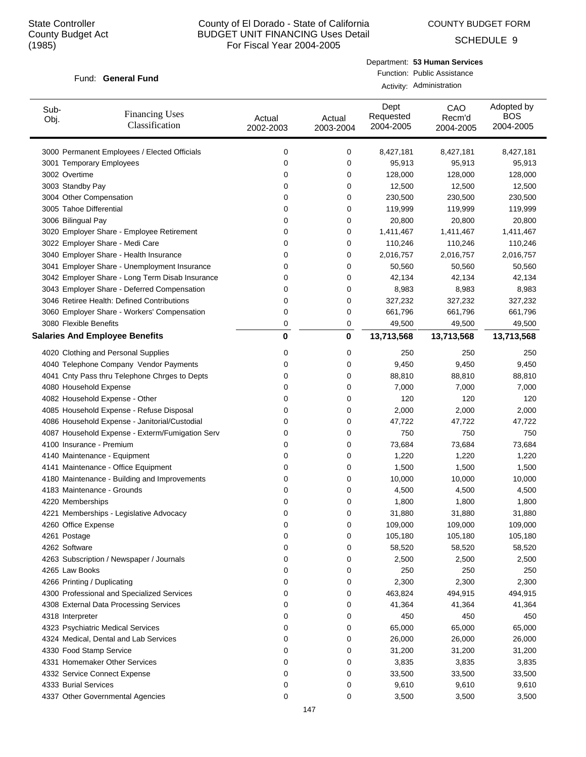State Controller
County Budget Act
(1985)

# County of El Dorado - State of California
## BUDGET UNIT FINANCING Uses Detail
For Fiscal Year 2004-2005

COUNTY BUDGET FORM

SCHEDULE 9

Fund: **General Fund**

Department: **53 Human Services**
Function: Public Assistance
Activity: Administration

| Sub-Obj. | Financing Uses Classification | Actual 2002-2003 | Actual 2003-2004 | Dept Requested 2004-2005 | CAO Recm'd 2004-2005 | Adopted by BOS 2004-2005 |
|---|---|---|---|---|---|---|
| 3000 | Permanent Employees / Elected Officials | 0 | 0 | 8,427,181 | 8,427,181 | 8,427,181 |
| 3001 | Temporary Employees | 0 | 0 | 95,913 | 95,913 | 95,913 |
| 3002 | Overtime | 0 | 0 | 128,000 | 128,000 | 128,000 |
| 3003 | Standby Pay | 0 | 0 | 12,500 | 12,500 | 12,500 |
| 3004 | Other Compensation | 0 | 0 | 230,500 | 230,500 | 230,500 |
| 3005 | Tahoe Differential | 0 | 0 | 119,999 | 119,999 | 119,999 |
| 3006 | Bilingual Pay | 0 | 0 | 20,800 | 20,800 | 20,800 |
| 3020 | Employer Share - Employee Retirement | 0 | 0 | 1,411,467 | 1,411,467 | 1,411,467 |
| 3022 | Employer Share - Medi Care | 0 | 0 | 110,246 | 110,246 | 110,246 |
| 3040 | Employer Share - Health Insurance | 0 | 0 | 2,016,757 | 2,016,757 | 2,016,757 |
| 3041 | Employer Share - Unemployment Insurance | 0 | 0 | 50,560 | 50,560 | 50,560 |
| 3042 | Employer Share - Long Term Disab Insurance | 0 | 0 | 42,134 | 42,134 | 42,134 |
| 3043 | Employer Share - Deferred Compensation | 0 | 0 | 8,983 | 8,983 | 8,983 |
| 3046 | Retiree Health: Defined Contributions | 0 | 0 | 327,232 | 327,232 | 327,232 |
| 3060 | Employer Share - Workers' Compensation | 0 | 0 | 661,796 | 661,796 | 661,796 |
| 3080 | Flexible Benefits | 0 | 0 | 49,500 | 49,500 | 49,500 |
| **Salaries And Employee Benefits** | | **0** | **0** | **13,713,568** | **13,713,568** | **13,713,568** |
| 4020 | Clothing and Personal Supplies | 0 | 0 | 250 | 250 | 250 |
| 4040 | Telephone Company Vendor Payments | 0 | 0 | 9,450 | 9,450 | 9,450 |
| 4041 | Cnty Pass thru Telephone Chrges to Depts | 0 | 0 | 88,810 | 88,810 | 88,810 |
| 4080 | Household Expense | 0 | 0 | 7,000 | 7,000 | 7,000 |
| 4082 | Household Expense - Other | 0 | 0 | 120 | 120 | 120 |
| 4085 | Household Expense - Refuse Disposal | 0 | 0 | 2,000 | 2,000 | 2,000 |
| 4086 | Household Expense - Janitorial/Custodial | 0 | 0 | 47,722 | 47,722 | 47,722 |
| 4087 | Household Expense - Exterm/Fumigation Serv | 0 | 0 | 750 | 750 | 750 |
| 4100 | Insurance - Premium | 0 | 0 | 73,684 | 73,684 | 73,684 |
| 4140 | Maintenance - Equipment | 0 | 0 | 1,220 | 1,220 | 1,220 |
| 4141 | Maintenance - Office Equipment | 0 | 0 | 1,500 | 1,500 | 1,500 |
| 4180 | Maintenance - Building and Improvements | 0 | 0 | 10,000 | 10,000 | 10,000 |
| 4183 | Maintenance - Grounds | 0 | 0 | 4,500 | 4,500 | 4,500 |
| 4220 | Memberships | 0 | 0 | 1,800 | 1,800 | 1,800 |
| 4221 | Memberships - Legislative Advocacy | 0 | 0 | 31,880 | 31,880 | 31,880 |
| 4260 | Office Expense | 0 | 0 | 109,000 | 109,000 | 109,000 |
| 4261 | Postage | 0 | 0 | 105,180 | 105,180 | 105,180 |
| 4262 | Software | 0 | 0 | 58,520 | 58,520 | 58,520 |
| 4263 | Subscription / Newspaper / Journals | 0 | 0 | 2,500 | 2,500 | 2,500 |
| 4265 | Law Books | 0 | 0 | 250 | 250 | 250 |
| 4266 | Printing / Duplicating | 0 | 0 | 2,300 | 2,300 | 2,300 |
| 4300 | Professional and Specialized Services | 0 | 0 | 463,824 | 494,915 | 494,915 |
| 4308 | External Data Processing Services | 0 | 0 | 41,364 | 41,364 | 41,364 |
| 4318 | Interpreter | 0 | 0 | 450 | 450 | 450 |
| 4323 | Psychiatric Medical Services | 0 | 0 | 65,000 | 65,000 | 65,000 |
| 4324 | Medical, Dental and Lab Services | 0 | 0 | 26,000 | 26,000 | 26,000 |
| 4330 | Food Stamp Service | 0 | 0 | 31,200 | 31,200 | 31,200 |
| 4331 | Homemaker Other Services | 0 | 0 | 3,835 | 3,835 | 3,835 |
| 4332 | Service Connect Expense | 0 | 0 | 33,500 | 33,500 | 33,500 |
| 4333 | Burial Services | 0 | 0 | 9,610 | 9,610 | 9,610 |
| 4337 | Other Governmental Agencies | 0 | 0 | 3,500 | 3,500 | 3,500 |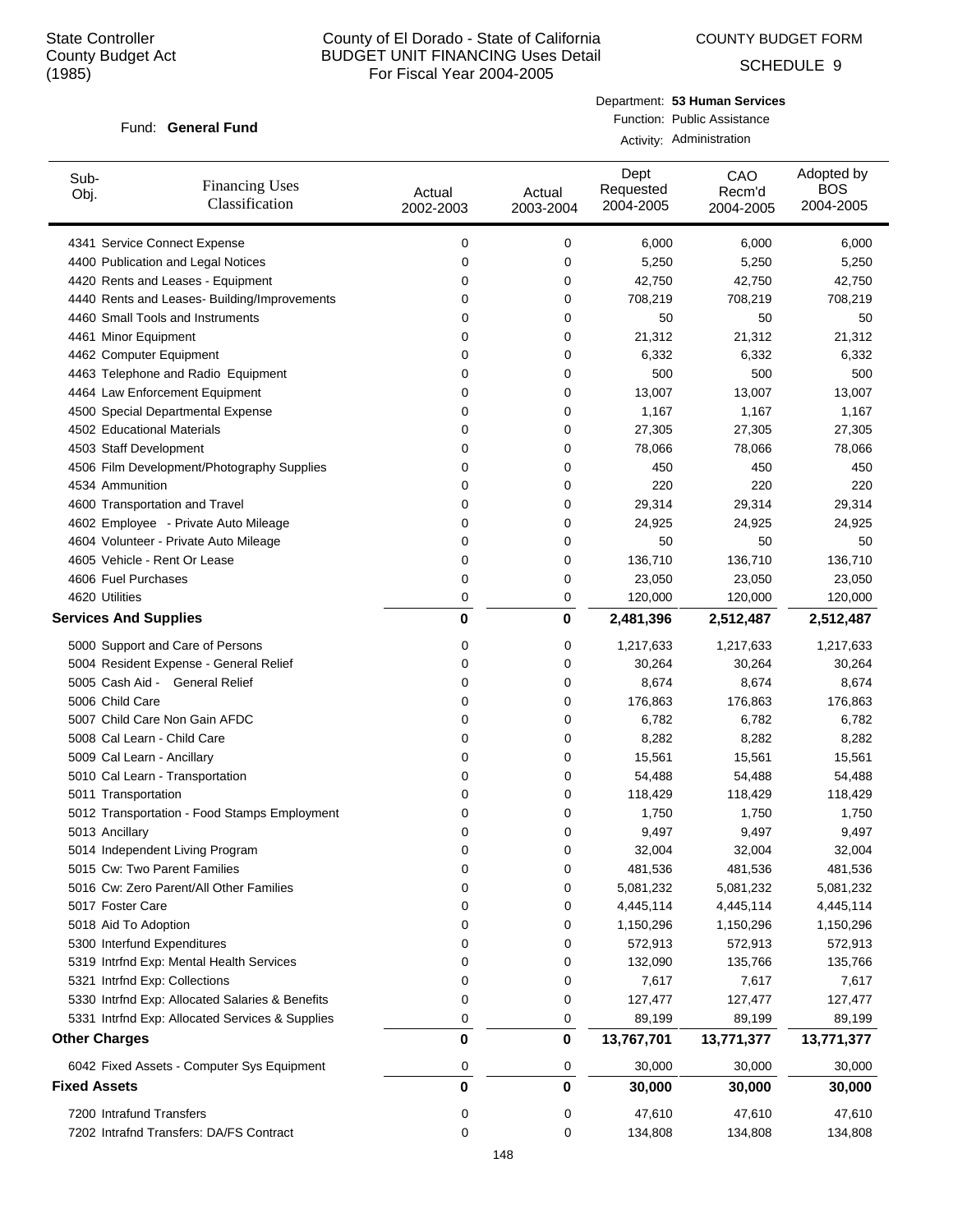State Controller
County Budget Act
(1985)

# County of El Dorado - State of California
## BUDGET UNIT FINANCING Uses Detail
### For Fiscal Year 2004-2005

COUNTY BUDGET FORM

SCHEDULE 9

Fund: **General Fund**

Department: **53 Human Services**
Function: Public Assistance
Activity: Administration

| Sub-Obj. | Financing Uses Classification | Actual 2002-2003 | Actual 2003-2004 | Dept Requested 2004-2005 | CAO Recm'd 2004-2005 | Adopted by BOS 2004-2005 |
|---|---|---|---|---|---|---|
| 4341 | Service Connect Expense | 0 | 0 | 6,000 | 6,000 | 6,000 |
| 4400 | Publication and Legal Notices | 0 | 0 | 5,250 | 5,250 | 5,250 |
| 4420 | Rents and Leases - Equipment | 0 | 0 | 42,750 | 42,750 | 42,750 |
| 4440 | Rents and Leases- Building/Improvements | 0 | 0 | 708,219 | 708,219 | 708,219 |
| 4460 | Small Tools and Instruments | 0 | 0 | 50 | 50 | 50 |
| 4461 | Minor Equipment | 0 | 0 | 21,312 | 21,312 | 21,312 |
| 4462 | Computer Equipment | 0 | 0 | 6,332 | 6,332 | 6,332 |
| 4463 | Telephone and Radio Equipment | 0 | 0 | 500 | 500 | 500 |
| 4464 | Law Enforcement Equipment | 0 | 0 | 13,007 | 13,007 | 13,007 |
| 4500 | Special Departmental Expense | 0 | 0 | 1,167 | 1,167 | 1,167 |
| 4502 | Educational Materials | 0 | 0 | 27,305 | 27,305 | 27,305 |
| 4503 | Staff Development | 0 | 0 | 78,066 | 78,066 | 78,066 |
| 4506 | Film Development/Photography Supplies | 0 | 0 | 450 | 450 | 450 |
| 4534 | Ammunition | 0 | 0 | 220 | 220 | 220 |
| 4600 | Transportation and Travel | 0 | 0 | 29,314 | 29,314 | 29,314 |
| 4602 | Employee - Private Auto Mileage | 0 | 0 | 24,925 | 24,925 | 24,925 |
| 4604 | Volunteer - Private Auto Mileage | 0 | 0 | 50 | 50 | 50 |
| 4605 | Vehicle - Rent Or Lease | 0 | 0 | 136,710 | 136,710 | 136,710 |
| 4606 | Fuel Purchases | 0 | 0 | 23,050 | 23,050 | 23,050 |
| 4620 | Utilities | 0 | 0 | 120,000 | 120,000 | 120,000 |
| **Services And Supplies** | | **0** | **0** | **2,481,396** | **2,512,487** | **2,512,487** |
| 5000 | Support and Care of Persons | 0 | 0 | 1,217,633 | 1,217,633 | 1,217,633 |
| 5004 | Resident Expense - General Relief | 0 | 0 | 30,264 | 30,264 | 30,264 |
| 5005 | Cash Aid - General Relief | 0 | 0 | 8,674 | 8,674 | 8,674 |
| 5006 | Child Care | 0 | 0 | 176,863 | 176,863 | 176,863 |
| 5007 | Child Care Non Gain AFDC | 0 | 0 | 6,782 | 6,782 | 6,782 |
| 5008 | Cal Learn - Child Care | 0 | 0 | 8,282 | 8,282 | 8,282 |
| 5009 | Cal Learn - Ancillary | 0 | 0 | 15,561 | 15,561 | 15,561 |
| 5010 | Cal Learn - Transportation | 0 | 0 | 54,488 | 54,488 | 54,488 |
| 5011 | Transportation | 0 | 0 | 118,429 | 118,429 | 118,429 |
| 5012 | Transportation - Food Stamps Employment | 0 | 0 | 1,750 | 1,750 | 1,750 |
| 5013 | Ancillary | 0 | 0 | 9,497 | 9,497 | 9,497 |
| 5014 | Independent Living Program | 0 | 0 | 32,004 | 32,004 | 32,004 |
| 5015 | Cw: Two Parent Families | 0 | 0 | 481,536 | 481,536 | 481,536 |
| 5016 | Cw: Zero Parent/All Other Families | 0 | 0 | 5,081,232 | 5,081,232 | 5,081,232 |
| 5017 | Foster Care | 0 | 0 | 4,445,114 | 4,445,114 | 4,445,114 |
| 5018 | Aid To Adoption | 0 | 0 | 1,150,296 | 1,150,296 | 1,150,296 |
| 5300 | Interfund Expenditures | 0 | 0 | 572,913 | 572,913 | 572,913 |
| 5319 | Intrfnd Exp: Mental Health Services | 0 | 0 | 132,090 | 135,766 | 135,766 |
| 5321 | Intrfnd Exp: Collections | 0 | 0 | 7,617 | 7,617 | 7,617 |
| 5330 | Intrfnd Exp: Allocated Salaries & Benefits | 0 | 0 | 127,477 | 127,477 | 127,477 |
| 5331 | Intrfnd Exp: Allocated Services & Supplies | 0 | 0 | 89,199 | 89,199 | 89,199 |
| **Other Charges** | | **0** | **0** | **13,767,701** | **13,771,377** | **13,771,377** |
| 6042 | Fixed Assets - Computer Sys Equipment | 0 | 0 | 30,000 | 30,000 | 30,000 |
| **Fixed Assets** | | **0** | **0** | **30,000** | **30,000** | **30,000** |
| 7200 | Intrafund Transfers | 0 | 0 | 47,610 | 47,610 | 47,610 |
| 7202 | Intrafnd Transfers: DA/FS Contract | 0 | 0 | 134,808 | 134,808 | 134,808 |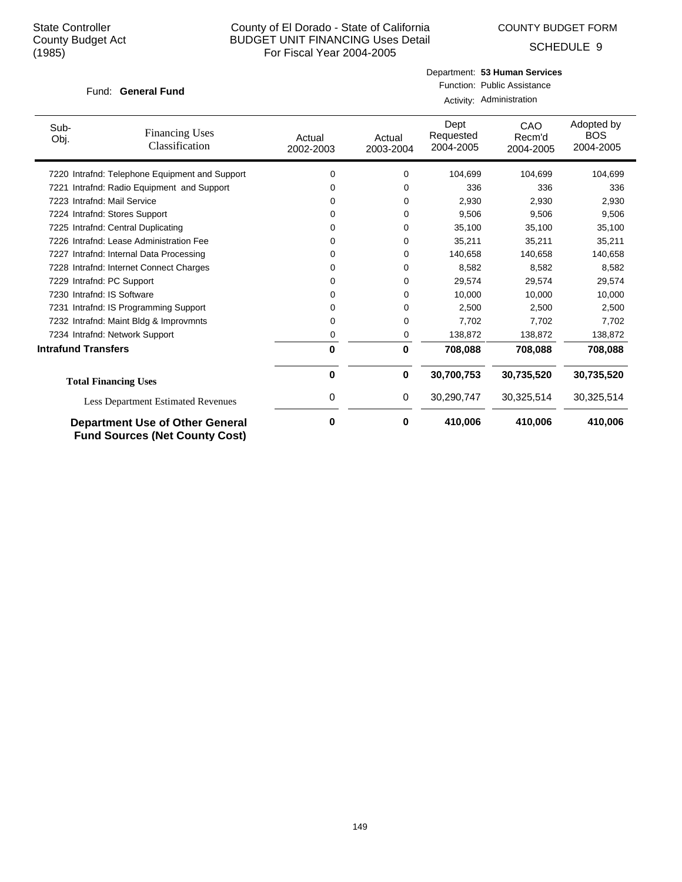State Controller
County Budget Act
(1985)

County of El Dorado - State of California
BUDGET UNIT FINANCING Uses Detail
For Fiscal Year 2004-2005

COUNTY BUDGET FORM

SCHEDULE 9

Fund: **General Fund**

Department: **53 Human Services**
Function: Public Assistance
Activity: Administration

| Sub-Obj. | Financing Uses Classification | Actual 2002-2003 | Actual 2003-2004 | Dept Requested 2004-2005 | CAO Recm'd 2004-2005 | Adopted by BOS 2004-2005 |
|---|---|---|---|---|---|---|
| 7220 | Intrafnd: Telephone Equipment and Support | 0 | 0 | 104,699 | 104,699 | 104,699 |
| 7221 | Intrafnd: Radio Equipment and Support | 0 | 0 | 336 | 336 | 336 |
| 7223 | Intrafnd: Mail Service | 0 | 0 | 2,930 | 2,930 | 2,930 |
| 7224 | Intrafnd: Stores Support | 0 | 0 | 9,506 | 9,506 | 9,506 |
| 7225 | Intrafnd: Central Duplicating | 0 | 0 | 35,100 | 35,100 | 35,100 |
| 7226 | Intrafnd: Lease Administration Fee | 0 | 0 | 35,211 | 35,211 | 35,211 |
| 7227 | Intrafnd: Internal Data Processing | 0 | 0 | 140,658 | 140,658 | 140,658 |
| 7228 | Intrafnd: Internet Connect Charges | 0 | 0 | 8,582 | 8,582 | 8,582 |
| 7229 | Intrafnd: PC Support | 0 | 0 | 29,574 | 29,574 | 29,574 |
| 7230 | Intrafnd: IS Software | 0 | 0 | 10,000 | 10,000 | 10,000 |
| 7231 | Intrafnd: IS Programming Support | 0 | 0 | 2,500 | 2,500 | 2,500 |
| 7232 | Intrafnd: Maint Bldg & Improvmnts | 0 | 0 | 7,702 | 7,702 | 7,702 |
| 7234 | Intrafnd: Network Support | 0 | 0 | 138,872 | 138,872 | 138,872 |
| **Intrafund Transfers** | | **0** | **0** | **708,088** | **708,088** | **708,088** |
| **Total Financing Uses** | | **0** | **0** | **30,700,753** | **30,735,520** | **30,735,520** |
| Less Department Estimated Revenues | | 0 | 0 | 30,290,747 | 30,325,514 | 30,325,514 |
| **Department Use of Other General Fund Sources (Net County Cost)** | | **0** | **0** | **410,006** | **410,006** | **410,006** |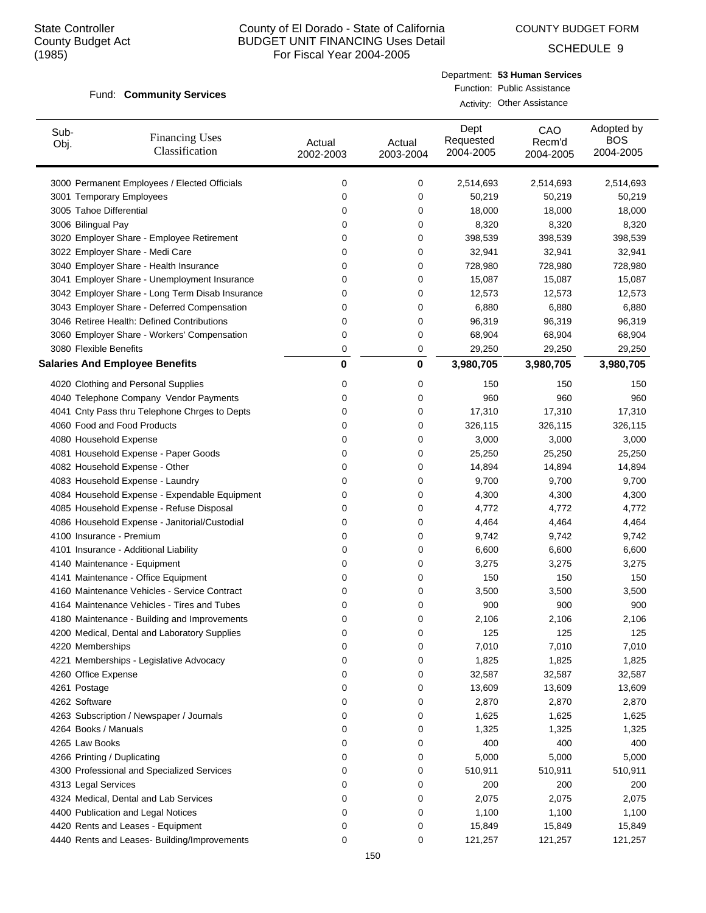State Controller
County Budget Act
(1985)

County of El Dorado - State of California
BUDGET UNIT FINANCING Uses Detail
For Fiscal Year 2004-2005

COUNTY BUDGET FORM

SCHEDULE 9

Fund: **Community Services**

Department: **53 Human Services**
Function: Public Assistance
Activity: Other Assistance

| Sub-Obj. | Financing Uses Classification | Actual 2002-2003 | Actual 2003-2004 | Dept Requested 2004-2005 | CAO Recm'd 2004-2005 | Adopted by BOS 2004-2005 |
|---|---|---|---|---|---|---|
| 3000 | Permanent Employees / Elected Officials | 0 | 0 | 2,514,693 | 2,514,693 | 2,514,693 |
| 3001 | Temporary Employees | 0 | 0 | 50,219 | 50,219 | 50,219 |
| 3005 | Tahoe Differential | 0 | 0 | 18,000 | 18,000 | 18,000 |
| 3006 | Bilingual Pay | 0 | 0 | 8,320 | 8,320 | 8,320 |
| 3020 | Employer Share - Employee Retirement | 0 | 0 | 398,539 | 398,539 | 398,539 |
| 3022 | Employer Share - Medi Care | 0 | 0 | 32,941 | 32,941 | 32,941 |
| 3040 | Employer Share - Health Insurance | 0 | 0 | 728,980 | 728,980 | 728,980 |
| 3041 | Employer Share - Unemployment Insurance | 0 | 0 | 15,087 | 15,087 | 15,087 |
| 3042 | Employer Share - Long Term Disab Insurance | 0 | 0 | 12,573 | 12,573 | 12,573 |
| 3043 | Employer Share - Deferred Compensation | 0 | 0 | 6,880 | 6,880 | 6,880 |
| 3046 | Retiree Health: Defined Contributions | 0 | 0 | 96,319 | 96,319 | 96,319 |
| 3060 | Employer Share - Workers' Compensation | 0 | 0 | 68,904 | 68,904 | 68,904 |
| 3080 | Flexible Benefits | 0 | 0 | 29,250 | 29,250 | 29,250 |
| **Salaries And Employee Benefits** | | **0** | **0** | **3,980,705** | **3,980,705** | **3,980,705** |
| 4020 | Clothing and Personal Supplies | 0 | 0 | 150 | 150 | 150 |
| 4040 | Telephone Company Vendor Payments | 0 | 0 | 960 | 960 | 960 |
| 4041 | Cnty Pass thru Telephone Chrges to Depts | 0 | 0 | 17,310 | 17,310 | 17,310 |
| 4060 | Food and Food Products | 0 | 0 | 326,115 | 326,115 | 326,115 |
| 4080 | Household Expense | 0 | 0 | 3,000 | 3,000 | 3,000 |
| 4081 | Household Expense - Paper Goods | 0 | 0 | 25,250 | 25,250 | 25,250 |
| 4082 | Household Expense - Other | 0 | 0 | 14,894 | 14,894 | 14,894 |
| 4083 | Household Expense - Laundry | 0 | 0 | 9,700 | 9,700 | 9,700 |
| 4084 | Household Expense - Expendable Equipment | 0 | 0 | 4,300 | 4,300 | 4,300 |
| 4085 | Household Expense - Refuse Disposal | 0 | 0 | 4,772 | 4,772 | 4,772 |
| 4086 | Household Expense - Janitorial/Custodial | 0 | 0 | 4,464 | 4,464 | 4,464 |
| 4100 | Insurance - Premium | 0 | 0 | 9,742 | 9,742 | 9,742 |
| 4101 | Insurance - Additional Liability | 0 | 0 | 6,600 | 6,600 | 6,600 |
| 4140 | Maintenance - Equipment | 0 | 0 | 3,275 | 3,275 | 3,275 |
| 4141 | Maintenance - Office Equipment | 0 | 0 | 150 | 150 | 150 |
| 4160 | Maintenance Vehicles - Service Contract | 0 | 0 | 3,500 | 3,500 | 3,500 |
| 4164 | Maintenance Vehicles - Tires and Tubes | 0 | 0 | 900 | 900 | 900 |
| 4180 | Maintenance - Building and Improvements | 0 | 0 | 2,106 | 2,106 | 2,106 |
| 4200 | Medical, Dental and Laboratory Supplies | 0 | 0 | 125 | 125 | 125 |
| 4220 | Memberships | 0 | 0 | 7,010 | 7,010 | 7,010 |
| 4221 | Memberships - Legislative Advocacy | 0 | 0 | 1,825 | 1,825 | 1,825 |
| 4260 | Office Expense | 0 | 0 | 32,587 | 32,587 | 32,587 |
| 4261 | Postage | 0 | 0 | 13,609 | 13,609 | 13,609 |
| 4262 | Software | 0 | 0 | 2,870 | 2,870 | 2,870 |
| 4263 | Subscription / Newspaper / Journals | 0 | 0 | 1,625 | 1,625 | 1,625 |
| 4264 | Books / Manuals | 0 | 0 | 1,325 | 1,325 | 1,325 |
| 4265 | Law Books | 0 | 0 | 400 | 400 | 400 |
| 4266 | Printing / Duplicating | 0 | 0 | 5,000 | 5,000 | 5,000 |
| 4300 | Professional and Specialized Services | 0 | 0 | 510,911 | 510,911 | 510,911 |
| 4313 | Legal Services | 0 | 0 | 200 | 200 | 200 |
| 4324 | Medical, Dental and Lab Services | 0 | 0 | 2,075 | 2,075 | 2,075 |
| 4400 | Publication and Legal Notices | 0 | 0 | 1,100 | 1,100 | 1,100 |
| 4420 | Rents and Leases - Equipment | 0 | 0 | 15,849 | 15,849 | 15,849 |
| 4440 | Rents and Leases- Building/Improvements | 0 | 0 | 121,257 | 121,257 | 121,257 |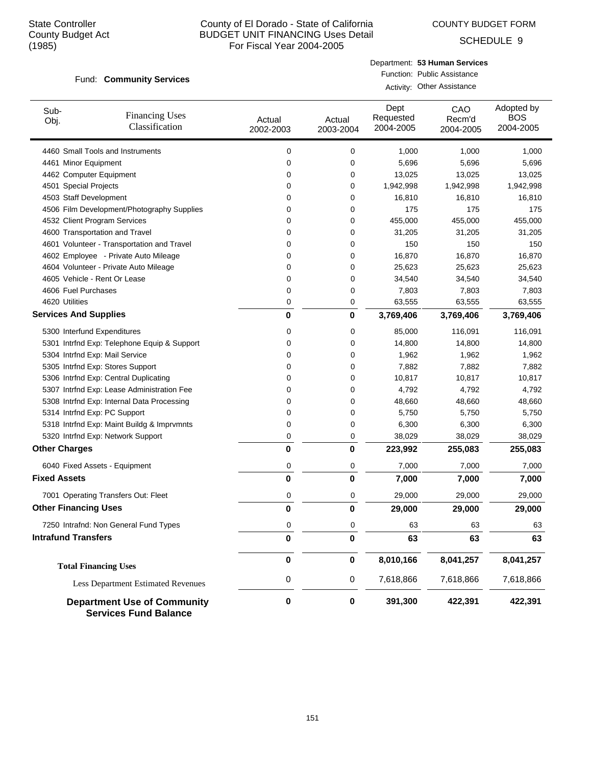State Controller
County Budget Act
(1985)

# County of El Dorado - State of California
## BUDGET UNIT FINANCING Uses Detail
For Fiscal Year 2004-2005

COUNTY BUDGET FORM
SCHEDULE 9

Fund: **Community Services**

Department: **53 Human Services**
Function: Public Assistance
Activity: Other Assistance

| Sub-Obj. | Financing Uses Classification | Actual 2002-2003 | Actual 2003-2004 | Dept Requested 2004-2005 | CAO Recm'd 2004-2005 | Adopted by BOS 2004-2005 |
|---|---|---|---|---|---|---|
| 4460 | Small Tools and Instruments | 0 | 0 | 1,000 | 1,000 | 1,000 |
| 4461 | Minor Equipment | 0 | 0 | 5,696 | 5,696 | 5,696 |
| 4462 | Computer Equipment | 0 | 0 | 13,025 | 13,025 | 13,025 |
| 4501 | Special Projects | 0 | 0 | 1,942,998 | 1,942,998 | 1,942,998 |
| 4503 | Staff Development | 0 | 0 | 16,810 | 16,810 | 16,810 |
| 4506 | Film Development/Photography Supplies | 0 | 0 | 175 | 175 | 175 |
| 4532 | Client Program Services | 0 | 0 | 455,000 | 455,000 | 455,000 |
| 4600 | Transportation and Travel | 0 | 0 | 31,205 | 31,205 | 31,205 |
| 4601 | Volunteer - Transportation and Travel | 0 | 0 | 150 | 150 | 150 |
| 4602 | Employee - Private Auto Mileage | 0 | 0 | 16,870 | 16,870 | 16,870 |
| 4604 | Volunteer - Private Auto Mileage | 0 | 0 | 25,623 | 25,623 | 25,623 |
| 4605 | Vehicle - Rent Or Lease | 0 | 0 | 34,540 | 34,540 | 34,540 |
| 4606 | Fuel Purchases | 0 | 0 | 7,803 | 7,803 | 7,803 |
| 4620 | Utilities | 0 | 0 | 63,555 | 63,555 | 63,555 |
| **Services And Supplies** | | **0** | **0** | **3,769,406** | **3,769,406** | **3,769,406** |
| 5300 | Interfund Expenditures | 0 | 0 | 85,000 | 116,091 | 116,091 |
| 5301 | Intrfnd Exp: Telephone Equip & Support | 0 | 0 | 14,800 | 14,800 | 14,800 |
| 5304 | Intrfnd Exp: Mail Service | 0 | 0 | 1,962 | 1,962 | 1,962 |
| 5305 | Intrfnd Exp: Stores Support | 0 | 0 | 7,882 | 7,882 | 7,882 |
| 5306 | Intrfnd Exp: Central Duplicating | 0 | 0 | 10,817 | 10,817 | 10,817 |
| 5307 | Intrfnd Exp: Lease Administration Fee | 0 | 0 | 4,792 | 4,792 | 4,792 |
| 5308 | Intrfnd Exp: Internal Data Processing | 0 | 0 | 48,660 | 48,660 | 48,660 |
| 5314 | Intrfnd Exp: PC Support | 0 | 0 | 5,750 | 5,750 | 5,750 |
| 5318 | Intrfnd Exp: Maint Buildg & Imprvmnts | 0 | 0 | 6,300 | 6,300 | 6,300 |
| 5320 | Intrfnd Exp: Network Support | 0 | 0 | 38,029 | 38,029 | 38,029 |
| **Other Charges** | | **0** | **0** | **223,992** | **255,083** | **255,083** |
| 6040 | Fixed Assets - Equipment | 0 | 0 | 7,000 | 7,000 | 7,000 |
| **Fixed Assets** | | **0** | **0** | **7,000** | **7,000** | **7,000** |
| 7001 | Operating Transfers Out: Fleet | 0 | 0 | 29,000 | 29,000 | 29,000 |
| **Other Financing Uses** | | **0** | **0** | **29,000** | **29,000** | **29,000** |
| 7250 | Intrafnd: Non General Fund Types | 0 | 0 | 63 | 63 | 63 |
| **Intrafund Transfers** | | **0** | **0** | **63** | **63** | **63** |
| **Total Financing Uses** | | **0** | **0** | **8,010,166** | **8,041,257** | **8,041,257** |
| Less Department Estimated Revenues | | 0 | 0 | 7,618,866 | 7,618,866 | 7,618,866 |
| **Department Use of Community Services Fund Balance** | | **0** | **0** | **391,300** | **422,391** | **422,391** |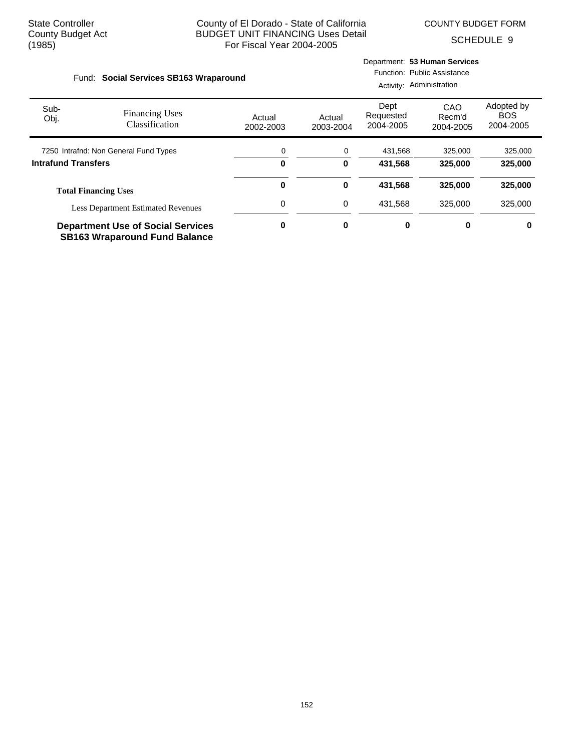State Controller
County Budget Act
(1985)

County of El Dorado - State of California
BUDGET UNIT FINANCING Uses Detail
For Fiscal Year 2004-2005

COUNTY BUDGET FORM
SCHEDULE 9

Fund: **Social Services SB163 Wraparound**

Department: **53 Human Services**
Function: Public Assistance
Activity: Administration

| Sub-Obj. | Financing Uses Classification | Actual 2002-2003 | Actual 2003-2004 | Dept Requested 2004-2005 | CAO Recm'd 2004-2005 | Adopted by BOS 2004-2005 |
|---|---|---|---|---|---|---|
| 7250 | Intrafnd: Non General Fund Types | 0 | 0 | 431,568 | 325,000 | 325,000 |
| **Intrafund Transfers** | | **0** | **0** | **431,568** | **325,000** | **325,000** |
| **Total Financing Uses** | | **0** | **0** | **431,568** | **325,000** | **325,000** |
| | Less Department Estimated Revenues | 0 | 0 | 431,568 | 325,000 | 325,000 |
| **Department Use of Social Services SB163 Wraparound Fund Balance** | | **0** | **0** | **0** | **0** | **0** |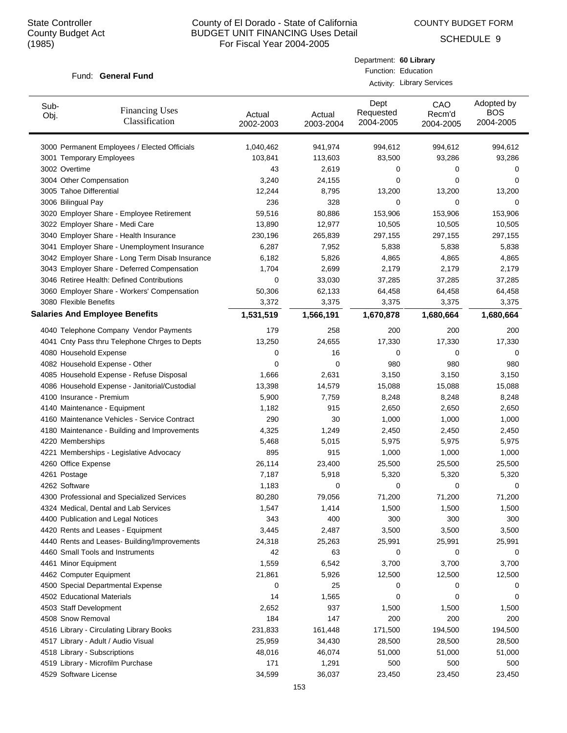State Controller
County Budget Act
(1985)

# County of El Dorado - State of California
## BUDGET UNIT FINANCING Uses Detail
For Fiscal Year 2004-2005

COUNTY BUDGET FORM

SCHEDULE 9

Fund: **General Fund**

Department: **60 Library**
Function: Education
Activity: Library Services

| Sub-Obj. | Financing Uses Classification | Actual 2002-2003 | Actual 2003-2004 | Dept Requested 2004-2005 | CAO Recm'd 2004-2005 | Adopted by BOS 2004-2005 |
|---|---|---|---|---|---|---|
| 3000 | Permanent Employees / Elected Officials | 1,040,462 | 941,974 | 994,612 | 994,612 | 994,612 |
| 3001 | Temporary Employees | 103,841 | 113,603 | 83,500 | 93,286 | 93,286 |
| 3002 | Overtime | 43 | 2,619 | 0 | 0 | 0 |
| 3004 | Other Compensation | 3,240 | 24,155 | 0 | 0 | 0 |
| 3005 | Tahoe Differential | 12,244 | 8,795 | 13,200 | 13,200 | 13,200 |
| 3006 | Bilingual Pay | 236 | 328 | 0 | 0 | 0 |
| 3020 | Employer Share - Employee Retirement | 59,516 | 80,886 | 153,906 | 153,906 | 153,906 |
| 3022 | Employer Share - Medi Care | 13,890 | 12,977 | 10,505 | 10,505 | 10,505 |
| 3040 | Employer Share - Health Insurance | 230,196 | 265,839 | 297,155 | 297,155 | 297,155 |
| 3041 | Employer Share - Unemployment Insurance | 6,287 | 7,952 | 5,838 | 5,838 | 5,838 |
| 3042 | Employer Share - Long Term Disab Insurance | 6,182 | 5,826 | 4,865 | 4,865 | 4,865 |
| 3043 | Employer Share - Deferred Compensation | 1,704 | 2,699 | 2,179 | 2,179 | 2,179 |
| 3046 | Retiree Health: Defined Contributions | 0 | 33,030 | 37,285 | 37,285 | 37,285 |
| 3060 | Employer Share - Workers' Compensation | 50,306 | 62,133 | 64,458 | 64,458 | 64,458 |
| 3080 | Flexible Benefits | 3,372 | 3,375 | 3,375 | 3,375 | 3,375 |
| **Salaries And Employee Benefits** | | **1,531,519** | **1,566,191** | **1,670,878** | **1,680,664** | **1,680,664** |
| 4040 | Telephone Company Vendor Payments | 179 | 258 | 200 | 200 | 200 |
| 4041 | Cnty Pass thru Telephone Chrges to Depts | 13,250 | 24,655 | 17,330 | 17,330 | 17,330 |
| 4080 | Household Expense | 0 | 16 | 0 | 0 | 0 |
| 4082 | Household Expense - Other | 0 | 0 | 980 | 980 | 980 |
| 4085 | Household Expense - Refuse Disposal | 1,666 | 2,631 | 3,150 | 3,150 | 3,150 |
| 4086 | Household Expense - Janitorial/Custodial | 13,398 | 14,579 | 15,088 | 15,088 | 15,088 |
| 4100 | Insurance - Premium | 5,900 | 7,759 | 8,248 | 8,248 | 8,248 |
| 4140 | Maintenance - Equipment | 1,182 | 915 | 2,650 | 2,650 | 2,650 |
| 4160 | Maintenance Vehicles - Service Contract | 290 | 30 | 1,000 | 1,000 | 1,000 |
| 4180 | Maintenance - Building and Improvements | 4,325 | 1,249 | 2,450 | 2,450 | 2,450 |
| 4220 | Memberships | 5,468 | 5,015 | 5,975 | 5,975 | 5,975 |
| 4221 | Memberships - Legislative Advocacy | 895 | 915 | 1,000 | 1,000 | 1,000 |
| 4260 | Office Expense | 26,114 | 23,400 | 25,500 | 25,500 | 25,500 |
| 4261 | Postage | 7,187 | 5,918 | 5,320 | 5,320 | 5,320 |
| 4262 | Software | 1,183 | 0 | 0 | 0 | 0 |
| 4300 | Professional and Specialized Services | 80,280 | 79,056 | 71,200 | 71,200 | 71,200 |
| 4324 | Medical, Dental and Lab Services | 1,547 | 1,414 | 1,500 | 1,500 | 1,500 |
| 4400 | Publication and Legal Notices | 343 | 400 | 300 | 300 | 300 |
| 4420 | Rents and Leases - Equipment | 3,445 | 2,487 | 3,500 | 3,500 | 3,500 |
| 4440 | Rents and Leases- Building/Improvements | 24,318 | 25,263 | 25,991 | 25,991 | 25,991 |
| 4460 | Small Tools and Instruments | 42 | 63 | 0 | 0 | 0 |
| 4461 | Minor Equipment | 1,559 | 6,542 | 3,700 | 3,700 | 3,700 |
| 4462 | Computer Equipment | 21,861 | 5,926 | 12,500 | 12,500 | 12,500 |
| 4500 | Special Departmental Expense | 0 | 25 | 0 | 0 | 0 |
| 4502 | Educational Materials | 14 | 1,565 | 0 | 0 | 0 |
| 4503 | Staff Development | 2,652 | 937 | 1,500 | 1,500 | 1,500 |
| 4508 | Snow Removal | 184 | 147 | 200 | 200 | 200 |
| 4516 | Library - Circulating Library Books | 231,833 | 161,448 | 171,500 | 194,500 | 194,500 |
| 4517 | Library - Adult / Audio Visual | 25,959 | 34,430 | 28,500 | 28,500 | 28,500 |
| 4518 | Library - Subscriptions | 48,016 | 46,074 | 51,000 | 51,000 | 51,000 |
| 4519 | Library - Microfilm Purchase | 171 | 1,291 | 500 | 500 | 500 |
| 4529 | Software License | 34,599 | 36,037 | 23,450 | 23,450 | 23,450 |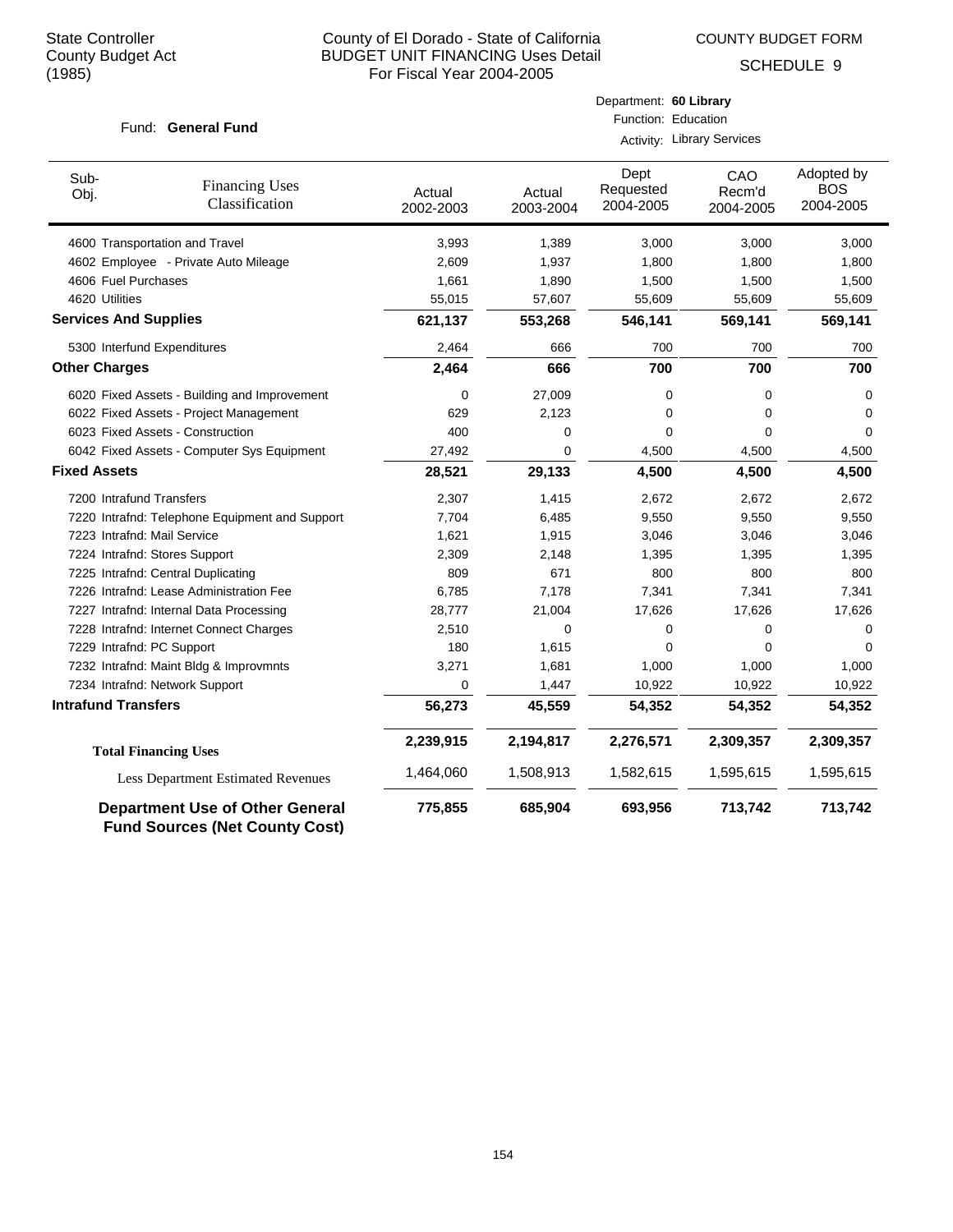State Controller
County Budget Act
(1985)

# County of El Dorado - State of California
## BUDGET UNIT FINANCING Uses Detail
For Fiscal Year 2004-2005

COUNTY BUDGET FORM
SCHEDULE 9

Fund: **General Fund**

Department: **60 Library**
Function: Education
Activity: Library Services

| Sub-Obj. | Financing Uses Classification | Actual 2002-2003 | Actual 2003-2004 | Dept Requested 2004-2005 | CAO Recm'd 2004-2005 | Adopted by BOS 2004-2005 |
|---|---|---|---|---|---|---|
| 4600 | Transportation and Travel | 3,993 | 1,389 | 3,000 | 3,000 | 3,000 |
| 4602 | Employee - Private Auto Mileage | 2,609 | 1,937 | 1,800 | 1,800 | 1,800 |
| 4606 | Fuel Purchases | 1,661 | 1,890 | 1,500 | 1,500 | 1,500 |
| 4620 | Utilities | 55,015 | 57,607 | 55,609 | 55,609 | 55,609 |
| **Services And Supplies** | | **621,137** | **553,268** | **546,141** | **569,141** | **569,141** |
| 5300 | Interfund Expenditures | 2,464 | 666 | 700 | 700 | 700 |
| **Other Charges** | | **2,464** | **666** | **700** | **700** | **700** |
| 6020 | Fixed Assets - Building and Improvement | 0 | 27,009 | 0 | 0 | 0 |
| 6022 | Fixed Assets - Project Management | 629 | 2,123 | 0 | 0 | 0 |
| 6023 | Fixed Assets - Construction | 400 | 0 | 0 | 0 | 0 |
| 6042 | Fixed Assets - Computer Sys Equipment | 27,492 | 0 | 4,500 | 4,500 | 4,500 |
| **Fixed Assets** | | **28,521** | **29,133** | **4,500** | **4,500** | **4,500** |
| 7200 | Intrafund Transfers | 2,307 | 1,415 | 2,672 | 2,672 | 2,672 |
| 7220 | Intrafnd: Telephone Equipment and Support | 7,704 | 6,485 | 9,550 | 9,550 | 9,550 |
| 7223 | Intrafnd: Mail Service | 1,621 | 1,915 | 3,046 | 3,046 | 3,046 |
| 7224 | Intrafnd: Stores Support | 2,309 | 2,148 | 1,395 | 1,395 | 1,395 |
| 7225 | Intrafnd: Central Duplicating | 809 | 671 | 800 | 800 | 800 |
| 7226 | Intrafnd: Lease Administration Fee | 6,785 | 7,178 | 7,341 | 7,341 | 7,341 |
| 7227 | Intrafnd: Internal Data Processing | 28,777 | 21,004 | 17,626 | 17,626 | 17,626 |
| 7228 | Intrafnd: Internet Connect Charges | 2,510 | 0 | 0 | 0 | 0 |
| 7229 | Intrafnd: PC Support | 180 | 1,615 | 0 | 0 | 0 |
| 7232 | Intrafnd: Maint Bldg & Improvmnts | 3,271 | 1,681 | 1,000 | 1,000 | 1,000 |
| 7234 | Intrafnd: Network Support | 0 | 1,447 | 10,922 | 10,922 | 10,922 |
| **Intrafund Transfers** | | **56,273** | **45,559** | **54,352** | **54,352** | **54,352** |
| **Total Financing Uses** | | **2,239,915** | **2,194,817** | **2,276,571** | **2,309,357** | **2,309,357** |
| Less Department Estimated Revenues | | 1,464,060 | 1,508,913 | 1,582,615 | 1,595,615 | 1,595,615 |
| **Department Use of Other General Fund Sources (Net County Cost)** | | **775,855** | **685,904** | **693,956** | **713,742** | **713,742** |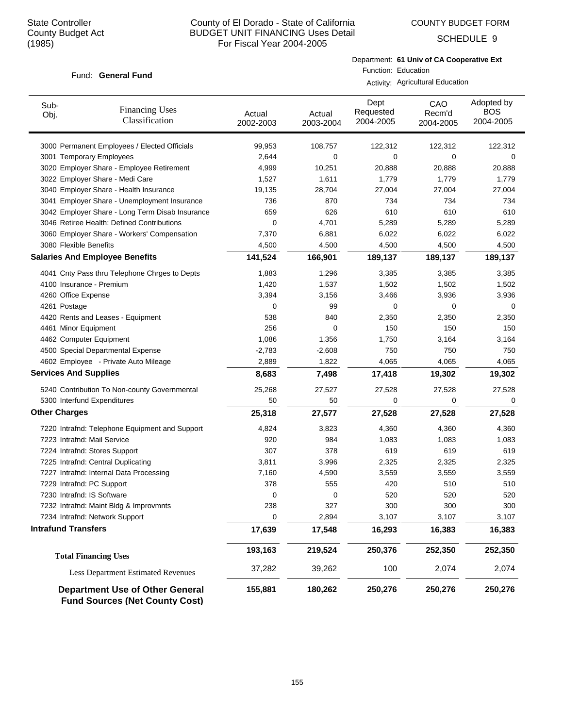State Controller
County Budget Act
(1985)

# County of El Dorado - State of California
## BUDGET UNIT FINANCING Uses Detail
For Fiscal Year 2004-2005

COUNTY BUDGET FORM
SCHEDULE 9

Fund: **General Fund**

Department: **61 Univ of CA Cooperative Ext**
Function: Education
Activity: Agricultural Education

| Sub-Obj. | Financing Uses Classification | Actual 2002-2003 | Actual 2003-2004 | Dept Requested 2004-2005 | CAO Recm'd 2004-2005 | Adopted by BOS 2004-2005 |
|---|---|---|---|---|---|---|
| 3000 | Permanent Employees / Elected Officials | 99,953 | 108,757 | 122,312 | 122,312 | 122,312 |
| 3001 | Temporary Employees | 2,644 | 0 | 0 | 0 | 0 |
| 3020 | Employer Share - Employee Retirement | 4,999 | 10,251 | 20,888 | 20,888 | 20,888 |
| 3022 | Employer Share - Medi Care | 1,527 | 1,611 | 1,779 | 1,779 | 1,779 |
| 3040 | Employer Share - Health Insurance | 19,135 | 28,704 | 27,004 | 27,004 | 27,004 |
| 3041 | Employer Share - Unemployment Insurance | 736 | 870 | 734 | 734 | 734 |
| 3042 | Employer Share - Long Term Disab Insurance | 659 | 626 | 610 | 610 | 610 |
| 3046 | Retiree Health: Defined Contributions | 0 | 4,701 | 5,289 | 5,289 | 5,289 |
| 3060 | Employer Share - Workers' Compensation | 7,370 | 6,881 | 6,022 | 6,022 | 6,022 |
| 3080 | Flexible Benefits | 4,500 | 4,500 | 4,500 | 4,500 | 4,500 |
| **Salaries And Employee Benefits** | | **141,524** | **166,901** | **189,137** | **189,137** | **189,137** |
| 4041 | Cnty Pass thru Telephone Chrges to Depts | 1,883 | 1,296 | 3,385 | 3,385 | 3,385 |
| 4100 | Insurance - Premium | 1,420 | 1,537 | 1,502 | 1,502 | 1,502 |
| 4260 | Office Expense | 3,394 | 3,156 | 3,466 | 3,936 | 3,936 |
| 4261 | Postage | 0 | 99 | 0 | 0 | 0 |
| 4420 | Rents and Leases - Equipment | 538 | 840 | 2,350 | 2,350 | 2,350 |
| 4461 | Minor Equipment | 256 | 0 | 150 | 150 | 150 |
| 4462 | Computer Equipment | 1,086 | 1,356 | 1,750 | 3,164 | 3,164 |
| 4500 | Special Departmental Expense | -2,783 | -2,608 | 750 | 750 | 750 |
| 4602 | Employee - Private Auto Mileage | 2,889 | 1,822 | 4,065 | 4,065 | 4,065 |
| **Services And Supplies** | | **8,683** | **7,498** | **17,418** | **19,302** | **19,302** |
| 5240 | Contribution To Non-county Governmental | 25,268 | 27,527 | 27,528 | 27,528 | 27,528 |
| 5300 | Interfund Expenditures | 50 | 50 | 0 | 0 | 0 |
| **Other Charges** | | **25,318** | **27,577** | **27,528** | **27,528** | **27,528** |
| 7220 | Intrafnd: Telephone Equipment and Support | 4,824 | 3,823 | 4,360 | 4,360 | 4,360 |
| 7223 | Intrafnd: Mail Service | 920 | 984 | 1,083 | 1,083 | 1,083 |
| 7224 | Intrafnd: Stores Support | 307 | 378 | 619 | 619 | 619 |
| 7225 | Intrafnd: Central Duplicating | 3,811 | 3,996 | 2,325 | 2,325 | 2,325 |
| 7227 | Intrafnd: Internal Data Processing | 7,160 | 4,590 | 3,559 | 3,559 | 3,559 |
| 7229 | Intrafnd: PC Support | 378 | 555 | 420 | 510 | 510 |
| 7230 | Intrafnd: IS Software | 0 | 0 | 520 | 520 | 520 |
| 7232 | Intrafnd: Maint Bldg & Improvmnts | 238 | 327 | 300 | 300 | 300 |
| 7234 | Intrafnd: Network Support | 0 | 2,894 | 3,107 | 3,107 | 3,107 |
| **Intrafund Transfers** | | **17,639** | **17,548** | **16,293** | **16,383** | **16,383** |
| **Total Financing Uses** | | **193,163** | **219,524** | **250,376** | **252,350** | **252,350** |
| Less Department Estimated Revenues | | 37,282 | 39,262 | 100 | 2,074 | 2,074 |
| **Department Use of Other General Fund Sources (Net County Cost)** | | **155,881** | **180,262** | **250,276** | **250,276** | **250,276** |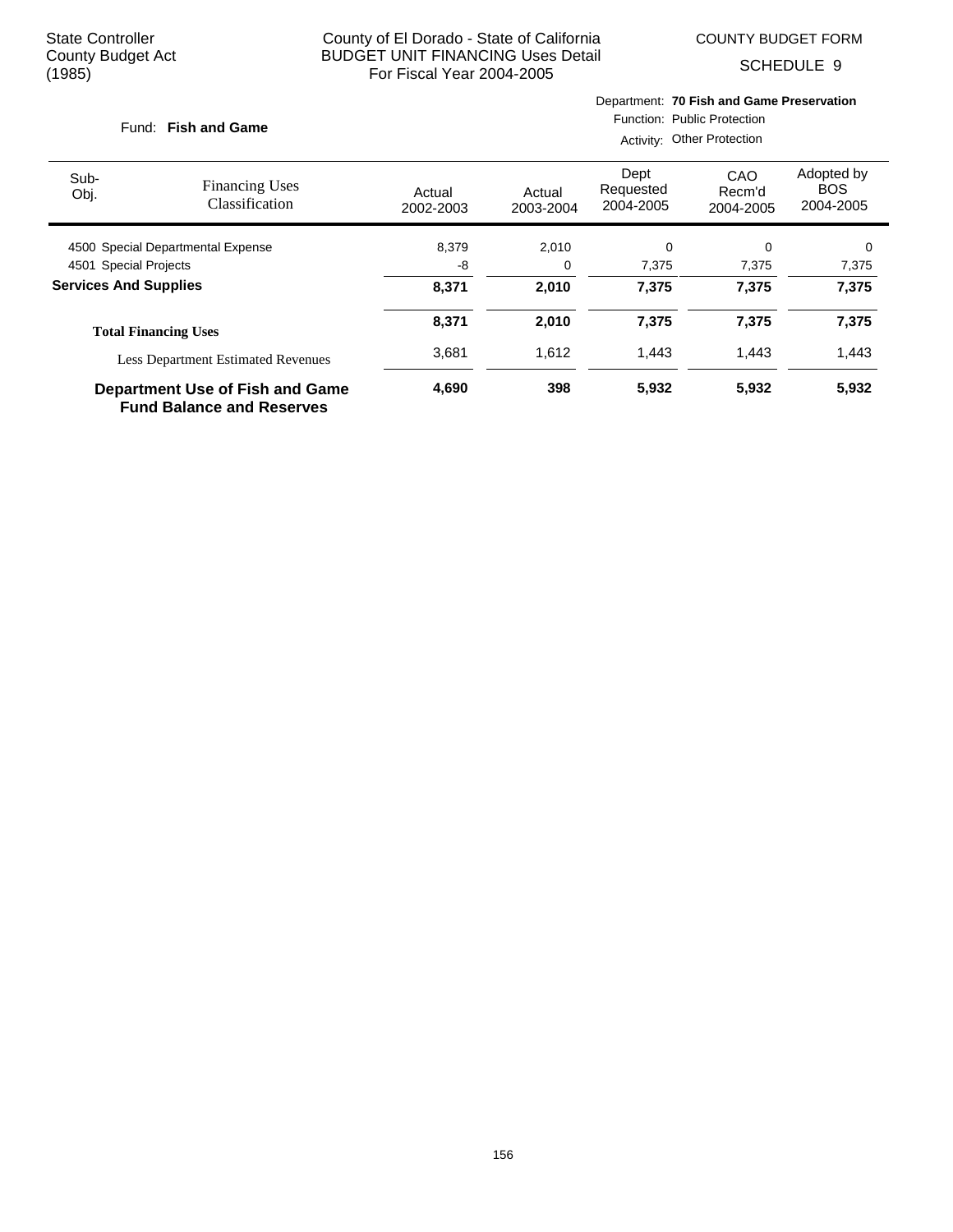State Controller
County Budget Act
(1985)

County of El Dorado - State of California
BUDGET UNIT FINANCING Uses Detail
For Fiscal Year 2004-2005

COUNTY BUDGET FORM
SCHEDULE 9

Fund: **Fish and Game**

Department: **70 Fish and Game Preservation**
Function: Public Protection
Activity: Other Protection

| Sub-Obj. | Financing Uses Classification | Actual 2002-2003 | Actual 2003-2004 | Dept Requested 2004-2005 | CAO Recm'd 2004-2005 | Adopted by BOS 2004-2005 |
|---|---|---|---|---|---|---|
| 4500 | Special Departmental Expense | 8,379 | 2,010 | 0 | 0 | 0 |
| 4501 | Special Projects | -8 | 0 | 7,375 | 7,375 | 7,375 |
| **Services And Supplies** | | **8,371** | **2,010** | **7,375** | **7,375** | **7,375** |
| **Total Financing Uses** | | **8,371** | **2,010** | **7,375** | **7,375** | **7,375** |
| Less Department Estimated Revenues | | 3,681 | 1,612 | 1,443 | 1,443 | 1,443 |
| **Department Use of Fish and Game Fund Balance and Reserves** | | **4,690** | **398** | **5,932** | **5,932** | **5,932** |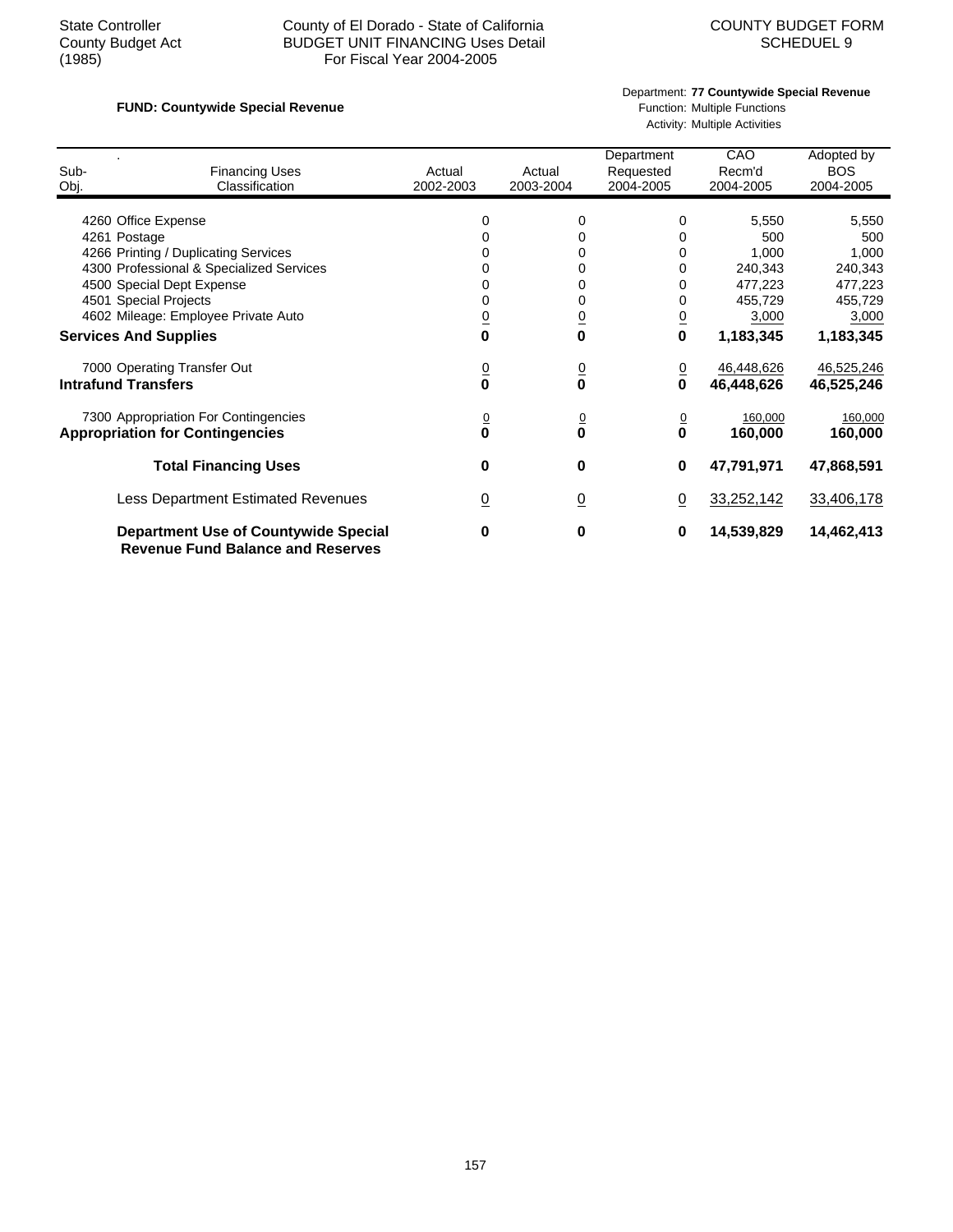State Controller
County Budget Act
(1985)

County of El Dorado - State of California
BUDGET UNIT FINANCING Uses Detail
For Fiscal Year 2004-2005

COUNTY BUDGET FORM
SCHEDUEL 9

**FUND: Countywide Special Revenue**

Department: **77 Countywide Special Revenue**
Function: Multiple Functions
Activity: Multiple Activities

| Sub-Obj. | Financing Uses Classification | Actual 2002-2003 | Actual 2003-2004 | Department Requested 2004-2005 | CAO Recm'd 2004-2005 | Adopted by BOS 2004-2005 |
|---|---|---|---|---|---|---|
| 4260 | Office Expense | 0 | 0 | 0 | 5,550 | 5,550 |
| 4261 | Postage | 0 | 0 | 0 | 500 | 500 |
| 4266 | Printing / Duplicating Services | 0 | 0 | 0 | 1,000 | 1,000 |
| 4300 | Professional & Specialized Services | 0 | 0 | 0 | 240,343 | 240,343 |
| 4500 | Special Dept Expense | 0 | 0 | 0 | 477,223 | 477,223 |
| 4501 | Special Projects | 0 | 0 | 0 | 455,729 | 455,729 |
| 4602 | Mileage: Employee Private Auto | 0 | 0 | 0 | 3,000 | 3,000 |
| **Services And Supplies** | | **0** | **0** | **0** | **1,183,345** | **1,183,345** |
| 7000 | Operating Transfer Out | 0 | 0 | 0 | 46,448,626 | 46,525,246 |
| **Intrafund Transfers** | | **0** | **0** | **0** | **46,448,626** | **46,525,246** |
| 7300 | Appropriation For Contingencies | 0 | 0 | 0 | 160,000 | 160,000 |
| **Appropriation for Contingencies** | | **0** | **0** | **0** | **160,000** | **160,000** |
| | **Total Financing Uses** | **0** | **0** | **0** | **47,791,971** | **47,868,591** |
| | Less Department Estimated Revenues | 0 | 0 | 0 | 33,252,142 | 33,406,178 |
| | **Department Use of Countywide Special Revenue Fund Balance and Reserves** | **0** | **0** | **0** | **14,539,829** | **14,462,413** |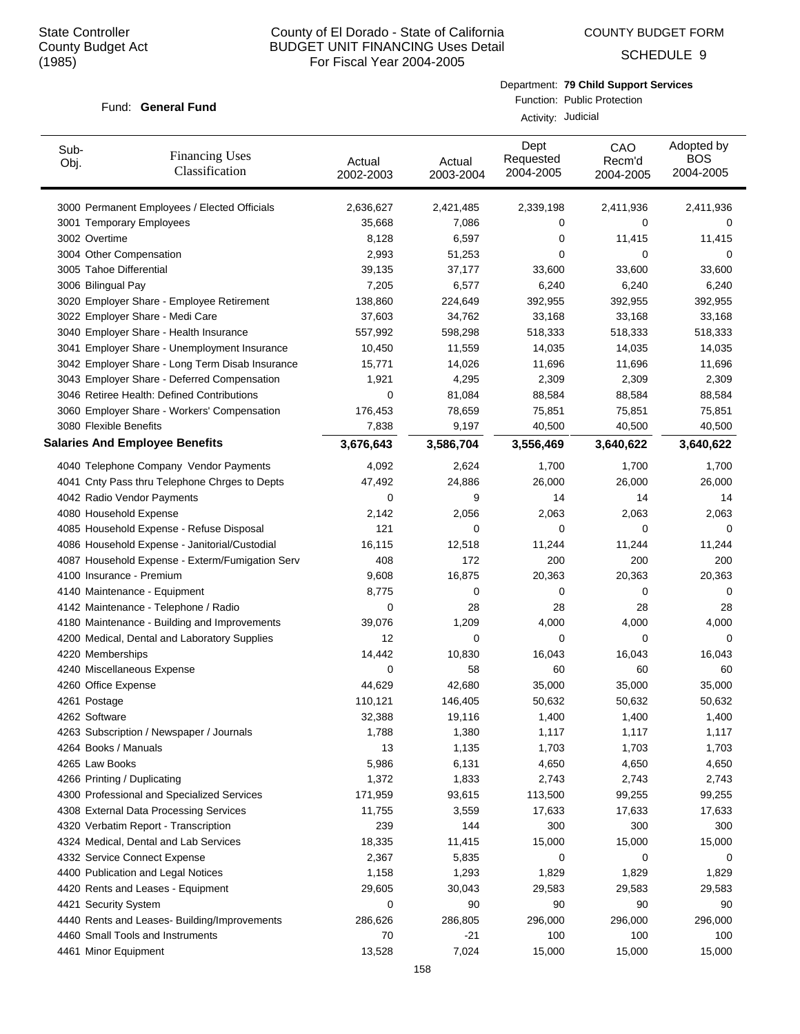State Controller
County Budget Act
(1985)

County of El Dorado - State of California
BUDGET UNIT FINANCING Uses Detail
For Fiscal Year 2004-2005

COUNTY BUDGET FORM

SCHEDULE 9

Fund: **General Fund**

Department: **79 Child Support Services**
Function: Public Protection
Activity: Judicial

| Sub-Obj. | Financing Uses Classification | Actual 2002-2003 | Actual 2003-2004 | Dept Requested 2004-2005 | CAO Recm'd 2004-2005 | Adopted by BOS 2004-2005 |
|---|---|---|---|---|---|---|
| 3000 | Permanent Employees / Elected Officials | 2,636,627 | 2,421,485 | 2,339,198 | 2,411,936 | 2,411,936 |
| 3001 | Temporary Employees | 35,668 | 7,086 | 0 | 0 | 0 |
| 3002 | Overtime | 8,128 | 6,597 | 0 | 11,415 | 11,415 |
| 3004 | Other Compensation | 2,993 | 51,253 | 0 | 0 | 0 |
| 3005 | Tahoe Differential | 39,135 | 37,177 | 33,600 | 33,600 | 33,600 |
| 3006 | Bilingual Pay | 7,205 | 6,577 | 6,240 | 6,240 | 6,240 |
| 3020 | Employer Share - Employee Retirement | 138,860 | 224,649 | 392,955 | 392,955 | 392,955 |
| 3022 | Employer Share - Medi Care | 37,603 | 34,762 | 33,168 | 33,168 | 33,168 |
| 3040 | Employer Share - Health Insurance | 557,992 | 598,298 | 518,333 | 518,333 | 518,333 |
| 3041 | Employer Share - Unemployment Insurance | 10,450 | 11,559 | 14,035 | 14,035 | 14,035 |
| 3042 | Employer Share - Long Term Disab Insurance | 15,771 | 14,026 | 11,696 | 11,696 | 11,696 |
| 3043 | Employer Share - Deferred Compensation | 1,921 | 4,295 | 2,309 | 2,309 | 2,309 |
| 3046 | Retiree Health: Defined Contributions | 0 | 81,084 | 88,584 | 88,584 | 88,584 |
| 3060 | Employer Share - Workers' Compensation | 176,453 | 78,659 | 75,851 | 75,851 | 75,851 |
| 3080 | Flexible Benefits | 7,838 | 9,197 | 40,500 | 40,500 | 40,500 |
| **Salaries And Employee Benefits** | | **3,676,643** | **3,586,704** | **3,556,469** | **3,640,622** | **3,640,622** |
| 4040 | Telephone Company Vendor Payments | 4,092 | 2,624 | 1,700 | 1,700 | 1,700 |
| 4041 | Cnty Pass thru Telephone Chrges to Depts | 47,492 | 24,886 | 26,000 | 26,000 | 26,000 |
| 4042 | Radio Vendor Payments | 0 | 9 | 14 | 14 | 14 |
| 4080 | Household Expense | 2,142 | 2,056 | 2,063 | 2,063 | 2,063 |
| 4085 | Household Expense - Refuse Disposal | 121 | 0 | 0 | 0 | 0 |
| 4086 | Household Expense - Janitorial/Custodial | 16,115 | 12,518 | 11,244 | 11,244 | 11,244 |
| 4087 | Household Expense - Exterm/Fumigation Serv | 408 | 172 | 200 | 200 | 200 |
| 4100 | Insurance - Premium | 9,608 | 16,875 | 20,363 | 20,363 | 20,363 |
| 4140 | Maintenance - Equipment | 8,775 | 0 | 0 | 0 | 0 |
| 4142 | Maintenance - Telephone / Radio | 0 | 28 | 28 | 28 | 28 |
| 4180 | Maintenance - Building and Improvements | 39,076 | 1,209 | 4,000 | 4,000 | 4,000 |
| 4200 | Medical, Dental and Laboratory Supplies | 12 | 0 | 0 | 0 | 0 |
| 4220 | Memberships | 14,442 | 10,830 | 16,043 | 16,043 | 16,043 |
| 4240 | Miscellaneous Expense | 0 | 58 | 60 | 60 | 60 |
| 4260 | Office Expense | 44,629 | 42,680 | 35,000 | 35,000 | 35,000 |
| 4261 | Postage | 110,121 | 146,405 | 50,632 | 50,632 | 50,632 |
| 4262 | Software | 32,388 | 19,116 | 1,400 | 1,400 | 1,400 |
| 4263 | Subscription / Newspaper / Journals | 1,788 | 1,380 | 1,117 | 1,117 | 1,117 |
| 4264 | Books / Manuals | 13 | 1,135 | 1,703 | 1,703 | 1,703 |
| 4265 | Law Books | 5,986 | 6,131 | 4,650 | 4,650 | 4,650 |
| 4266 | Printing / Duplicating | 1,372 | 1,833 | 2,743 | 2,743 | 2,743 |
| 4300 | Professional and Specialized Services | 171,959 | 93,615 | 113,500 | 99,255 | 99,255 |
| 4308 | External Data Processing Services | 11,755 | 3,559 | 17,633 | 17,633 | 17,633 |
| 4320 | Verbatim Report - Transcription | 239 | 144 | 300 | 300 | 300 |
| 4324 | Medical, Dental and Lab Services | 18,335 | 11,415 | 15,000 | 15,000 | 15,000 |
| 4332 | Service Connect Expense | 2,367 | 5,835 | 0 | 0 | 0 |
| 4400 | Publication and Legal Notices | 1,158 | 1,293 | 1,829 | 1,829 | 1,829 |
| 4420 | Rents and Leases - Equipment | 29,605 | 30,043 | 29,583 | 29,583 | 29,583 |
| 4421 | Security System | 0 | 90 | 90 | 90 | 90 |
| 4440 | Rents and Leases- Building/Improvements | 286,626 | 286,805 | 296,000 | 296,000 | 296,000 |
| 4460 | Small Tools and Instruments | 70 | -21 | 100 | 100 | 100 |
| 4461 | Minor Equipment | 13,528 | 7,024 | 15,000 | 15,000 | 15,000 |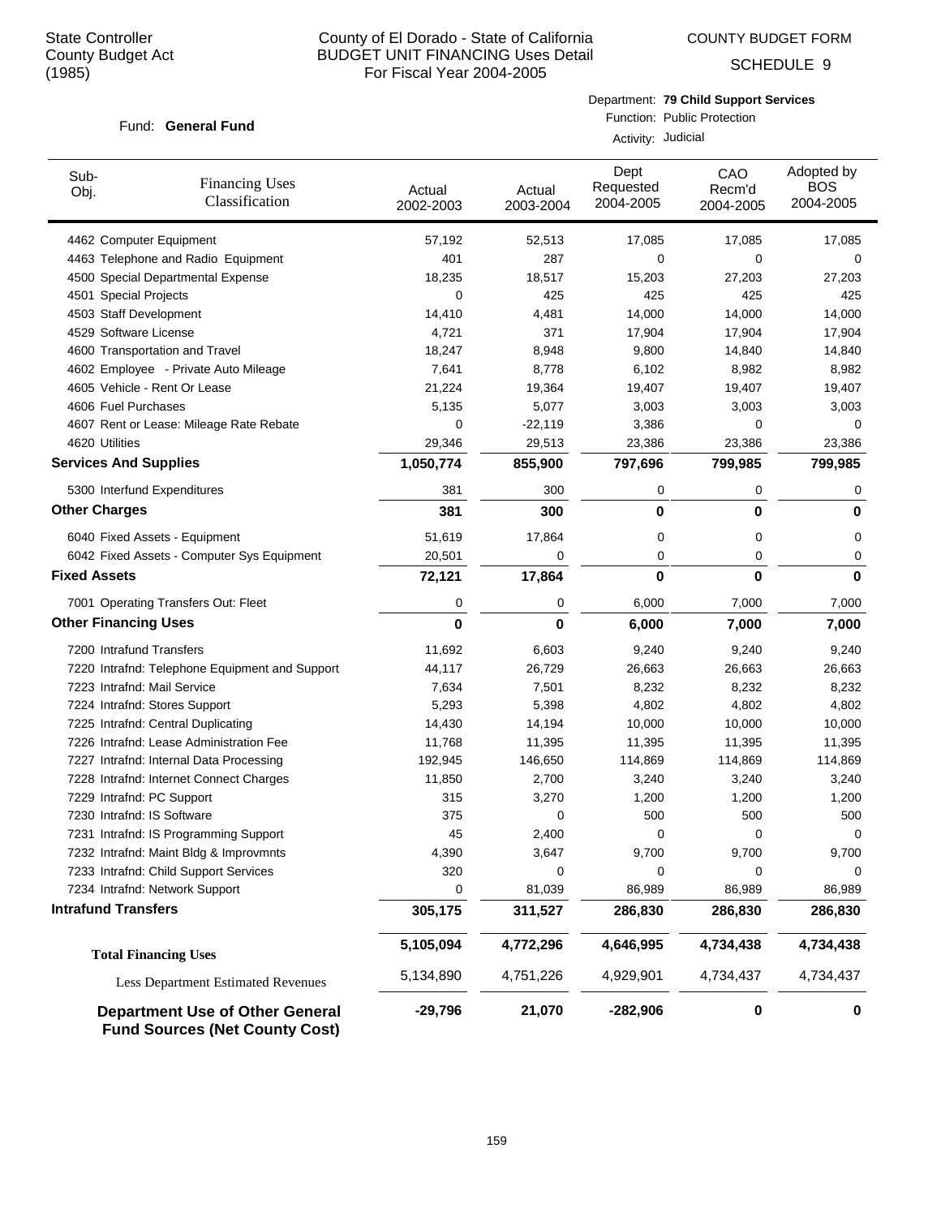State Controller
County Budget Act
(1985)

# County of El Dorado - State of California
## BUDGET UNIT FINANCING Uses Detail
For Fiscal Year 2004-2005

COUNTY BUDGET FORM

SCHEDULE 9

Fund: **General Fund**

Department: **79 Child Support Services**
Function: Public Protection
Activity: Judicial

| Sub-Obj. | Financing Uses Classification | Actual 2002-2003 | Actual 2003-2004 | Dept Requested 2004-2005 | CAO Recm'd 2004-2005 | Adopted by BOS 2004-2005 |
|---|---|---|---|---|---|---|
| 4462 | Computer Equipment | 57,192 | 52,513 | 17,085 | 17,085 | 17,085 |
| 4463 | Telephone and Radio Equipment | 401 | 287 | 0 | 0 | 0 |
| 4500 | Special Departmental Expense | 18,235 | 18,517 | 15,203 | 27,203 | 27,203 |
| 4501 | Special Projects | 0 | 425 | 425 | 425 | 425 |
| 4503 | Staff Development | 14,410 | 4,481 | 14,000 | 14,000 | 14,000 |
| 4529 | Software License | 4,721 | 371 | 17,904 | 17,904 | 17,904 |
| 4600 | Transportation and Travel | 18,247 | 8,948 | 9,800 | 14,840 | 14,840 |
| 4602 | Employee - Private Auto Mileage | 7,641 | 8,778 | 6,102 | 8,982 | 8,982 |
| 4605 | Vehicle - Rent Or Lease | 21,224 | 19,364 | 19,407 | 19,407 | 19,407 |
| 4606 | Fuel Purchases | 5,135 | 5,077 | 3,003 | 3,003 | 3,003 |
| 4607 | Rent or Lease: Mileage Rate Rebate | 0 | -22,119 | 3,386 | 0 | 0 |
| 4620 | Utilities | 29,346 | 29,513 | 23,386 | 23,386 | 23,386 |
| **Services And Supplies** | | **1,050,774** | **855,900** | **797,696** | **799,985** | **799,985** |
| 5300 | Interfund Expenditures | 381 | 300 | 0 | 0 | 0 |
| **Other Charges** | | **381** | **300** | **0** | **0** | **0** |
| 6040 | Fixed Assets - Equipment | 51,619 | 17,864 | 0 | 0 | 0 |
| 6042 | Fixed Assets - Computer Sys Equipment | 20,501 | 0 | 0 | 0 | 0 |
| **Fixed Assets** | | **72,121** | **17,864** | **0** | **0** | **0** |
| 7001 | Operating Transfers Out: Fleet | 0 | 0 | 6,000 | 7,000 | 7,000 |
| **Other Financing Uses** | | **0** | **0** | **6,000** | **7,000** | **7,000** |
| 7200 | Intrafund Transfers | 11,692 | 6,603 | 9,240 | 9,240 | 9,240 |
| 7220 | Intrafnd: Telephone Equipment and Support | 44,117 | 26,729 | 26,663 | 26,663 | 26,663 |
| 7223 | Intrafnd: Mail Service | 7,634 | 7,501 | 8,232 | 8,232 | 8,232 |
| 7224 | Intrafnd: Stores Support | 5,293 | 5,398 | 4,802 | 4,802 | 4,802 |
| 7225 | Intrafnd: Central Duplicating | 14,430 | 14,194 | 10,000 | 10,000 | 10,000 |
| 7226 | Intrafnd: Lease Administration Fee | 11,768 | 11,395 | 11,395 | 11,395 | 11,395 |
| 7227 | Intrafnd: Internal Data Processing | 192,945 | 146,650 | 114,869 | 114,869 | 114,869 |
| 7228 | Intrafnd: Internet Connect Charges | 11,850 | 2,700 | 3,240 | 3,240 | 3,240 |
| 7229 | Intrafnd: PC Support | 315 | 3,270 | 1,200 | 1,200 | 1,200 |
| 7230 | Intrafnd: IS Software | 375 | 0 | 500 | 500 | 500 |
| 7231 | Intrafnd: IS Programming Support | 45 | 2,400 | 0 | 0 | 0 |
| 7232 | Intrafnd: Maint Bldg & Improvmnts | 4,390 | 3,647 | 9,700 | 9,700 | 9,700 |
| 7233 | Intrafnd: Child Support Services | 320 | 0 | 0 | 0 | 0 |
| 7234 | Intrafnd: Network Support | 0 | 81,039 | 86,989 | 86,989 | 86,989 |
| **Intrafund Transfers** | | **305,175** | **311,527** | **286,830** | **286,830** | **286,830** |
| **Total Financing Uses** | | **5,105,094** | **4,772,296** | **4,646,995** | **4,734,438** | **4,734,438** |
| Less Department Estimated Revenues | | 5,134,890 | 4,751,226 | 4,929,901 | 4,734,437 | 4,734,437 |
| **Department Use of Other General Fund Sources (Net County Cost)** | | **-29,796** | **21,070** | **-282,906** | **0** | **0** |